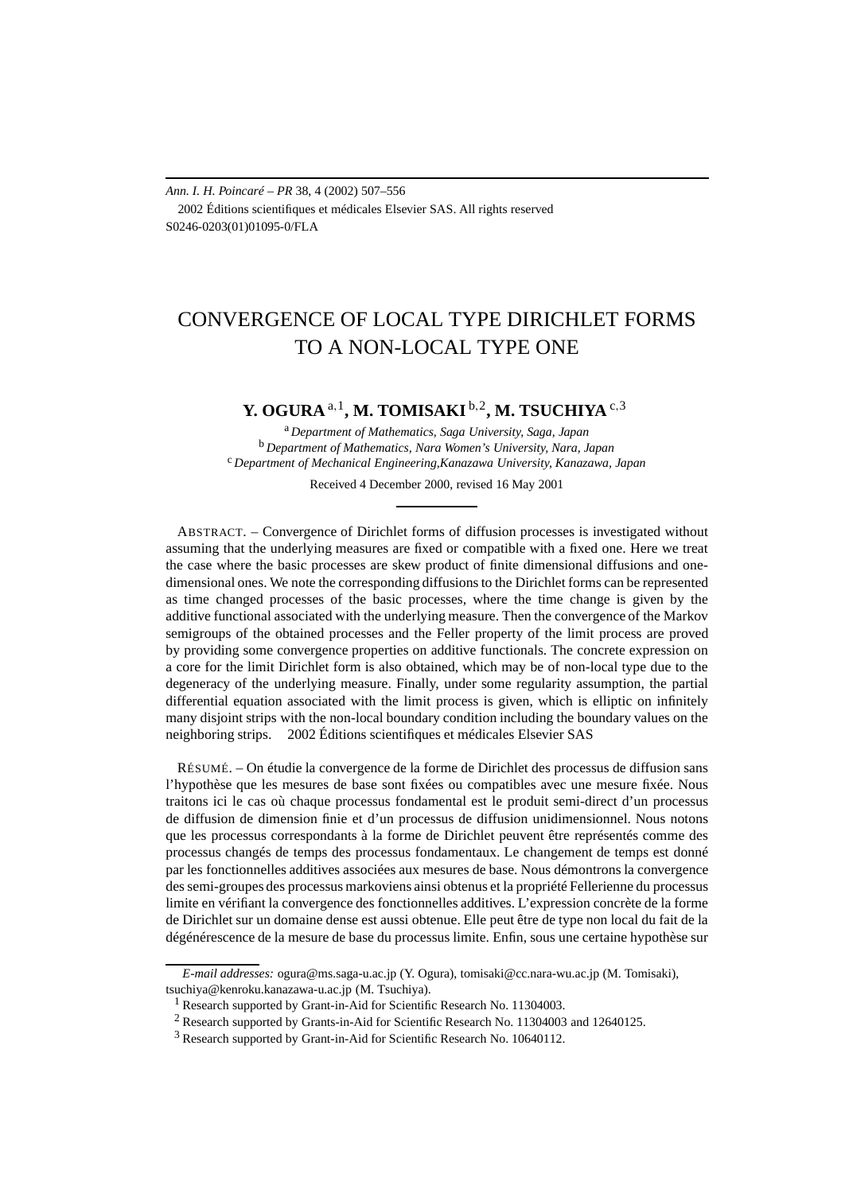# CONVERGENCE OF LOCAL TYPE DIRICHLET FORMS TO A NON-LOCAL TYPE ONE

**Y. OGURA** [a,1], **M. TOMISAKI** [b,2], **M. TSUCHIYA** [c,3]

[a] *Department of Mathematics, Saga University, Saga, Japan*
[b] *Department of Mathematics, Nara Women's University, Nara, Japan*
[c] *Department of Mechanical Engineering,Kanazawa University, Kanazawa, Japan*

Received 4 December 2000, revised 16 May 2001

ABSTRACT. – Convergence of Dirichlet forms of diffusion processes is investigated without assuming that the underlying measures are fixed or compatible with a fixed one. Here we treat the case where the basic processes are skew product of finite dimensional diffusions and one-dimensional ones. We note the corresponding diffusions to the Dirichlet forms can be represented as time changed processes of the basic processes, where the time change is given by the additive functional associated with the underlying measure. Then the convergence of the Markov semigroups of the obtained processes and the Feller property of the limit process are proved by providing some convergence properties on additive functionals. The concrete expression on a core for the limit Dirichlet form is also obtained, which may be of non-local type due to the degeneracy of the underlying measure. Finally, under some regularity assumption, the partial differential equation associated with the limit process is given, which is elliptic on infinitely many disjoint strips with the non-local boundary condition including the boundary values on the neighboring strips. 2002 Éditions scientifiques et médicales Elsevier SAS

RÉSUMÉ. – On étudie la convergence de la forme de Dirichlet des processus de diffusion sans l'hypothèse que les mesures de base sont fixées ou compatibles avec une mesure fixée. Nous traitons ici le cas où chaque processus fondamental est le produit semi-direct d'un processus de diffusion de dimension finie et d'un processus de diffusion unidimensionnel. Nous notons que les processus correspondants à la forme de Dirichlet peuvent être représentés comme des processus changés de temps des processus fondamentaux. Le changement de temps est donné par les fonctionnelles additives associées aux mesures de base. Nous démontrons la convergence des semi-groupes des processus markoviens ainsi obtenus et la propriété Fellerienne du processus limite en vérifiant la convergence des fonctionnelles additives. L'expression concrète de la forme de Dirichlet sur un domaine dense est aussi obtenue. Elle peut être de type non local du fait de la dégénérescence de la mesure de base du processus limite. Enfin, sous une certaine hypothèse sur

*E-mail addresses:* ogura@ms.saga-u.ac.jp (Y. Ogura), tomisaki@cc.nara-wu.ac.jp (M. Tomisaki), tsuchiya@kenroku.kanazawa-u.ac.jp (M. Tsuchiya).

[1] Research supported by Grant-in-Aid for Scientific Research No. 11304003.

[2] Research supported by Grants-in-Aid for Scientific Research No. 11304003 and 12640125.

[3] Research supported by Grant-in-Aid for Scientific Research No. 10640112.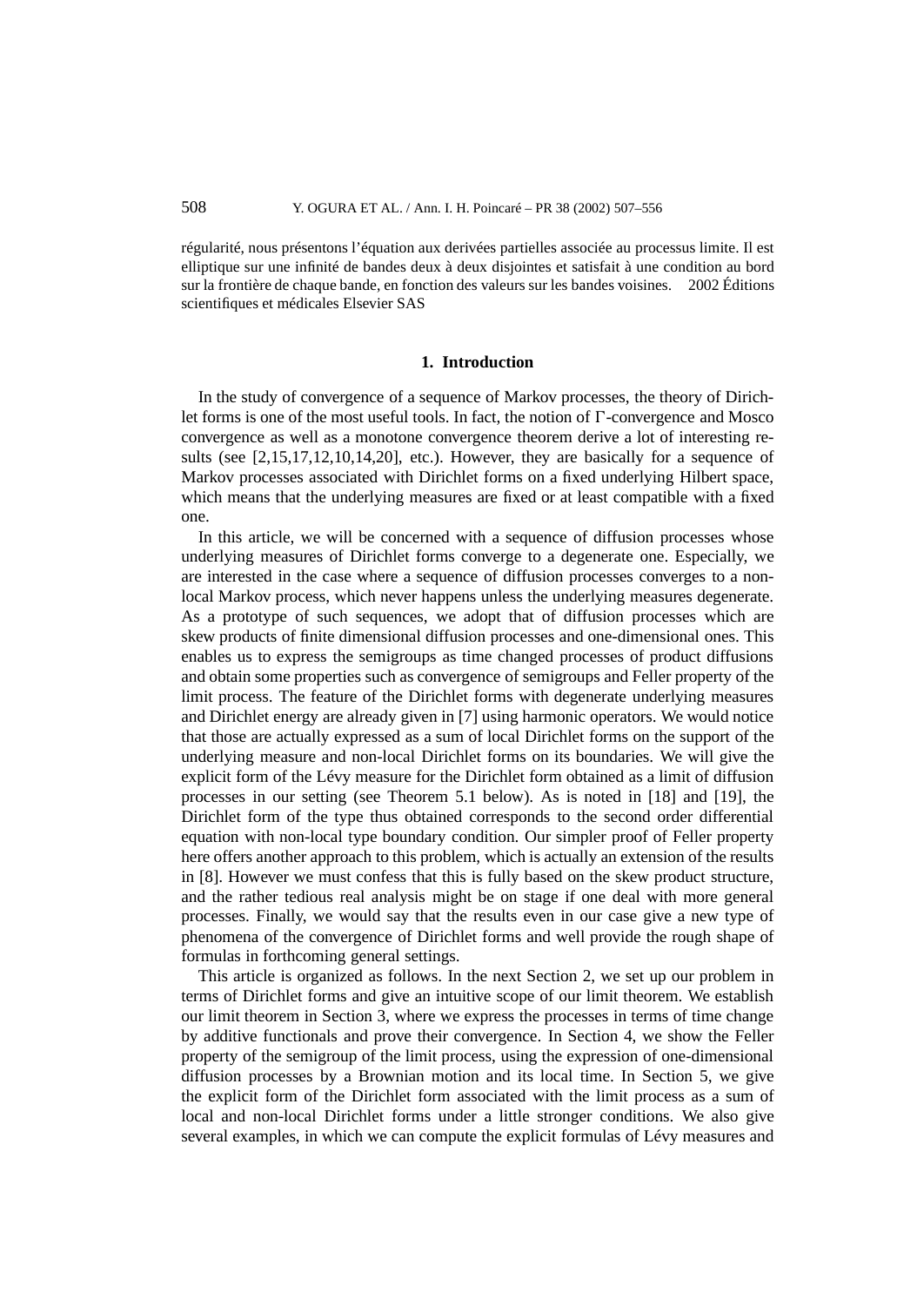régularité, nous présentons l'équation aux derivées partielles associée au processus limite. Il est elliptique sur une infinité de bandes deux à deux disjointes et satisfait à une condition au bord sur la frontière de chaque bande, en fonction des valeurs sur les bandes voisines. © 2002 Éditions scientifiques et médicales Elsevier SAS

## 1. Introduction

In the study of convergence of a sequence of Markov processes, the theory of Dirichlet forms is one of the most useful tools. In fact, the notion of $\Gamma$-convergence and Mosco convergence as well as a monotone convergence theorem derive a lot of interesting results (see [2,15,17,12,10,14,20], etc.). However, they are basically for a sequence of Markov processes associated with Dirichlet forms on a fixed underlying Hilbert space, which means that the underlying measures are fixed or at least compatible with a fixed one.

In this article, we will be concerned with a sequence of diffusion processes whose underlying measures of Dirichlet forms converge to a degenerate one. Especially, we are interested in the case where a sequence of diffusion processes converges to a non-local Markov process, which never happens unless the underlying measures degenerate. As a prototype of such sequences, we adopt that of diffusion processes which are skew products of finite dimensional diffusion processes and one-dimensional ones. This enables us to express the semigroups as time changed processes of product diffusions and obtain some properties such as convergence of semigroups and Feller property of the limit process. The feature of the Dirichlet forms with degenerate underlying measures and Dirichlet energy are already given in [7] using harmonic operators. We would notice that those are actually expressed as a sum of local Dirichlet forms on the support of the underlying measure and non-local Dirichlet forms on its boundaries. We will give the explicit form of the Lévy measure for the Dirichlet form obtained as a limit of diffusion processes in our setting (see Theorem 5.1 below). As is noted in [18] and [19], the Dirichlet form of the type thus obtained corresponds to the second order differential equation with non-local type boundary condition. Our simpler proof of Feller property here offers another approach to this problem, which is actually an extension of the results in [8]. However we must confess that this is fully based on the skew product structure, and the rather tedious real analysis might be on stage if one deal with more general processes. Finally, we would say that the results even in our case give a new type of phenomena of the convergence of Dirichlet forms and well provide the rough shape of formulas in forthcoming general settings.

This article is organized as follows. In the next Section 2, we set up our problem in terms of Dirichlet forms and give an intuitive scope of our limit theorem. We establish our limit theorem in Section 3, where we express the processes in terms of time change by additive functionals and prove their convergence. In Section 4, we show the Feller property of the semigroup of the limit process, using the expression of one-dimensional diffusion processes by a Brownian motion and its local time. In Section 5, we give the explicit form of the Dirichlet form associated with the limit process as a sum of local and non-local Dirichlet forms under a little stronger conditions. We also give several examples, in which we can compute the explicit formulas of Lévy measures and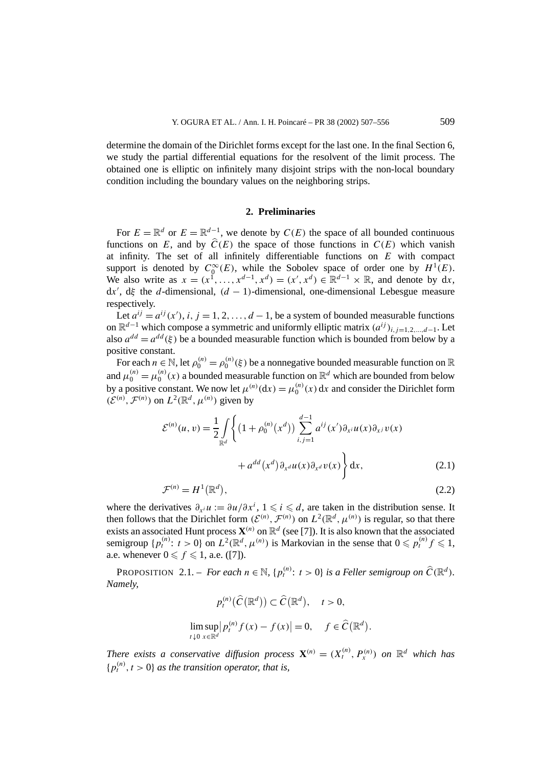determine the domain of the Dirichlet forms except for the last one. In the final Section 6, we study the partial differential equations for the resolvent of the limit process. The obtained one is elliptic on infinitely many disjoint strips with the non-local boundary condition including the boundary values on the neighboring strips.

## 2. Preliminaries

For $E = \mathbb{R}^d$ or $E = \mathbb{R}^{d-1}$, we denote by $C(E)$ the space of all bounded continuous functions on $E$, and by $\widehat{C}(E)$ the space of those functions in $C(E)$ which vanish at infinity. The set of all infinitely differentiable functions on $E$ with compact support is denoted by $C_0^\infty(E)$, while the Sobolev space of order one by $H^1(E)$. We also write as $x = (x^1, \ldots, x^{d-1}, x^d) = (x', x^d) \in \mathbb{R}^{d-1} \times \mathbb{R}$, and denote by $\mathrm{d}x$, $\mathrm{d}x'$, $\mathrm{d}\xi$ the $d$-dimensional, $(d-1)$-dimensional, one-dimensional Lebesgue measure respectively.

Let $a^{ij} = a^{ij}(x')$, $i, j = 1, 2, \ldots, d-1$, be a system of bounded measurable functions on $\mathbb{R}^{d-1}$ which compose a symmetric and uniformly elliptic matrix $(a^{ij})_{i,j=1,2,\ldots,d-1}$. Let also $a^{dd} = a^{dd}(\xi)$ be a bounded measurable function which is bounded from below by a positive constant.

For each $n \in \mathbb{N}$, let $\rho_0^{(n)} = \rho_0^{(n)}(\xi)$ be a nonnegative bounded measurable function on $\mathbb{R}$ and $\mu_0^{(n)} = \mu_0^{(n)}(x)$ a bounded measurable function on $\mathbb{R}^d$ which are bounded from below by a positive constant. We now let $\mu^{(n)}(\mathrm{d}x) = \mu_0^{(n)}(x)\,\mathrm{d}x$ and consider the Dirichlet form $(\mathcal{E}^{(n)}, \mathcal{F}^{(n)})$ on $L^2(\mathbb{R}^d, \mu^{(n)})$ given by

$$\mathcal{E}^{(n)}(u, v) = \frac{1}{2}\int_{\mathbb{R}^d} \left\{ \left(1 + \rho_0^{(n)}\left(x^d\right)\right) \sum_{i,j=1}^{d-1} a^{ij}(x')\partial_{x^i} u(x)\partial_{x^j} v(x) + a^{dd}\left(x^d\right)\partial_{x^d} u(x)\partial_{x^d} v(x) \right\} \mathrm{d}x, \tag{2.1}$$

$$\mathcal{F}^{(n)} = H^1\left(\mathbb{R}^d\right), \tag{2.2}$$

where the derivatives $\partial_{x^i} u := \partial u/\partial x^i$, $1 \leqslant i \leqslant d$, are taken in the distribution sense. It then follows that the Dirichlet form $(\mathcal{E}^{(n)}, \mathcal{F}^{(n)})$ on $L^2(\mathbb{R}^d, \mu^{(n)})$ is regular, so that there exists an associated Hunt process $\mathbf{X}^{(n)}$ on $\mathbb{R}^d$ (see [7]). It is also known that the associated semigroup $\{p_t^{(n)}: t > 0\}$ on $L^2(\mathbb{R}^d, \mu^{(n)})$ is Markovian in the sense that $0 \leqslant p_t^{(n)} f \leqslant 1$, a.e. whenever $0 \leqslant f \leqslant 1$, a.e. ([7]).

PROPOSITION 2.1. – *For each $n \in \mathbb{N}$, $\{p_t^{(n)}: t > 0\}$ is a Feller semigroup on $\widehat{C}(\mathbb{R}^d)$. Namely,*

$$p_t^{(n)}\left(\widehat{C}\left(\mathbb{R}^d\right)\right) \subset \widehat{C}\left(\mathbb{R}^d\right), \quad t > 0,$$

$$\limsup_{t \downarrow 0} \sup_{x \in \mathbb{R}^d} \left| p_t^{(n)} f(x) - f(x) \right| = 0, \quad f \in \widehat{C}\left(\mathbb{R}^d\right).$$

*There exists a conservative diffusion process $\mathbf{X}^{(n)} = (X_t^{(n)}, P_x^{(n)})$ on $\mathbb{R}^d$ which has $\{p_t^{(n)}, t > 0\}$ as the transition operator, that is,*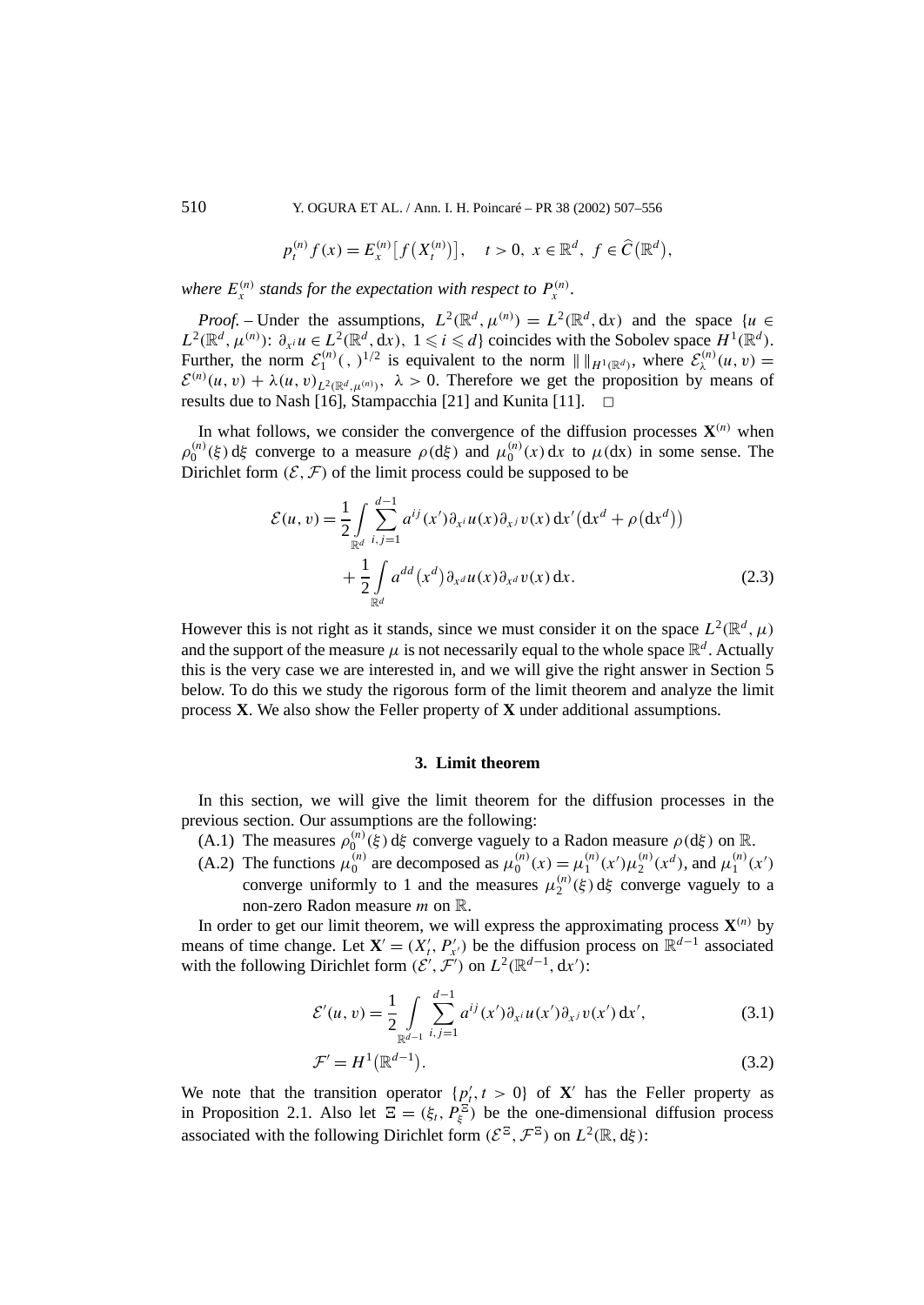$$p_t^{(n)} f(x) = E_x^{(n)}\left[f\left(X_t^{(n)}\right)\right], \quad t > 0,\ x \in \mathbb{R}^d,\ f \in \widehat{C}\left(\mathbb{R}^d\right),$$

*where $E_x^{(n)}$ stands for the expectation with respect to $P_x^{(n)}$.*

*Proof.* – Under the assumptions, $L^2(\mathbb{R}^d, \mu^{(n)}) = L^2(\mathbb{R}^d, \mathrm{d}x)$ and the space $\{u \in L^2(\mathbb{R}^d, \mu^{(n)}) \colon \partial_{x^i} u \in L^2(\mathbb{R}^d, \mathrm{d}x),\ 1 \leqslant i \leqslant d\}$ coincides with the Sobolev space $H^1(\mathbb{R}^d)$. Further, the norm $\mathcal{E}_1^{(n)}(\ ,\ )^{1/2}$ is equivalent to the norm $\|\ \|_{H^1(\mathbb{R}^d)}$, where $\mathcal{E}_\lambda^{(n)}(u,v) = \mathcal{E}^{(n)}(u,v) + \lambda(u,v)_{L^2(\mathbb{R}^d, \mu^{(n)})}$, $\lambda > 0$. Therefore we get the proposition by means of results due to Nash [16], Stampacchia [21] and Kunita [11]. $\square$

In what follows, we consider the convergence of the diffusion processes $\mathbf{X}^{(n)}$ when $\rho_0^{(n)}(\xi)\,\mathrm{d}\xi$ converge to a measure $\rho(\mathrm{d}\xi)$ and $\mu_0^{(n)}(x)\,\mathrm{d}x$ to $\mu(\mathrm{d}x)$ in some sense. The Dirichlet form $(\mathcal{E}, \mathcal{F})$ of the limit process could be supposed to be

$$\begin{aligned}\mathcal{E}(u,v) = &\frac{1}{2}\int_{\mathbb{R}^d} \sum_{i,j=1}^{d-1} a^{ij}(x')\partial_{x^i}u(x)\partial_{x^j}v(x)\,\mathrm{d}x'\left(\mathrm{d}x^d + \rho\left(\mathrm{d}x^d\right)\right)\\ &+ \frac{1}{2}\int_{\mathbb{R}^d} a^{dd}\left(x^d\right)\partial_{x^d}u(x)\partial_{x^d}v(x)\,\mathrm{d}x. \end{aligned} \tag{2.3}$$

However this is not right as it stands, since we must consider it on the space $L^2(\mathbb{R}^d, \mu)$ and the support of the measure $\mu$ is not necessarily equal to the whole space $\mathbb{R}^d$. Actually this is the very case we are interested in, and we will give the right answer in Section 5 below. To do this we study the rigorous form of the limit theorem and analyze the limit process $\mathbf{X}$. We also show the Feller property of $\mathbf{X}$ under additional assumptions.

## 3. Limit theorem

In this section, we will give the limit theorem for the diffusion processes in the previous section. Our assumptions are the following:

(A.1) The measures $\rho_0^{(n)}(\xi)\,\mathrm{d}\xi$ converge vaguely to a Radon measure $\rho(\mathrm{d}\xi)$ on $\mathbb{R}$.

(A.2) The functions $\mu_0^{(n)}$ are decomposed as $\mu_0^{(n)}(x) = \mu_1^{(n)}(x')\mu_2^{(n)}(x^d)$, and $\mu_1^{(n)}(x')$ converge uniformly to 1 and the measures $\mu_2^{(n)}(\xi)\,\mathrm{d}\xi$ converge vaguely to a non-zero Radon measure $m$ on $\mathbb{R}$.

In order to get our limit theorem, we will express the approximating process $\mathbf{X}^{(n)}$ by means of time change. Let $\mathbf{X}' = (X_t', P_{x'}')$ be the diffusion process on $\mathbb{R}^{d-1}$ associated with the following Dirichlet form $(\mathcal{E}', \mathcal{F}')$ on $L^2(\mathbb{R}^{d-1}, \mathrm{d}x')$:

$$\mathcal{E}'(u,v) = \frac{1}{2}\int_{\mathbb{R}^{d-1}} \sum_{i,j=1}^{d-1} a^{ij}(x')\partial_{x^i}u(x')\partial_{x^j}v(x')\,\mathrm{d}x', \tag{3.1}$$

$$\mathcal{F}' = H^1\left(\mathbb{R}^{d-1}\right). \tag{3.2}$$

We note that the transition operator $\{p_t', t > 0\}$ of $\mathbf{X}'$ has the Feller property as in Proposition 2.1. Also let $\Xi = (\xi_t, P_\xi^\Xi)$ be the one-dimensional diffusion process associated with the following Dirichlet form $(\mathcal{E}^\Xi, \mathcal{F}^\Xi)$ on $L^2(\mathbb{R}, \mathrm{d}\xi)$: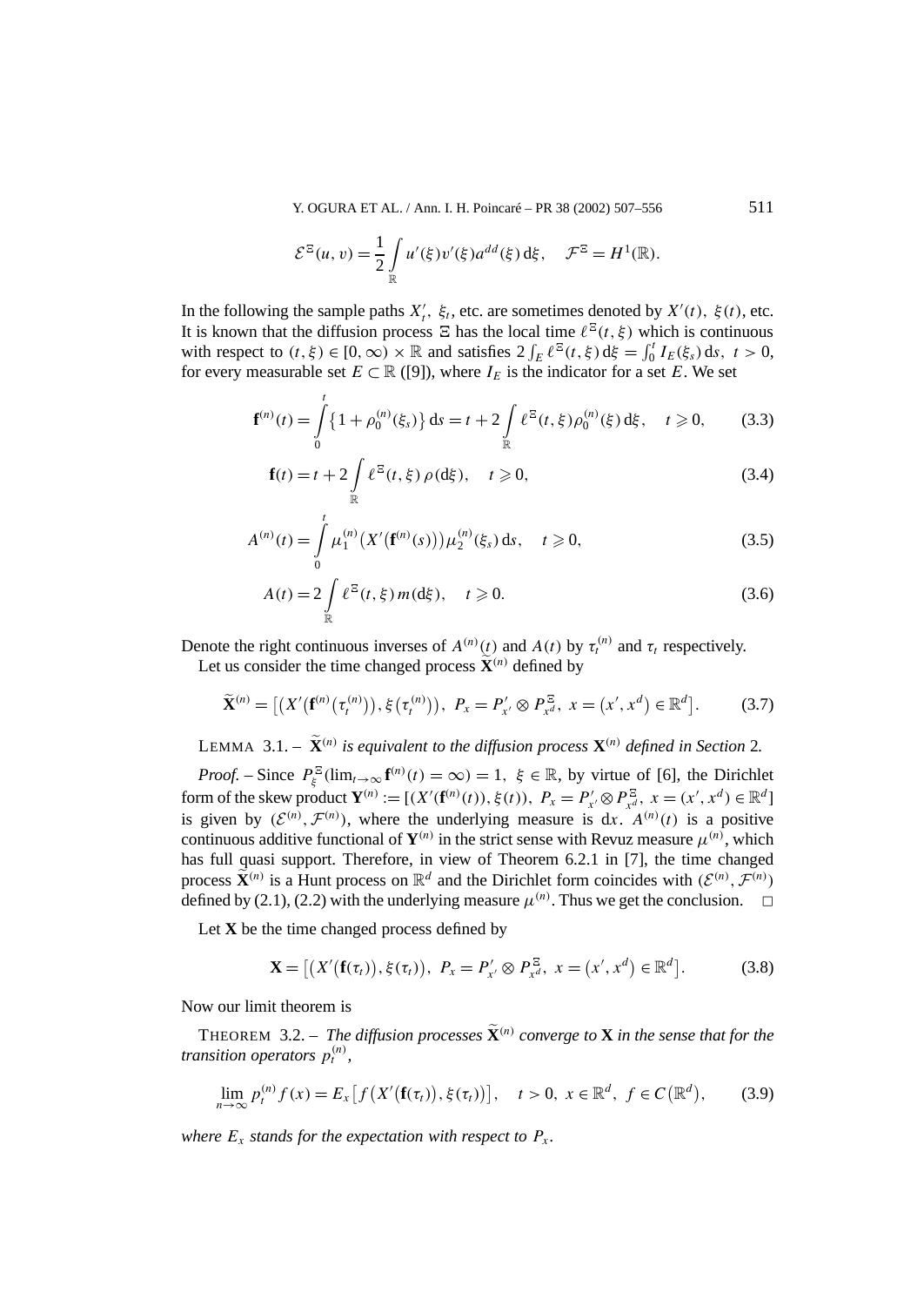$$\mathcal{E}^{\Xi}(u,v)=\frac{1}{2}\int_{\mathbb{R}} u'(\xi)v'(\xi)a^{dd}(\xi)\,\mathrm{d}\xi, \quad \mathcal{F}^{\Xi}=H^1(\mathbb{R}).$$

In the following the sample paths $X'_t,\ \xi_t$, etc. are sometimes denoted by $X'(t),\ \xi(t)$, etc. It is known that the diffusion process $\Xi$ has the local time $\ell^{\Xi}(t,\xi)$ which is continuous with respect to $(t,\xi)\in[0,\infty)\times\mathbb{R}$ and satisfies $2\int_E \ell^{\Xi}(t,\xi)\,\mathrm{d}\xi=\int_0^t I_E(\xi_s)\,\mathrm{d}s,\ t>0$, for every measurable set $E\subset\mathbb{R}$ ([9]), where $I_E$ is the indicator for a set $E$. We set

$$\mathbf{f}^{(n)}(t)=\int_0^t\{1+\rho_0^{(n)}(\xi_s)\}\,\mathrm{d}s=t+2\int_{\mathbb{R}}\ell^{\Xi}(t,\xi)\rho_0^{(n)}(\xi)\,\mathrm{d}\xi, \quad t\geqslant 0, \tag{3.3}$$

$$\mathbf{f}(t)=t+2\int_{\mathbb{R}}\ell^{\Xi}(t,\xi)\,\rho(\mathrm{d}\xi), \quad t\geqslant 0, \tag{3.4}$$

$$A^{(n)}(t)=\int_0^t \mu_1^{(n)}\big(X'\big(\mathbf{f}^{(n)}(s)\big)\big)\mu_2^{(n)}(\xi_s)\,\mathrm{d}s, \quad t\geqslant 0, \tag{3.5}$$

$$A(t)=2\int_{\mathbb{R}}\ell^{\Xi}(t,\xi)\,m(\mathrm{d}\xi), \quad t\geqslant 0. \tag{3.6}$$

Denote the right continuous inverses of $A^{(n)}(t)$ and $A(t)$ by $\tau_t^{(n)}$ and $\tau_t$ respectively.

Let us consider the time changed process $\widetilde{\mathbf{X}}^{(n)}$ defined by

$$\widetilde{\mathbf{X}}^{(n)}=\big[\big(X'\big(\mathbf{f}^{(n)}\big(\tau_t^{(n)}\big)\big),\xi\big(\tau_t^{(n)}\big)\big),\ P_x=P'_{x'}\otimes P^{\Xi}_{x^d},\ x=\big(x',x^d\big)\in\mathbb{R}^d\big]. \tag{3.7}$$

LEMMA 3.1. – *$\widetilde{\mathbf{X}}^{(n)}$ is equivalent to the diffusion process $\mathbf{X}^{(n)}$ defined in Section 2.*

*Proof.* – Since $P^{\Xi}_{\xi}(\lim_{t\to\infty}\mathbf{f}^{(n)}(t)=\infty)=1,\ \xi\in\mathbb{R}$, by virtue of [6], the Dirichlet form of the skew product $\mathbf{Y}^{(n)}:=[(X'(\mathbf{f}^{(n)}(t)),\xi(t)),\ P_x=P'_{x'}\otimes P^{\Xi}_{x^d},\ x=(x',x^d)\in\mathbb{R}^d]$ is given by $(\mathcal{E}^{(n)},\mathcal{F}^{(n)})$, where the underlying measure is $\mathrm{d}x$. $A^{(n)}(t)$ is a positive continuous additive functional of $\mathbf{Y}^{(n)}$ in the strict sense with Revuz measure $\mu^{(n)}$, which has full quasi support. Therefore, in view of Theorem 6.2.1 in [7], the time changed process $\widetilde{\mathbf{X}}^{(n)}$ is a Hunt process on $\mathbb{R}^d$ and the Dirichlet form coincides with $(\mathcal{E}^{(n)},\mathcal{F}^{(n)})$ defined by (2.1), (2.2) with the underlying measure $\mu^{(n)}$. Thus we get the conclusion. □

Let $\mathbf{X}$ be the time changed process defined by

$$\mathbf{X}=\big[\big(X'\big(\mathbf{f}(\tau_t)\big),\xi(\tau_t)\big),\ P_x=P'_{x'}\otimes P^{\Xi}_{x^d},\ x=\big(x',x^d\big)\in\mathbb{R}^d\big]. \tag{3.8}$$

Now our limit theorem is

THEOREM 3.2. – *The diffusion processes $\widetilde{\mathbf{X}}^{(n)}$ converge to $\mathbf{X}$ in the sense that for the transition operators $p_t^{(n)}$,*

$$\lim_{n\to\infty}p_t^{(n)}f(x)=E_x\big[f\big(X'\big(\mathbf{f}(\tau_t)\big),\xi(\tau_t)\big)\big], \quad t>0,\ x\in\mathbb{R}^d,\ f\in C\big(\mathbb{R}^d\big), \tag{3.9}$$

*where $E_x$ stands for the expectation with respect to $P_x$.*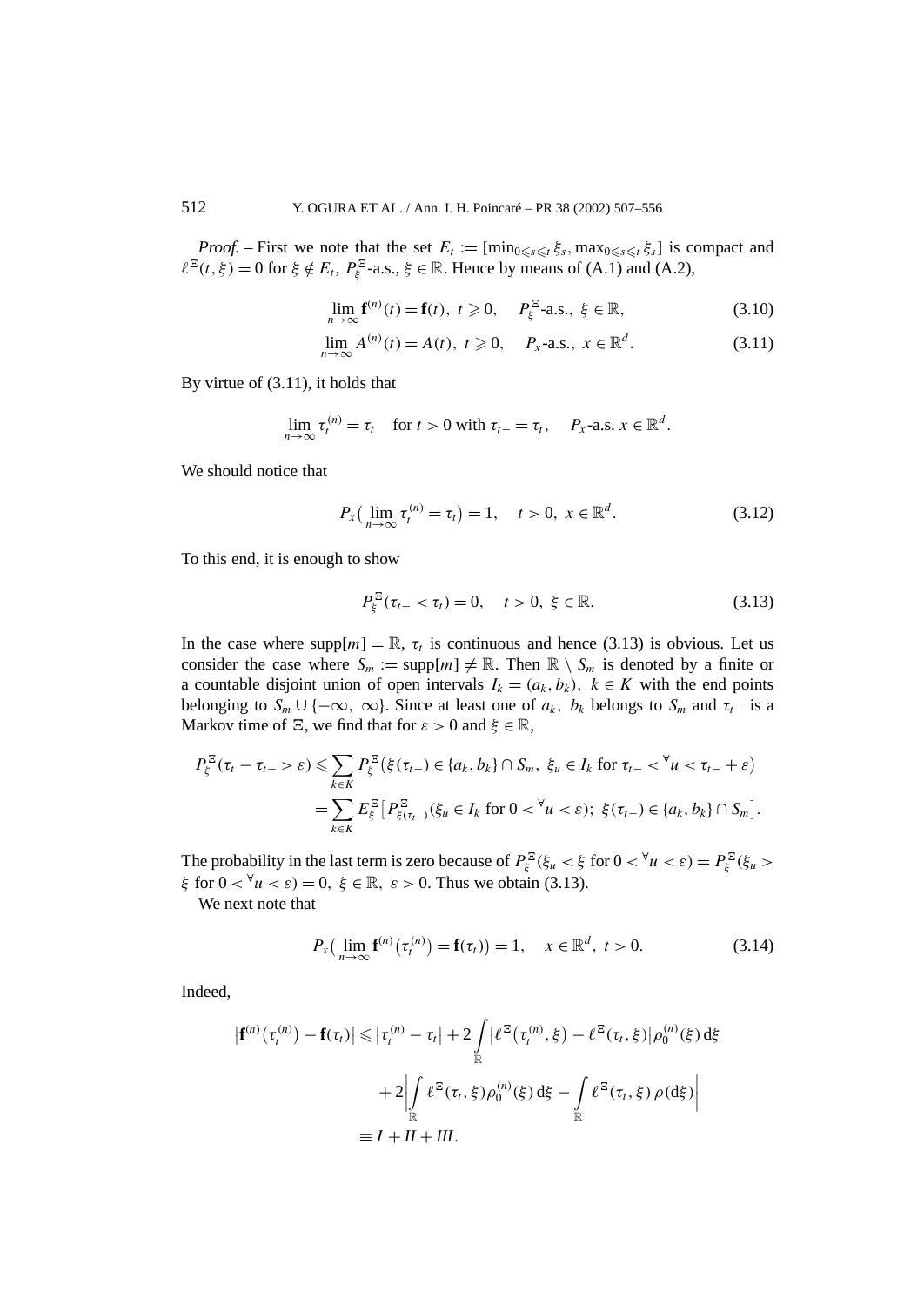*Proof.* – First we note that the set $E_t := [\min_{0\leqslant s\leqslant t}\xi_s, \max_{0\leqslant s\leqslant t}\xi_s]$ is compact and $\ell^{\Xi}(t,\xi) = 0$ for $\xi \notin E_t$, $P^{\Xi}_{\xi}$-a.s., $\xi \in \mathbb{R}$. Hence by means of (A.1) and (A.2),

$$\lim_{n\to\infty} \mathbf{f}^{(n)}(t) = \mathbf{f}(t),\ t \geqslant 0, \quad P^{\Xi}_{\xi}\text{-a.s.},\ \xi \in \mathbb{R}, \tag{3.10}$$

$$\lim_{n\to\infty} A^{(n)}(t) = A(t),\ t \geqslant 0, \quad P_x\text{-a.s.},\ x \in \mathbb{R}^d. \tag{3.11}$$

By virtue of (3.11), it holds that

$$\lim_{n\to\infty} \tau^{(n)}_t = \tau_t \quad \text{for } t > 0 \text{ with } \tau_{t-} = \tau_t, \quad P_x\text{-a.s. } x \in \mathbb{R}^d.$$

We should notice that

$$P_x\big(\lim_{n\to\infty} \tau^{(n)}_t = \tau_t\big) = 1, \quad t > 0,\ x \in \mathbb{R}^d. \tag{3.12}$$

To this end, it is enough to show

$$P^{\Xi}_{\xi}(\tau_{t-} < \tau_t) = 0, \quad t > 0,\ \xi \in \mathbb{R}. \tag{3.13}$$

In the case where $\mathrm{supp}[m] = \mathbb{R}$, $\tau_t$ is continuous and hence (3.13) is obvious. Let us consider the case where $S_m := \mathrm{supp}[m] \neq \mathbb{R}$. Then $\mathbb{R} \setminus S_m$ is denoted by a finite or a countable disjoint union of open intervals $I_k = (a_k, b_k)$, $k \in K$ with the end points belonging to $S_m \cup \{-\infty, \infty\}$. Since at least one of $a_k$, $b_k$ belongs to $S_m$ and $\tau_{t-}$ is a Markov time of $\Xi$, we find that for $\varepsilon > 0$ and $\xi \in \mathbb{R}$,

$$\begin{aligned}
P^{\Xi}_{\xi}(\tau_t - \tau_{t-} > \varepsilon) &\leqslant \sum_{k\in K} P^{\Xi}_{\xi}\big(\xi(\tau_{t-}) \in \{a_k, b_k\} \cap S_m,\ \xi_u \in I_k \text{ for } \tau_{t-} < {}^{\forall}u < \tau_{t-} + \varepsilon\big) \\
&= \sum_{k\in K} E^{\Xi}_{\xi}\big[P^{\Xi}_{\xi(\tau_{t-})}(\xi_u \in I_k \text{ for } 0 < {}^{\forall}u < \varepsilon);\ \xi(\tau_{t-}) \in \{a_k, b_k\} \cap S_m\big].
\end{aligned}$$

The probability in the last term is zero because of $P^{\Xi}_{\xi}(\xi_u < \xi \text{ for } 0 < {}^{\forall}u < \varepsilon) = P^{\Xi}_{\xi}(\xi_u > \xi \text{ for } 0 < {}^{\forall}u < \varepsilon) = 0$, $\xi \in \mathbb{R}$, $\varepsilon > 0$. Thus we obtain (3.13).

We next note that

$$P_x\big(\lim_{n\to\infty} \mathbf{f}^{(n)}\big(\tau^{(n)}_t\big) = \mathbf{f}(\tau_t)\big) = 1, \quad x \in \mathbb{R}^d,\ t > 0. \tag{3.14}$$

Indeed,

$$\begin{aligned}
\big|\mathbf{f}^{(n)}\big(\tau^{(n)}_t\big) - \mathbf{f}(\tau_t)\big| &\leqslant \big|\tau^{(n)}_t - \tau_t\big| + 2\int_{\mathbb{R}} \big|\ell^{\Xi}\big(\tau^{(n)}_t, \xi\big) - \ell^{\Xi}(\tau_t, \xi)\big| \rho^{(n)}_0(\xi)\, \mathrm{d}\xi \\
&\quad + 2\left|\int_{\mathbb{R}} \ell^{\Xi}(\tau_t, \xi) \rho^{(n)}_0(\xi)\, \mathrm{d}\xi - \int_{\mathbb{R}} \ell^{\Xi}(\tau_t, \xi)\, \rho(\mathrm{d}\xi)\right| \\
&\equiv I + II + III.
\end{aligned}$$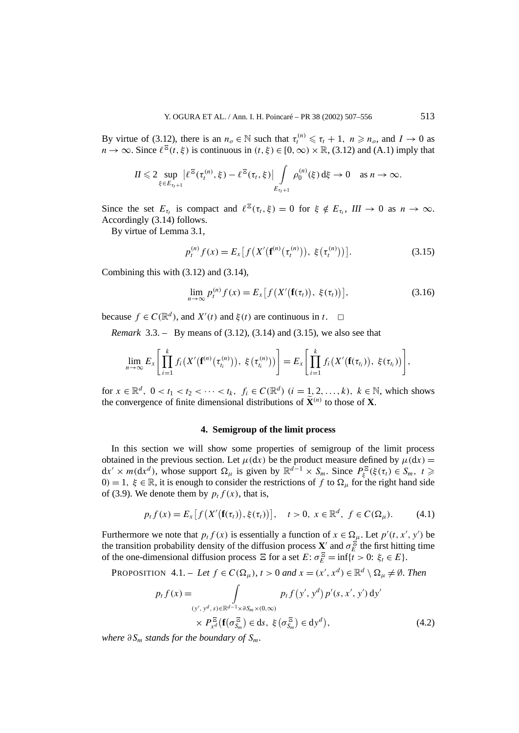By virtue of (3.12), there is an $n_o \in \mathbb{N}$ such that $\tau_t^{(n)} \leqslant \tau_t + 1$, $n \geqslant n_o$, and $I \to 0$ as $n \to \infty$. Since $\ell^{\Xi}(t,\xi)$ is continuous in $(t,\xi) \in [0,\infty) \times \mathbb{R}$, (3.12) and (A.1) imply that

$$II \leqslant 2 \sup_{\xi \in E_{\tau_t+1}} \left| \ell^{\Xi}(\tau_t^{(n)}, \xi) - \ell^{\Xi}(\tau_t, \xi) \right| \int_{E_{\tau_t+1}} \rho_0^{(n)}(\xi)\, \mathrm{d}\xi \to 0 \quad \text{as } n \to \infty.$$

Since the set $E_{\tau_t}$ is compact and $\ell^{\Xi}(\tau_t, \xi) = 0$ for $\xi \notin E_{\tau_t}$, $III \to 0$ as $n \to \infty$. Accordingly (3.14) follows.

By virtue of Lemma 3.1,

$$p_t^{(n)} f(x) = E_x\left[ f\left( X'\left(\mathbf{f}^{(n)}\left(\tau_t^{(n)}\right)\right),\ \xi\left(\tau_t^{(n)}\right)\right)\right]. \tag{3.15}$$

Combining this with (3.12) and (3.14),

$$\lim_{n\to\infty} p_t^{(n)} f(x) = E_x\left[ f\left( X'\left(\mathbf{f}(\tau_t)\right),\ \xi(\tau_t)\right)\right], \tag{3.16}$$

because $f \in C(\mathbb{R}^d)$, and $X'(t)$ and $\xi(t)$ are continuous in $t$. $\square$

*Remark* 3.3. – By means of (3.12), (3.14) and (3.15), we also see that

$$\lim_{n\to\infty} E_x\left[ \prod_{i=1}^{k} f_i\left( X'\left(\mathbf{f}^{(n)}\left(\tau_{t_i}^{(n)}\right)\right),\ \xi\left(\tau_{t_i}^{(n)}\right)\right)\right] = E_x\left[ \prod_{i=1}^{k} f_i\left( X'\left(\mathbf{f}(\tau_{t_i})\right),\ \xi(\tau_{t_i})\right)\right],$$

for $x \in \mathbb{R}^d$, $0 < t_1 < t_2 < \cdots < t_k$, $f_i \in C(\mathbb{R}^d)$ $(i = 1, 2, \ldots, k)$, $k \in \mathbb{N}$, which shows the convergence of finite dimensional distributions of $\widetilde{\mathbf{X}}^{(n)}$ to those of $\mathbf{X}$.

## 4. Semigroup of the limit process

In this section we will show some properties of semigroup of the limit process obtained in the previous section. Let $\mu(\mathrm{d}x)$ be the product measure defined by $\mu(\mathrm{d}x) = \mathrm{d}x' \times m(\mathrm{d}x^d)$, whose support $\Omega_\mu$ is given by $\mathbb{R}^{d-1} \times S_m$. Since $P_\xi^{\Xi}(\xi(\tau_t) \in S_m,\ t \geqslant 0) = 1$, $\xi \in \mathbb{R}$, it is enough to consider the restrictions of $f$ to $\Omega_\mu$ for the right hand side of (3.9). We denote them by $p_t f(x)$, that is,

$$p_t f(x) = E_x\left[ f\left( X'\left(\mathbf{f}(\tau_t)\right), \xi(\tau_t)\right)\right], \quad t > 0,\ x \in \mathbb{R}^d,\ f \in C(\Omega_\mu). \tag{4.1}$$

Furthermore we note that $p_t f(x)$ is essentially a function of $x \in \Omega_\mu$. Let $p'(t, x', y')$ be the transition probability density of the diffusion process $\mathbf{X}'$ and $\sigma_E^{\Xi}$ the first hitting time of the one-dimensional diffusion process $\Xi$ for a set $E$: $\sigma_E^{\Xi} = \inf\{t > 0\colon \xi_t \in E\}$.

PROPOSITION 4.1. – *Let $f \in C(\Omega_\mu)$, $t > 0$ and $x = (x', x^d) \in \mathbb{R}^d \setminus \Omega_\mu \neq \emptyset$. Then*

$$\begin{aligned} p_t f(x) = \int_{(y', y^d, s) \in \mathbb{R}^{d-1} \times \partial S_m \times (0,\infty)} & p_t f\left(y', y^d\right) p'(s, x', y')\, \mathrm{d}y' \\ & \times P_{x^d}^{\Xi}\left(\mathbf{f}\left(\sigma_{S_m}^{\Xi}\right) \in \mathrm{d}s,\ \xi\left(\sigma_{S_m}^{\Xi}\right) \in \mathrm{d}y^d\right), \end{aligned} \tag{4.2}$$

*where $\partial S_m$ stands for the boundary of $S_m$.*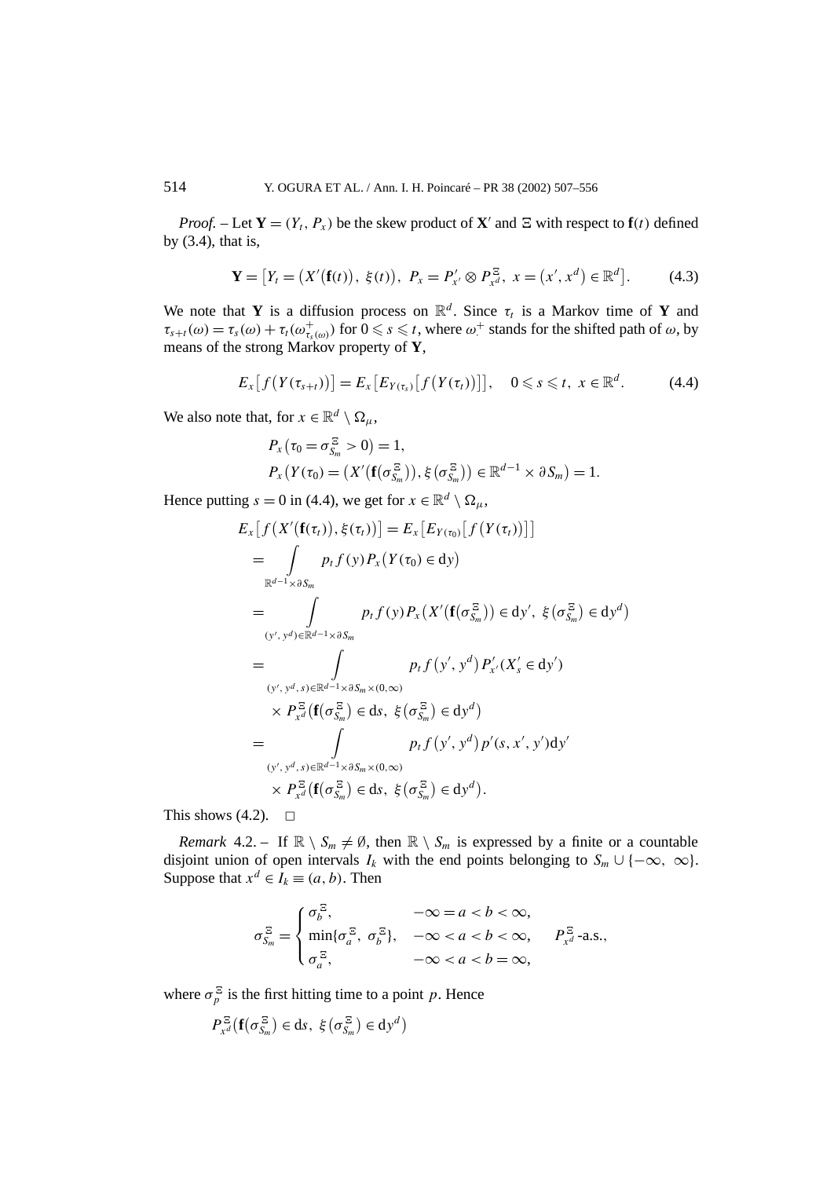*Proof.* – Let $\mathbf{Y} = (Y_t, P_x)$ be the skew product of $\mathbf{X}'$ and $\Xi$ with respect to $\mathbf{f}(t)$ defined by (3.4), that is,

$$\mathbf{Y} = \left[Y_t = \left(X'(\mathbf{f}(t)),\ \xi(t)\right),\ P_x = P'_{x'} \otimes P^{\Xi}_{x^d},\ x = \left(x', x^d\right) \in \mathbb{R}^d\right]. \tag{4.3}$$

We note that $\mathbf{Y}$ is a diffusion process on $\mathbb{R}^d$. Since $\tau_t$ is a Markov time of $\mathbf{Y}$ and $\tau_{s+t}(\omega) = \tau_s(\omega) + \tau_t(\omega^+_{\tau_s(\omega)})$ for $0 \leqslant s \leqslant t$, where $\omega^+_\cdot$ stands for the shifted path of $\omega$, by means of the strong Markov property of $\mathbf{Y}$,

$$E_x\left[f\left(Y(\tau_{s+t})\right)\right] = E_x\left[E_{Y(\tau_s)}\left[f\left(Y(\tau_t)\right)\right]\right], \quad 0 \leqslant s \leqslant t,\ x \in \mathbb{R}^d. \tag{4.4}$$

We also note that, for $x \in \mathbb{R}^d \setminus \Omega_\mu$,

$$P_x\left(\tau_0 = \sigma^{\Xi}_{S_m} > 0\right) = 1,$$
$$P_x\left(Y(\tau_0) = \left(X'\left(\mathbf{f}\left(\sigma^{\Xi}_{S_m}\right)\right), \xi\left(\sigma^{\Xi}_{S_m}\right)\right) \in \mathbb{R}^{d-1} \times \partial S_m\right) = 1.$$

Hence putting $s = 0$ in (4.4), we get for $x \in \mathbb{R}^d \setminus \Omega_\mu$,

$$\begin{aligned}
E_x&\left[f\left(X'(\mathbf{f}(\tau_t)), \xi(\tau_t)\right)\right] = E_x\left[E_{Y(\tau_0)}\left[f\left(Y(\tau_t)\right)\right]\right] \\
&= \int_{\mathbb{R}^{d-1} \times \partial S_m} p_t f(y) P_x\left(Y(\tau_0) \in \mathrm{d}y\right) \\
&= \int_{(y', y^d) \in \mathbb{R}^{d-1} \times \partial S_m} p_t f(y) P_x\left(X'\left(\mathbf{f}\left(\sigma^{\Xi}_{S_m}\right)\right) \in \mathrm{d}y',\ \xi\left(\sigma^{\Xi}_{S_m}\right) \in \mathrm{d}y^d\right) \\
&= \int_{(y', y^d, s) \in \mathbb{R}^{d-1} \times \partial S_m \times (0,\infty)} p_t f\left(y', y^d\right) P'_{x'}(X'_s \in \mathrm{d}y') \\
&\quad \times P^{\Xi}_{x^d}\left(\mathbf{f}\left(\sigma^{\Xi}_{S_m}\right) \in \mathrm{d}s,\ \xi\left(\sigma^{\Xi}_{S_m}\right) \in \mathrm{d}y^d\right) \\
&= \int_{(y', y^d, s) \in \mathbb{R}^{d-1} \times \partial S_m \times (0,\infty)} p_t f\left(y', y^d\right) p'(s, x', y') \mathrm{d}y' \\
&\quad \times P^{\Xi}_{x^d}\left(\mathbf{f}\left(\sigma^{\Xi}_{S_m}\right) \in \mathrm{d}s,\ \xi\left(\sigma^{\Xi}_{S_m}\right) \in \mathrm{d}y^d\right).
\end{aligned}$$

This shows (4.2). □

*Remark* 4.2. – If $\mathbb{R} \setminus S_m \neq \emptyset$, then $\mathbb{R} \setminus S_m$ is expressed by a finite or a countable disjoint union of open intervals $I_k$ with the end points belonging to $S_m \cup \{-\infty, \infty\}$. Suppose that $x^d \in I_k \equiv (a, b)$. Then

$$\sigma^{\Xi}_{S_m} = \begin{cases} \sigma^{\Xi}_b, & -\infty = a < b < \infty, \\ \min\{\sigma^{\Xi}_a,\ \sigma^{\Xi}_b\}, & -\infty < a < b < \infty, \\ \sigma^{\Xi}_a, & -\infty < a < b = \infty, \end{cases} \qquad P^{\Xi}_{x^d}\text{-a.s.},$$

where $\sigma^{\Xi}_p$ is the first hitting time to a point $p$. Hence

$$P^{\Xi}_{x^d}\left(\mathbf{f}\left(\sigma^{\Xi}_{S_m}\right) \in \mathrm{d}s,\ \xi\left(\sigma^{\Xi}_{S_m}\right) \in \mathrm{d}y^d\right)$$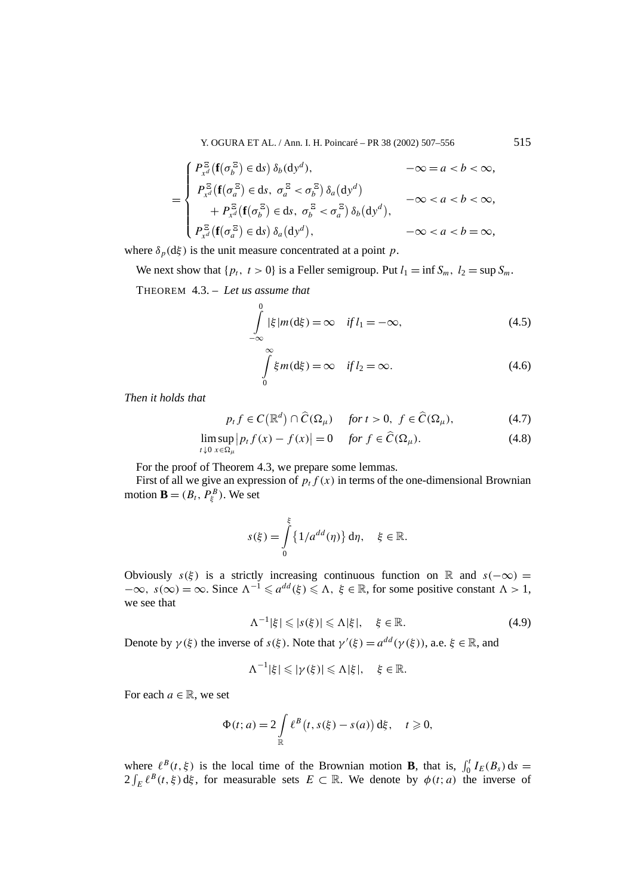$$
= \begin{cases} P_{x^d}^{\Xi}\big(\mathbf{f}(\sigma_b^{\Xi}) \in \mathrm{d}s\big)\,\delta_b(\mathrm{d}y^d), & -\infty = a < b < \infty, \\ P_{x^d}^{\Xi}\big(\mathbf{f}(\sigma_a^{\Xi}) \in \mathrm{d}s,\ \sigma_a^{\Xi} < \sigma_b^{\Xi}\big)\,\delta_a\big(\mathrm{d}y^d\big) \\ \quad + P_{x^d}^{\Xi}\big(\mathbf{f}(\sigma_b^{\Xi}) \in \mathrm{d}s,\ \sigma_b^{\Xi} < \sigma_a^{\Xi}\big)\,\delta_b\big(\mathrm{d}y^d\big), & -\infty < a < b < \infty, \\ P_{x^d}^{\Xi}\big(\mathbf{f}(\sigma_a^{\Xi}) \in \mathrm{d}s\big)\,\delta_a\big(\mathrm{d}y^d\big), & -\infty < a < b = \infty, \end{cases}
$$

where $\delta_p(\mathrm{d}\xi)$ is the unit measure concentrated at a point $p$.

We next show that $\{p_t,\ t > 0\}$ is a Feller semigroup. Put $l_1 = \inf S_m,\ l_2 = \sup S_m$.

THEOREM 4.3. – *Let us assume that*

$$
\int_{-\infty}^{0} |\xi| m(\mathrm{d}\xi) = \infty \quad \textit{if } l_1 = -\infty, \tag{4.5}
$$

$$
\int_{0}^{\infty} \xi m(\mathrm{d}\xi) = \infty \quad \textit{if } l_2 = \infty. \tag{4.6}
$$

*Then it holds that*

$$
p_t f \in C\big(\mathbb{R}^d\big) \cap \widehat{C}(\Omega_\mu) \quad \textit{for } t > 0,\ f \in \widehat{C}(\Omega_\mu), \tag{4.7}
$$

$$
\limsup_{t \downarrow 0} \sup_{x \in \Omega_\mu} \big|p_t f(x) - f(x)\big| = 0 \quad \textit{for } f \in \widehat{C}(\Omega_\mu). \tag{4.8}
$$

For the proof of Theorem 4.3, we prepare some lemmas.

First of all we give an expression of $p_t f(x)$ in terms of the one-dimensional Brownian motion $\mathbf{B} = (B_t, P_\xi^B)$. We set

$$
s(\xi) = \int_0^{\xi} \big\{1/a^{dd}(\eta)\big\}\,\mathrm{d}\eta, \quad \xi \in \mathbb{R}.
$$

Obviously $s(\xi)$ is a strictly increasing continuous function on $\mathbb{R}$ and $s(-\infty) = -\infty,\ s(\infty) = \infty$. Since $\Lambda^{-1} \leqslant a^{dd}(\xi) \leqslant \Lambda,\ \xi \in \mathbb{R}$, for some positive constant $\Lambda > 1$, we see that

$$
\Lambda^{-1}|\xi| \leqslant |s(\xi)| \leqslant \Lambda|\xi|, \quad \xi \in \mathbb{R}. \tag{4.9}
$$

Denote by $\gamma(\xi)$ the inverse of $s(\xi)$. Note that $\gamma'(\xi) = a^{dd}(\gamma(\xi))$, a.e. $\xi \in \mathbb{R}$, and

$$
\Lambda^{-1}|\xi| \leqslant |\gamma(\xi)| \leqslant \Lambda|\xi|, \quad \xi \in \mathbb{R}.
$$

For each $a \in \mathbb{R}$, we set

$$
\Phi(t; a) = 2\int_{\mathbb{R}} \ell^B\big(t, s(\xi) - s(a)\big)\,\mathrm{d}\xi, \quad t \geqslant 0,
$$

where $\ell^B(t, \xi)$ is the local time of the Brownian motion $\mathbf{B}$, that is, $\int_0^t I_E(B_s)\,\mathrm{d}s = 2\int_E \ell^B(t, \xi)\,\mathrm{d}\xi$, for measurable sets $E \subset \mathbb{R}$. We denote by $\phi(t; a)$ the inverse of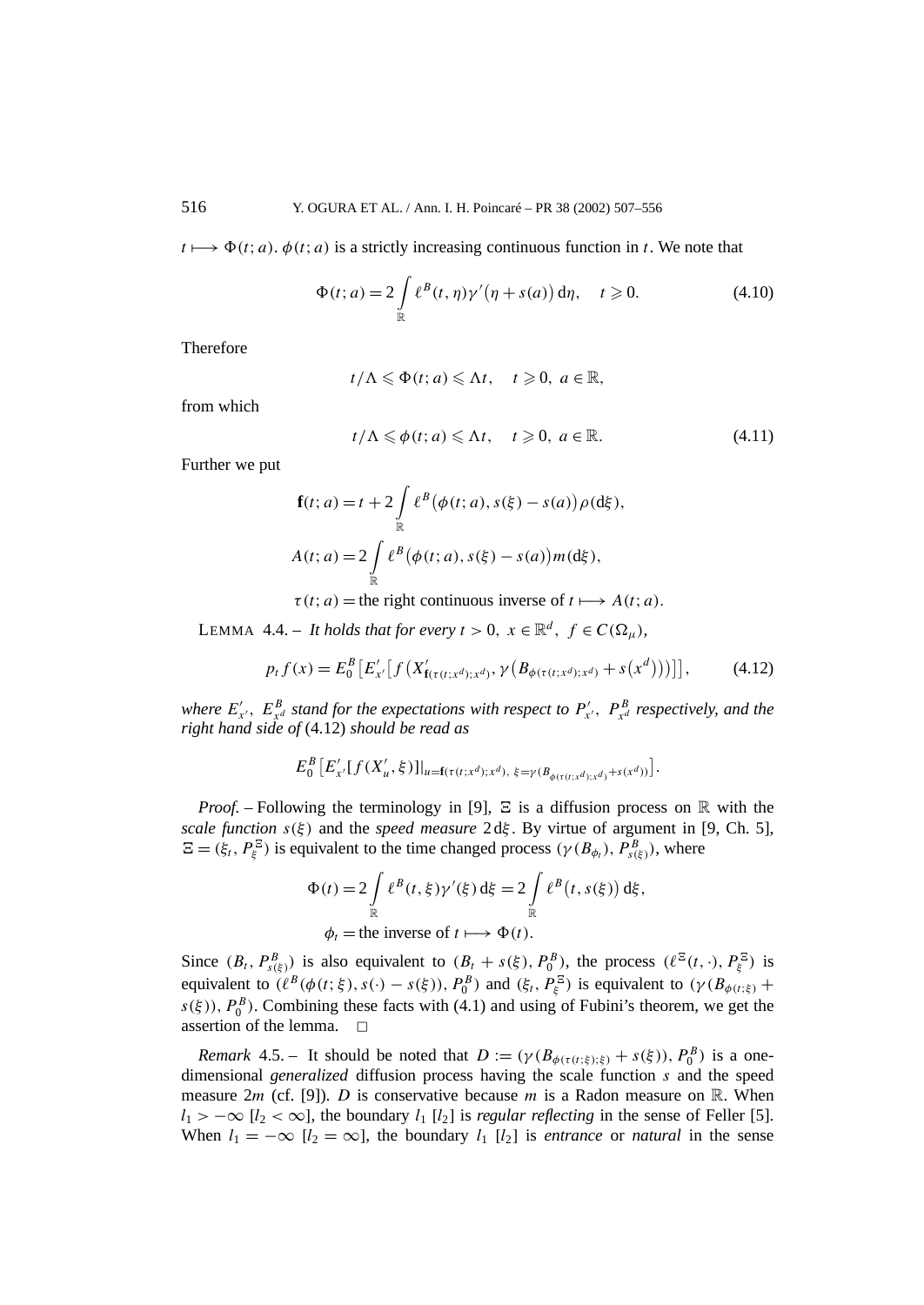$t \longmapsto \Phi(t;a)$. $\phi(t;a)$ is a strictly increasing continuous function in $t$. We note that

$$\Phi(t;a) = 2\int_{\mathbb{R}} \ell^B(t,\eta)\gamma'\big(\eta + s(a)\big)\,\mathrm{d}\eta, \quad t \geqslant 0. \tag{4.10}$$

Therefore

$$t/\Lambda \leqslant \Phi(t;a) \leqslant \Lambda t, \quad t \geqslant 0,\ a \in \mathbb{R},$$

from which

$$t/\Lambda \leqslant \phi(t;a) \leqslant \Lambda t, \quad t \geqslant 0,\ a \in \mathbb{R}. \tag{4.11}$$

Further we put

$$\mathbf{f}(t;a) = t + 2\int_{\mathbb{R}} \ell^B\big(\phi(t;a), s(\xi) - s(a)\big)\rho(\mathrm{d}\xi),$$

$$A(t;a) = 2\int_{\mathbb{R}} \ell^B\big(\phi(t;a), s(\xi) - s(a)\big)m(\mathrm{d}\xi),$$

$$\tau(t;a) = \text{the right continuous inverse of } t \longmapsto A(t;a).$$

LEMMA 4.4. – *It holds that for every $t > 0$, $x \in \mathbb{R}^d$, $f \in C(\Omega_\mu)$,*

$$p_t f(x) = E_0^B\big[E'_{x'}\big[f\big(X'_{\mathbf{f}(\tau(t;x^d);x^d)}, \gamma\big(B_{\phi(\tau(t;x^d);x^d)} + s\big(x^d\big)\big)\big)\big]\big], \tag{4.12}$$

*where $E'_{x'}$, $E^B_{x^d}$ stand for the expectations with respect to $P'_{x'}$, $P^B_{x^d}$ respectively, and the right hand side of* (4.12) *should be read as*

$$E_0^B\big[E'_{x'}[f(X'_u,\xi)]|_{u=\mathbf{f}(\tau(t;x^d);x^d),\ \xi=\gamma(B_{\phi(\tau(t;x^d);x^d)}+s(x^d))}\big].$$

*Proof.* – Following the terminology in [9], $\Xi$ is a diffusion process on $\mathbb{R}$ with the *scale function* $s(\xi)$ and the *speed measure* $2\,\mathrm{d}\xi$. By virtue of argument in [9, Ch. 5], $\Xi = (\xi_t, P^{\Xi}_{\xi})$ is equivalent to the time changed process $(\gamma(B_{\phi_t}), P^B_{s(\xi)})$, where

$$\Phi(t) = 2\int_{\mathbb{R}} \ell^B(t,\xi)\gamma'(\xi)\,\mathrm{d}\xi = 2\int_{\mathbb{R}} \ell^B\big(t, s(\xi)\big)\,\mathrm{d}\xi,$$

$$\phi_t = \text{the inverse of } t \longmapsto \Phi(t).$$

Since $(B_t, P^B_{s(\xi)})$ is also equivalent to $(B_t + s(\xi), P^B_0)$, the process $(\ell^{\Xi}(t,\cdot), P^{\Xi}_{\xi})$ is equivalent to $(\ell^B(\phi(t;\xi), s(\cdot) - s(\xi)), P^B_0)$ and $(\xi_t, P^{\Xi}_{\xi})$ is equivalent to $(\gamma(B_{\phi(t;\xi)} + s(\xi)), P^B_0)$. Combining these facts with (4.1) and using of Fubini's theorem, we get the assertion of the lemma. $\square$

*Remark* 4.5. – It should be noted that $D := (\gamma(B_{\phi(\tau(t;\xi);\xi)} + s(\xi)), P^B_0)$ is a one-dimensional *generalized* diffusion process having the scale function $s$ and the speed measure $2m$ (cf. [9]). $D$ is conservative because $m$ is a Radon measure on $\mathbb{R}$. When $l_1 > -\infty$ $[l_2 < \infty]$, the boundary $l_1$ $[l_2]$ is *regular reflecting* in the sense of Feller [5]. When $l_1 = -\infty$ $[l_2 = \infty]$, the boundary $l_1$ $[l_2]$ is *entrance* or *natural* in the sense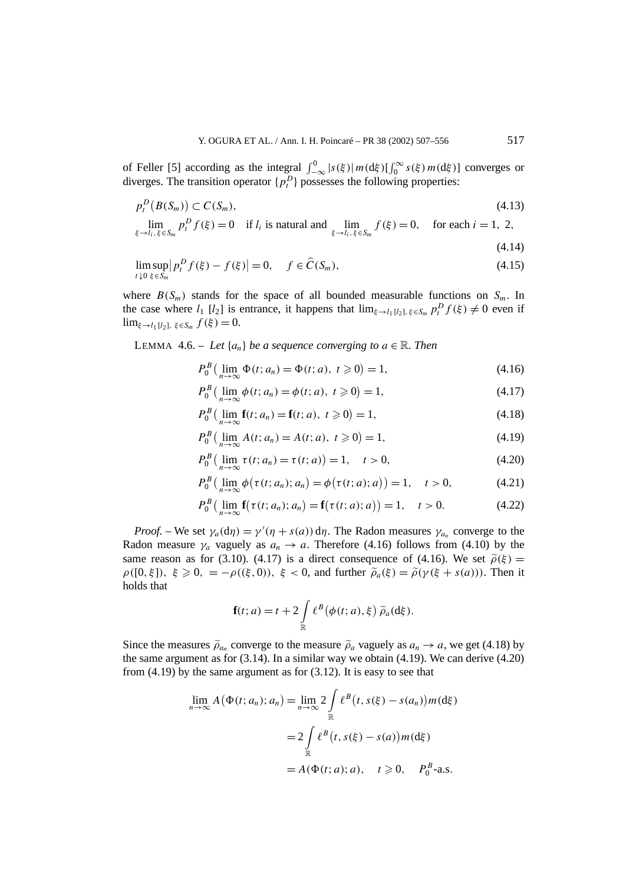of Feller [5] according as the integral $\int_{-\infty}^{0}|s(\xi)|\,m(\mathrm{d}\xi)[\int_0^\infty s(\xi)\,m(\mathrm{d}\xi)]$ converges or diverges. The transition operator $\{p_t^D\}$ possesses the following properties:

$$p_t^D\big(B(S_m)\big)\subset C(S_m), \tag{4.13}$$

$$\lim_{\xi\to l_i,\,\xi\in S_m} p_t^D f(\xi)=0 \quad \text{if } l_i \text{ is natural and } \lim_{\xi\to l_i,\,\xi\in S_m} f(\xi)=0, \quad \text{for each } i=1,\ 2, \tag{4.14}$$

$$\limsup_{t\downarrow 0}\sup_{\xi\in S_m}\big|p_t^D f(\xi)-f(\xi)\big|=0, \quad f\in \widehat{C}(S_m), \tag{4.15}$$

where $B(S_m)$ stands for the space of all bounded measurable functions on $S_m$. In the case where $l_1$ $[l_2]$ is entrance, it happens that $\lim_{\xi\to l_1 [l_2],\,\xi\in S_m} p_t^D f(\xi)\neq 0$ even if $\lim_{\xi\to l_1 [l_2],\ \xi\in S_m} f(\xi)=0$.

LEMMA 4.6. – *Let $\{a_n\}$ be a sequence converging to $a\in\mathbb{R}$. Then*

$$P_0^B\big(\lim_{n\to\infty}\Phi(t;a_n)=\Phi(t;a),\ t\geqslant 0\big)=1, \tag{4.16}$$

$$P_0^B\big(\lim_{n\to\infty}\phi(t;a_n)=\phi(t;a),\ t\geqslant 0\big)=1, \tag{4.17}$$

$$P_0^B\big(\lim_{n\to\infty}\mathbf{f}(t;a_n)=\mathbf{f}(t;a),\ t\geqslant 0\big)=1, \tag{4.18}$$

$$P_0^B\big(\lim_{n\to\infty}A(t;a_n)=A(t;a),\ t\geqslant 0\big)=1, \tag{4.19}$$

$$P_0^B\big(\lim_{n\to\infty}\tau(t;a_n)=\tau(t;a)\big)=1, \quad t>0, \tag{4.20}$$

$$P_0^B\big(\lim_{n\to\infty}\phi\big(\tau(t;a_n);a_n\big)=\phi\big(\tau(t;a);a\big)\big)=1, \quad t>0, \tag{4.21}$$

$$P_0^B\big(\lim_{n\to\infty}\mathbf{f}\big(\tau(t;a_n);a_n\big)=\mathbf{f}\big(\tau(t;a);a\big)\big)=1, \quad t>0. \tag{4.22}$$

*Proof.* – We set $\gamma_a(\mathrm{d}\eta)=\gamma'(\eta+s(a))\,\mathrm{d}\eta$. The Radon measures $\gamma_{a_n}$ converge to the Radon measure $\gamma_a$ vaguely as $a_n\to a$. Therefore (4.16) follows from (4.10) by the same reason as for (3.10). (4.17) is a direct consequence of (4.16). We set $\widetilde{\rho}(\xi)=\rho([0,\xi]),\ \xi\geqslant 0,\ =-\rho((\xi,0)),\ \xi<0$, and further $\widetilde{\rho}_a(\xi)=\widetilde{\rho}(\gamma(\xi+s(a)))$. Then it holds that

$$\mathbf{f}(t;a)=t+2\int_{\mathbb{R}}\ell^B\big(\phi(t;a),\xi\big)\,\widetilde{\rho}_a(\mathrm{d}\xi).$$

Since the measures $\widetilde{\rho}_{a_n}$ converge to the measure $\widetilde{\rho}_a$ vaguely as $a_n\to a$, we get (4.18) by the same argument as for (3.14). In a similar way we obtain (4.19). We can derive (4.20) from (4.19) by the same argument as for (3.12). It is easy to see that

$$\begin{aligned}
\lim_{n\to\infty}A\big(\Phi(t;a_n);a_n\big)&=\lim_{n\to\infty}2\int_{\mathbb{R}}\ell^B\big(t,s(\xi)-s(a_n)\big)m(\mathrm{d}\xi)\\
&=2\int_{\mathbb{R}}\ell^B\big(t,s(\xi)-s(a)\big)m(\mathrm{d}\xi)\\
&=A(\Phi(t;a);a), \quad t\geqslant 0, \quad P_0^B\text{-a.s.}
\end{aligned}$$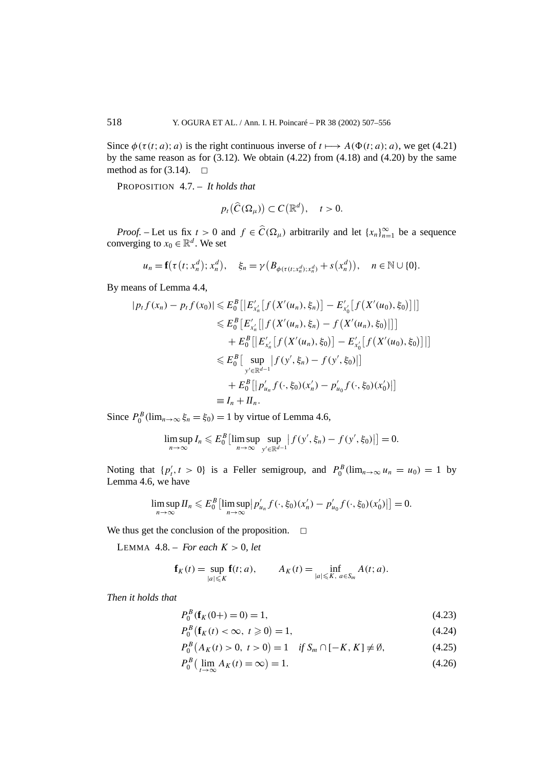Since $\phi(\tau(t;a);a)$ is the right continuous inverse of $t \longmapsto A(\Phi(t;a);a)$, we get (4.21) by the same reason as for (3.12). We obtain (4.22) from (4.18) and (4.20) by the same method as for (3.14). $\square$

PROPOSITION 4.7. – *It holds that*

$$p_t\big(\widehat{C}(\Omega_\mu)\big) \subset C\big(\mathbb{R}^d\big), \quad t > 0.$$

*Proof.* – Let us fix $t > 0$ and $f \in \widehat{C}(\Omega_\mu)$ arbitrarily and let $\{x_n\}_{n=1}^\infty$ be a sequence converging to $x_0 \in \mathbb{R}^d$. We set

$$u_n = \mathbf{f}\big(\tau\big(t; x_n^d\big); x_n^d\big), \quad \xi_n = \gamma\big(B_{\phi(\tau(t;x_n^d);x_n^d)} + s\big(x_n^d\big)\big), \quad n \in \mathbb{N} \cup \{0\}.$$

By means of Lemma 4.4,

$$\begin{aligned}
|p_t f(x_n) - p_t f(x_0)| &\leqslant E_0^B\big[\big|E'_{x'_n}\big[f\big(X'(u_n), \xi_n\big)\big] - E'_{x'_0}\big[f\big(X'(u_0), \xi_0\big)\big]\big|\big] \\
&\leqslant E_0^B\big[E'_{x'_n}\big[\big|f\big(X'(u_n), \xi_n\big) - f\big(X'(u_n), \xi_0\big)\big|\big]\big] \\
&\quad + E_0^B\big[\big|E'_{x'_n}\big[f\big(X'(u_n), \xi_0\big)\big] - E'_{x'_0}\big[f\big(X'(u_0), \xi_0\big)\big]\big|\big] \\
&\leqslant E_0^B\Big[\sup_{y' \in \mathbb{R}^{d-1}}\big|f(y', \xi_n) - f(y', \xi_0)\big|\Big] \\
&\quad + E_0^B\big[\big|p'_{u_n} f(\cdot, \xi_0)(x'_n) - p'_{u_0} f(\cdot, \xi_0)(x'_0)\big|\big] \\
&\equiv I_n + II_n.
\end{aligned}$$

Since $P_0^B(\lim_{n\to\infty} \xi_n = \xi_0) = 1$ by virtue of Lemma 4.6,

$$\limsup_{n\to\infty} I_n \leqslant E_0^B\Big[\limsup_{n\to\infty} \sup_{y' \in \mathbb{R}^{d-1}}\big|f(y', \xi_n) - f(y', \xi_0)\big|\Big] = 0.$$

Noting that $\{p'_t, t > 0\}$ is a Feller semigroup, and $P_0^B(\lim_{n\to\infty} u_n = u_0) = 1$ by Lemma 4.6, we have

$$\limsup_{n\to\infty} II_n \leqslant E_0^B\Big[\limsup_{n\to\infty}\big|p'_{u_n} f(\cdot, \xi_0)(x'_n) - p'_{u_0} f(\cdot, \xi_0)(x'_0)\big|\Big] = 0.$$

We thus get the conclusion of the proposition. $\square$

LEMMA 4.8. – *For each $K > 0$, let*

$$\mathbf{f}_K(t) = \sup_{|a| \leqslant K} \mathbf{f}(t; a), \qquad A_K(t) = \inf_{|a| \leqslant K,\ a \in S_m} A(t; a).$$

*Then it holds that*

$$P_0^B(\mathbf{f}_K(0+) = 0) = 1, \tag{4.23}$$

$$P_0^B\big(\mathbf{f}_K(t) < \infty,\ t \geqslant 0\big) = 1, \tag{4.24}$$

$$P_0^B\big(A_K(t) > 0,\ t > 0\big) = 1 \quad \textit{if } S_m \cap [-K, K] \neq \emptyset, \tag{4.25}$$

$$P_0^B\big(\lim_{t\to\infty} A_K(t) = \infty\big) = 1. \tag{4.26}$$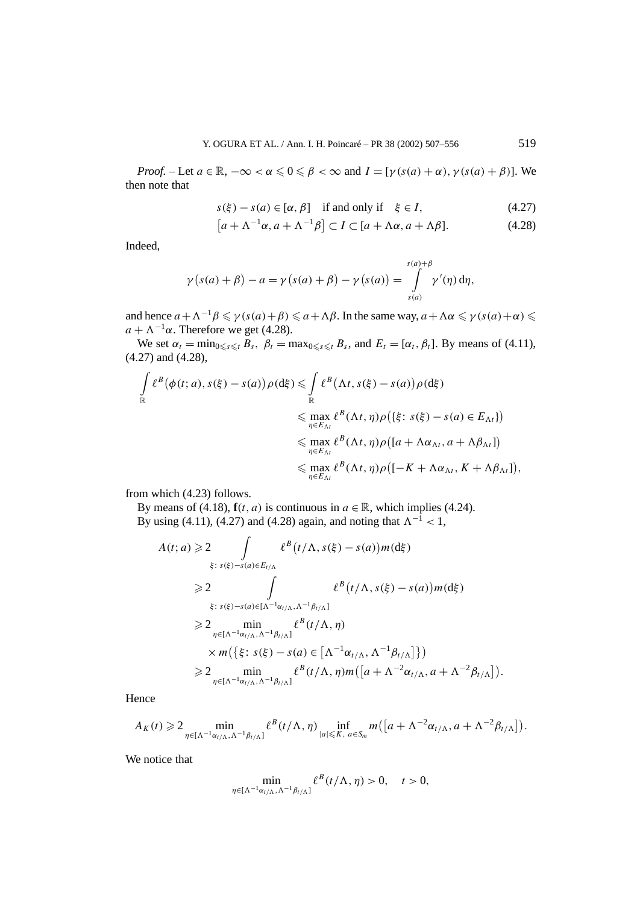*Proof.* – Let $a \in \mathbb{R}$, $-\infty < \alpha \leqslant 0 \leqslant \beta < \infty$ and $I = [\gamma(s(a)+\alpha), \gamma(s(a)+\beta)]$. We then note that

$$s(\xi) - s(a) \in [\alpha, \beta] \quad \text{if and only if} \quad \xi \in I, \tag{4.27}$$

$$\left[a + \Lambda^{-1}\alpha, a + \Lambda^{-1}\beta\right] \subset I \subset [a + \Lambda\alpha, a + \Lambda\beta]. \tag{4.28}$$

Indeed,

$$\gamma\big(s(a)+\beta\big) - a = \gamma\big(s(a)+\beta\big) - \gamma\big(s(a)\big) = \int\limits_{s(a)}^{s(a)+\beta} \gamma'(\eta)\,\mathrm{d}\eta,$$

and hence $a + \Lambda^{-1}\beta \leqslant \gamma(s(a)+\beta) \leqslant a + \Lambda\beta$. In the same way, $a + \Lambda\alpha \leqslant \gamma(s(a)+\alpha) \leqslant a + \Lambda^{-1}\alpha$. Therefore we get (4.28).

We set $\alpha_t = \min_{0\leqslant s\leqslant t} B_s$, $\beta_t = \max_{0\leqslant s \leqslant t} B_s$, and $E_t = [\alpha_t, \beta_t]$. By means of (4.11), (4.27) and (4.28),

$$\begin{aligned}
\int\limits_{\mathbb{R}} \ell^B\big(\phi(t;a), s(\xi)-s(a)\big)\rho(\mathrm{d}\xi) &\leqslant \int\limits_{\mathbb{R}} \ell^B\big(\Lambda t, s(\xi)-s(a)\big)\rho(\mathrm{d}\xi) \\
&\leqslant \max_{\eta\in E_{\Lambda t}} \ell^B(\Lambda t, \eta)\rho\big(\{\xi\colon s(\xi)-s(a) \in E_{\Lambda t}\}\big) \\
&\leqslant \max_{\eta\in E_{\Lambda t}} \ell^B(\Lambda t, \eta)\rho\big([a + \Lambda\alpha_{\Lambda t}, a + \Lambda\beta_{\Lambda t}]\big) \\
&\leqslant \max_{\eta\in E_{\Lambda t}} \ell^B(\Lambda t, \eta)\rho\big([-K + \Lambda\alpha_{\Lambda t}, K + \Lambda\beta_{\Lambda t}]\big),
\end{aligned}$$

from which (4.23) follows.

By means of (4.18), $\mathbf{f}(t,a)$ is continuous in $a \in \mathbb{R}$, which implies (4.24).

By using (4.11), (4.27) and (4.28) again, and noting that $\Lambda^{-1} < 1$,

$$\begin{aligned}
A(t;a) &\geqslant 2 \int\limits_{\xi\colon s(\xi)-s(a)\in E_{t/\Lambda}} \ell^B\big(t/\Lambda, s(\xi)-s(a)\big)m(\mathrm{d}\xi) \\
&\geqslant 2 \int\limits_{\xi\colon s(\xi)-s(a)\in[\Lambda^{-1}\alpha_{t/\Lambda}, \Lambda^{-1}\beta_{t/\Lambda}]} \ell^B\big(t/\Lambda, s(\xi)-s(a)\big)m(\mathrm{d}\xi) \\
&\geqslant 2 \min_{\eta\in[\Lambda^{-1}\alpha_{t/\Lambda}, \Lambda^{-1}\beta_{t/\Lambda}]} \ell^B(t/\Lambda, \eta) \\
&\quad \times m\big(\{\xi\colon s(\xi)-s(a) \in \left[\Lambda^{-1}\alpha_{t/\Lambda}, \Lambda^{-1}\beta_{t/\Lambda}\right]\}\big) \\
&\geqslant 2 \min_{\eta\in[\Lambda^{-1}\alpha_{t/\Lambda}, \Lambda^{-1}\beta_{t/\Lambda}]} \ell^B(t/\Lambda, \eta) m\big(\left[a + \Lambda^{-2}\alpha_{t/\Lambda}, a + \Lambda^{-2}\beta_{t/\Lambda}\right]\big).
\end{aligned}$$

Hence

$$A_K(t) \geqslant 2 \min_{\eta\in[\Lambda^{-1}\alpha_{t/\Lambda}, \Lambda^{-1}\beta_{t/\Lambda}]} \ell^B(t/\Lambda, \eta) \inf_{|a|\leqslant K,\ a\in S_m} m\big(\left[a + \Lambda^{-2}\alpha_{t/\Lambda}, a + \Lambda^{-2}\beta_{t/\Lambda}\right]\big).$$

We notice that

$$\min_{\eta\in[\Lambda^{-1}\alpha_{t/\Lambda}, \Lambda^{-1}\beta_{t/\Lambda}]} \ell^B(t/\Lambda, \eta) > 0, \quad t > 0,$$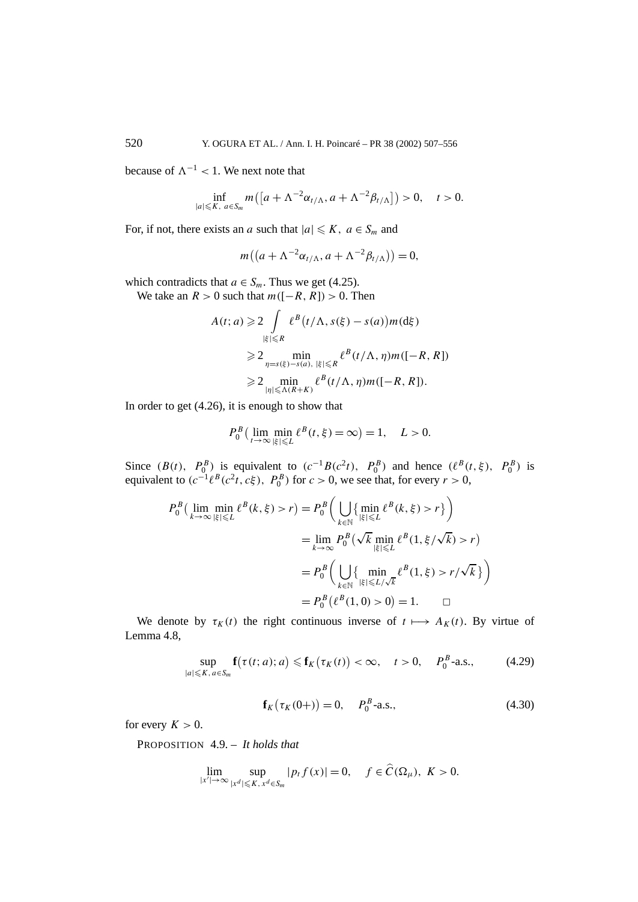because of $\Lambda^{-1} < 1$. We next note that

$$\inf_{|a|\leqslant K,\ a\in S_m} m\big(\big[a+\Lambda^{-2}\alpha_{t/\Lambda}, a+\Lambda^{-2}\beta_{t/\Lambda}\big]\big) > 0, \quad t>0.$$

For, if not, there exists an $a$ such that $|a|\leqslant K,\ a\in S_m$ and

$$m\big(\big(a+\Lambda^{-2}\alpha_{t/\Lambda}, a+\Lambda^{-2}\beta_{t/\Lambda}\big)\big)=0,$$

which contradicts that $a\in S_m$. Thus we get (4.25).

We take an $R>0$ such that $m([-R,R])>0$. Then

$$\begin{aligned}
A(t;a) &\geqslant 2\int\limits_{|\xi|\leqslant R} \ell^B\big(t/\Lambda, s(\xi)-s(a)\big)m(\mathrm{d}\xi)\\
&\geqslant 2\min_{\eta=s(\xi)-s(a),\ |\xi|\leqslant R} \ell^B(t/\Lambda,\eta)m([-R,R])\\
&\geqslant 2\min_{|\eta|\leqslant \Lambda(R+K)} \ell^B(t/\Lambda,\eta)m([-R,R]).
\end{aligned}$$

In order to get (4.26), it is enough to show that

$$P_0^B\big(\lim_{t\to\infty}\min_{|\xi|\leqslant L}\ell^B(t,\xi)=\infty\big)=1, \quad L>0.$$

Since $(B(t),\ P_0^B)$ is equivalent to $(c^{-1}B(c^2t),\ P_0^B)$ and hence $(\ell^B(t,\xi),\ P_0^B)$ is equivalent to $(c^{-1}\ell^B(c^2t,c\xi),\ P_0^B)$ for $c>0$, we see that, for every $r>0$,

$$\begin{aligned}
P_0^B\big(\lim_{k\to\infty}\min_{|\xi|\leqslant L}\ell^B(k,\xi)>r\big) &= P_0^B\bigg(\bigcup_{k\in\mathbb{N}}\big\{\min_{|\xi|\leqslant L}\ell^B(k,\xi)>r\big\}\bigg)\\
&=\lim_{k\to\infty}P_0^B\big(\sqrt{k}\min_{|\xi|\leqslant L}\ell^B(1,\xi/\sqrt{k})>r\big)\\
&=P_0^B\bigg(\bigcup_{k\in\mathbb{N}}\big\{\min_{|\xi|\leqslant L/\sqrt{k}}\ell^B(1,\xi)>r/\sqrt{k}\big\}\bigg)\\
&=P_0^B\big(\ell^B(1,0)>0\big)=1. \qquad \square
\end{aligned}$$

We denote by $\tau_K(t)$ the right continuous inverse of $t\longmapsto A_K(t)$. By virtue of Lemma 4.8,

$$\sup_{|a|\leqslant K,\ a\in S_m}\mathbf{f}\big(\tau(t;a);a\big)\leqslant \mathbf{f}_K\big(\tau_K(t)\big)<\infty, \quad t>0, \quad P_0^B\text{-a.s.}, \tag{4.29}$$

$$\mathbf{f}_K\big(\tau_K(0+)\big)=0, \quad P_0^B\text{-a.s.}, \tag{4.30}$$

for every $K>0$.

PROPOSITION 4.9. – *It holds that*

$$\lim_{|x'|\to\infty}\sup_{|x^d|\leqslant K,\ x^d\in S_m}|p_tf(x)|=0, \quad f\in\widehat{C}(\Omega_\mu),\ K>0.$$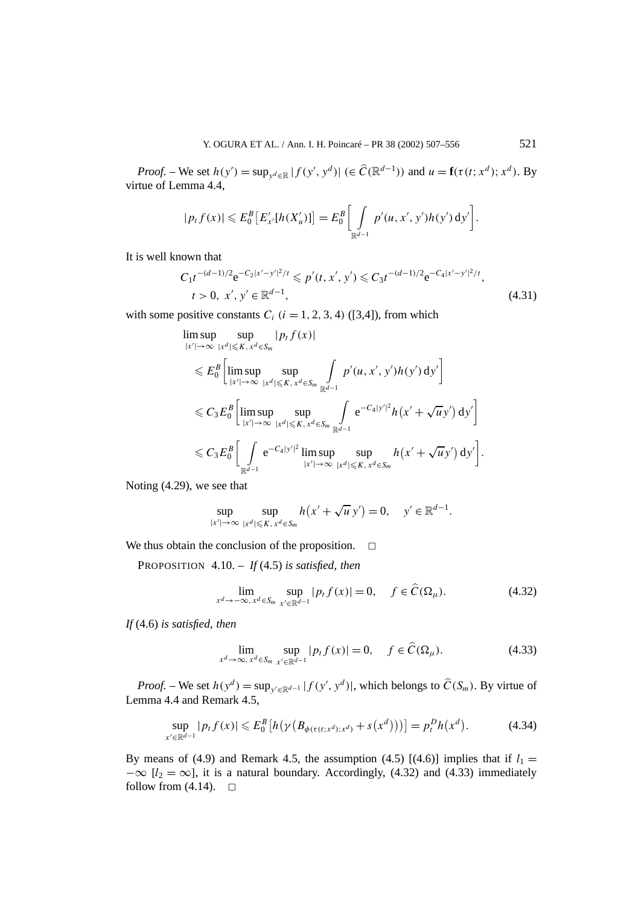*Proof.* – We set $h(y') = \sup_{y^d \in \mathbb{R}} |f(y', y^d)|$ $(\in \widehat{C}(\mathbb{R}^{d-1}))$ and $u = \mathbf{f}(\tau(t; x^d); x^d)$. By virtue of Lemma 4.4,

$$|p_t f(x)| \leqslant E_0^B\big[E'_{x'}[h(X'_u)]\big] = E_0^B\bigg[\int_{\mathbb{R}^{d-1}} p'(u, x', y') h(y')\, dy'\bigg].$$

It is well known that

$$C_1 t^{-(d-1)/2} e^{-C_2|x'-y'|^2/t} \leqslant p'(t, x', y') \leqslant C_3 t^{-(d-1)/2} e^{-C_4|x'-y'|^2/t}, \quad t > 0,\ x', y' \in \mathbb{R}^{d-1}, \tag{4.31}$$

with some positive constants $C_i$ $(i = 1, 2, 3, 4)$ ([3,4]), from which

$$\begin{aligned}
&\limsup_{|x'|\to\infty} \sup_{|x^d|\leqslant K,\, x^d \in S_m} |p_t f(x)| \\
&\leqslant E_0^B\bigg[\limsup_{|x'|\to\infty} \sup_{|x^d|\leqslant K,\, x^d \in S_m} \int_{\mathbb{R}^{d-1}} p'(u, x', y') h(y')\, dy'\bigg] \\
&\leqslant C_3 E_0^B\bigg[\limsup_{|x'|\to\infty} \sup_{|x^d|\leqslant K,\, x^d \in S_m} \int_{\mathbb{R}^{d-1}} e^{-C_4|y'|^2} h\big(x' + \sqrt{u}\, y'\big)\, dy'\bigg] \\
&\leqslant C_3 E_0^B\bigg[\int_{\mathbb{R}^{d-1}} e^{-C_4|y'|^2} \limsup_{|x'|\to\infty} \sup_{|x^d|\leqslant K,\, x^d \in S_m} h\big(x' + \sqrt{u}\, y'\big)\, dy'\bigg].
\end{aligned}$$

Noting (4.29), we see that

$$\sup_{|x'|\to\infty} \sup_{|x^d|\leqslant K,\, x^d \in S_m} h\big(x' + \sqrt{u}\, y'\big) = 0, \quad y' \in \mathbb{R}^{d-1}.$$

We thus obtain the conclusion of the proposition. $\square$

PROPOSITION 4.10. – *If* (4.5) *is satisfied, then*

$$\lim_{x^d \to -\infty,\, x^d \in S_m} \sup_{x' \in \mathbb{R}^{d-1}} |p_t f(x)| = 0, \quad f \in \widehat{C}(\Omega_\mu). \tag{4.32}$$

*If* (4.6) *is satisfied, then*

$$\lim_{x^d \to \infty,\, x^d \in S_m} \sup_{x' \in \mathbb{R}^{d-1}} |p_t f(x)| = 0, \quad f \in \widehat{C}(\Omega_\mu). \tag{4.33}$$

*Proof.* – We set $h(y^d) = \sup_{y' \in \mathbb{R}^{d-1}} |f(y', y^d)|$, which belongs to $\widehat{C}(S_m)$. By virtue of Lemma 4.4 and Remark 4.5,

$$\sup_{x' \in \mathbb{R}^{d-1}} |p_t f(x)| \leqslant E_0^B\big[h\big(\gamma\big(B_{\phi(\tau(t;x^d);x^d)} + s\big(x^d\big)\big)\big)\big] = p_t^D h\big(x^d\big). \tag{4.34}$$

By means of (4.9) and Remark 4.5, the assumption (4.5) [(4.6)] implies that if $l_1 = -\infty$ [$l_2 = \infty$], it is a natural boundary. Accordingly, (4.32) and (4.33) immediately follow from (4.14). $\square$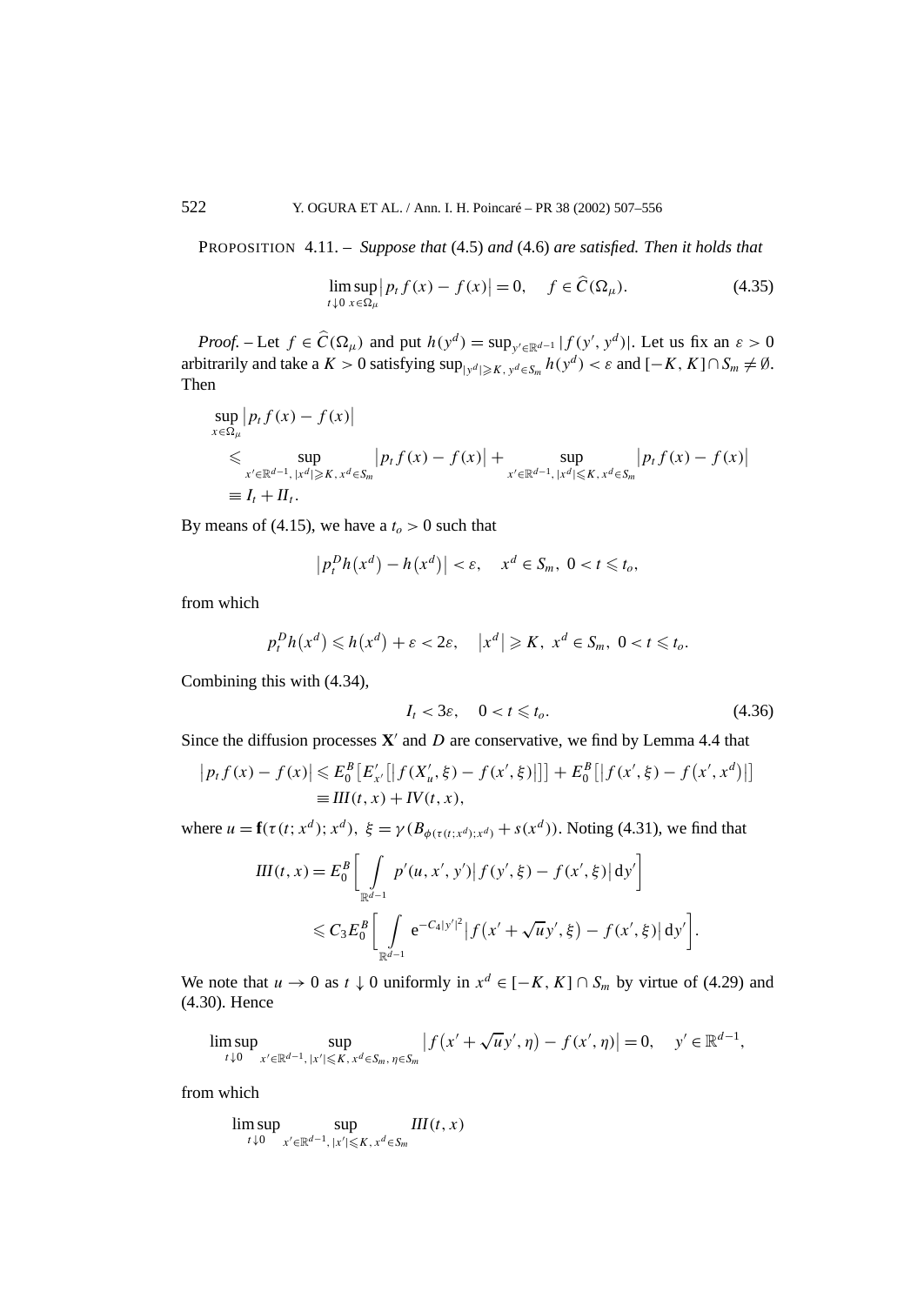PROPOSITION 4.11. – *Suppose that* (4.5) *and* (4.6) *are satisfied. Then it holds that*

$$\limsup_{t\downarrow 0}\sup_{x\in\Omega_\mu}\left|p_t f(x)-f(x)\right|=0,\quad f\in\widehat{C}(\Omega_\mu). \tag{4.35}$$

*Proof.* – Let $f\in\widehat{C}(\Omega_\mu)$ and put $h(y^d)=\sup_{y'\in\mathbb{R}^{d-1}}|f(y',y^d)|$. Let us fix an $\varepsilon>0$ arbitrarily and take a $K>0$ satisfying $\sup_{|y^d|\geqslant K,\,y^d\in S_m}h(y^d)<\varepsilon$ and $[-K,K]\cap S_m\neq\emptyset$. Then

$$\begin{aligned}
&\sup_{x\in\Omega_\mu}\left|p_t f(x)-f(x)\right|\\
&\quad\leqslant\sup_{x'\in\mathbb{R}^{d-1},\,|x^d|\geqslant K,\,x^d\in S_m}\left|p_t f(x)-f(x)\right|+\sup_{x'\in\mathbb{R}^{d-1},\,|x^d|\leqslant K,\,x^d\in S_m}\left|p_t f(x)-f(x)\right|\\
&\quad\equiv I_t+II_t.
\end{aligned}$$

By means of (4.15), we have a $t_o>0$ such that

$$\left|p_t^D h\left(x^d\right)-h\left(x^d\right)\right|<\varepsilon,\quad x^d\in S_m,\ 0<t\leqslant t_o,$$

from which

$$p_t^D h\left(x^d\right)\leqslant h\left(x^d\right)+\varepsilon<2\varepsilon,\quad \left|x^d\right|\geqslant K,\ x^d\in S_m,\ 0<t\leqslant t_o.$$

Combining this with (4.34),

$$I_t<3\varepsilon,\quad 0<t\leqslant t_o. \tag{4.36}$$

Since the diffusion processes $\mathbf{X}'$ and $D$ are conservative, we find by Lemma 4.4 that

$$\begin{aligned}
\left|p_t f(x)-f(x)\right|&\leqslant E_0^B\left[E_{x'}'\left[\left|f(X_u',\xi)-f(x',\xi)\right|\right]\right]+E_0^B\left[\left|f(x',\xi)-f\left(x',x^d\right)\right|\right]\\
&\equiv III(t,x)+IV(t,x),
\end{aligned}$$

where $u=\mathbf{f}(\tau(t;x^d);x^d)$, $\xi=\gamma(B_{\phi(\tau(t;x^d);x^d)}+s(x^d))$. Noting (4.31), we find that

$$\begin{aligned}
III(t,x)&=E_0^B\left[\int_{\mathbb{R}^{d-1}}p'(u,x',y')\left|f(y',\xi)-f(x',\xi)\right|\mathrm{d}y'\right]\\
&\leqslant C_3E_0^B\left[\int_{\mathbb{R}^{d-1}}\mathrm{e}^{-C_4|y'|^2}\left|f\left(x'+\sqrt{u}y',\xi\right)-f(x',\xi)\right|\mathrm{d}y'\right].
\end{aligned}$$

We note that $u\to 0$ as $t\downarrow 0$ uniformly in $x^d\in[-K,K]\cap S_m$ by virtue of (4.29) and (4.30). Hence

$$\limsup_{t\downarrow 0}\sup_{x'\in\mathbb{R}^{d-1},\,|x'|\leqslant K,\,x^d\in S_m,\,\eta\in S_m}\left|f\left(x'+\sqrt{u}y',\eta\right)-f(x',\eta)\right|=0,\quad y'\in\mathbb{R}^{d-1},$$

from which

$$\limsup_{t\downarrow 0}\sup_{x'\in\mathbb{R}^{d-1},\,|x'|\leqslant K,\,x^d\in S_m}III(t,x)$$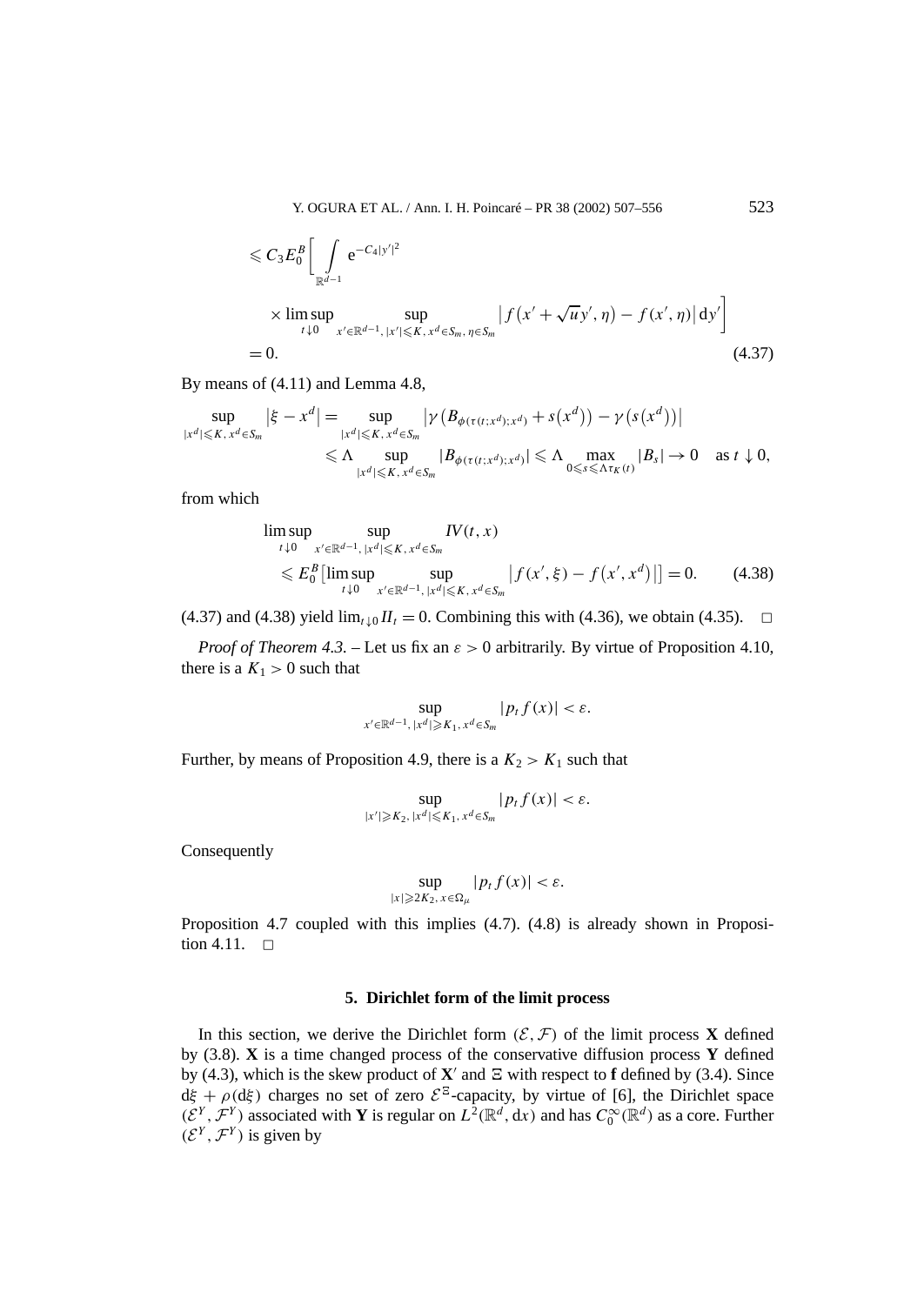$$
\begin{aligned}
&\leqslant C_3 E_0^B\bigg[\int_{\mathbb{R}^{d-1}} \mathrm{e}^{-C_4|y'|^2} \\
&\quad \times \limsup_{t\downarrow 0} \sup_{x'\in\mathbb{R}^{d-1},\,|x'|\leqslant K,\,x^d\in S_m,\,\eta\in S_m} \left|f\left(x'+\sqrt{u}\,y',\eta\right)-f(x',\eta)\right|\mathrm{d}y'\bigg] \\
&= 0. \qquad (4.37)
\end{aligned}
$$

By means of (4.11) and Lemma 4.8,

$$
\begin{aligned}
\sup_{|x^d|\leqslant K,\,x^d\in S_m} \left|\xi - x^d\right| &= \sup_{|x^d|\leqslant K,\,x^d\in S_m} \left|\gamma\left(B_{\phi(\tau(t;x^d);x^d)}+s\left(x^d\right)\right)-\gamma\left(s\left(x^d\right)\right)\right| \\
&\leqslant \Lambda \sup_{|x^d|\leqslant K,\,x^d\in S_m} \left|B_{\phi(\tau(t;x^d);x^d)}\right| \leqslant \Lambda \max_{0\leqslant s\leqslant \Lambda\tau_K(t)} |B_s| \to 0 \quad \text{as } t\downarrow 0,
\end{aligned}
$$

from which

$$
\begin{aligned}
&\limsup_{t\downarrow 0} \sup_{x'\in\mathbb{R}^{d-1},\,|x^d|\leqslant K,\,x^d\in S_m} IV(t,x) \\
&\quad \leqslant E_0^B\Big[\limsup_{t\downarrow 0} \sup_{x'\in\mathbb{R}^{d-1},\,|x^d|\leqslant K,\,x^d\in S_m} \left|f(x',\xi)-f\left(x',x^d\right)\right|\Big] = 0. \qquad (4.38)
\end{aligned}
$$

(4.37) and (4.38) yield $\lim_{t\downarrow 0} II_t = 0$. Combining this with (4.36), we obtain (4.35). $\square$

*Proof of Theorem 4.3.* – Let us fix an $\varepsilon > 0$ arbitrarily. By virtue of Proposition 4.10, there is a $K_1 > 0$ such that

$$
\sup_{x'\in\mathbb{R}^{d-1},\,|x^d|\geqslant K_1,\,x^d\in S_m} |p_t f(x)| < \varepsilon.
$$

Further, by means of Proposition 4.9, there is a $K_2 > K_1$ such that

$$
\sup_{|x'|\geqslant K_2,\,|x^d|\leqslant K_1,\,x^d\in S_m} |p_t f(x)| < \varepsilon.
$$

Consequently

$$
\sup_{|x|\geqslant 2K_2,\,x\in\Omega_\mu} |p_t f(x)| < \varepsilon.
$$

Proposition 4.7 coupled with this implies (4.7). (4.8) is already shown in Proposition 4.11. $\square$

## 5. Dirichlet form of the limit process

In this section, we derive the Dirichlet form $(\mathcal{E},\mathcal{F})$ of the limit process $\mathbf{X}$ defined by (3.8). $\mathbf{X}$ is a time changed process of the conservative diffusion process $\mathbf{Y}$ defined by (4.3), which is the skew product of $\mathbf{X}'$ and $\Xi$ with respect to $\mathbf{f}$ defined by (3.4). Since $\mathrm{d}\xi + \rho(\mathrm{d}\xi)$ charges no set of zero $\mathcal{E}^{\Xi}$-capacity, by virtue of [6], the Dirichlet space $(\mathcal{E}^Y,\mathcal{F}^Y)$ associated with $\mathbf{Y}$ is regular on $L^2(\mathbb{R}^d,\mathrm{d}x)$ and has $C_0^\infty(\mathbb{R}^d)$ as a core. Further $(\mathcal{E}^Y,\mathcal{F}^Y)$ is given by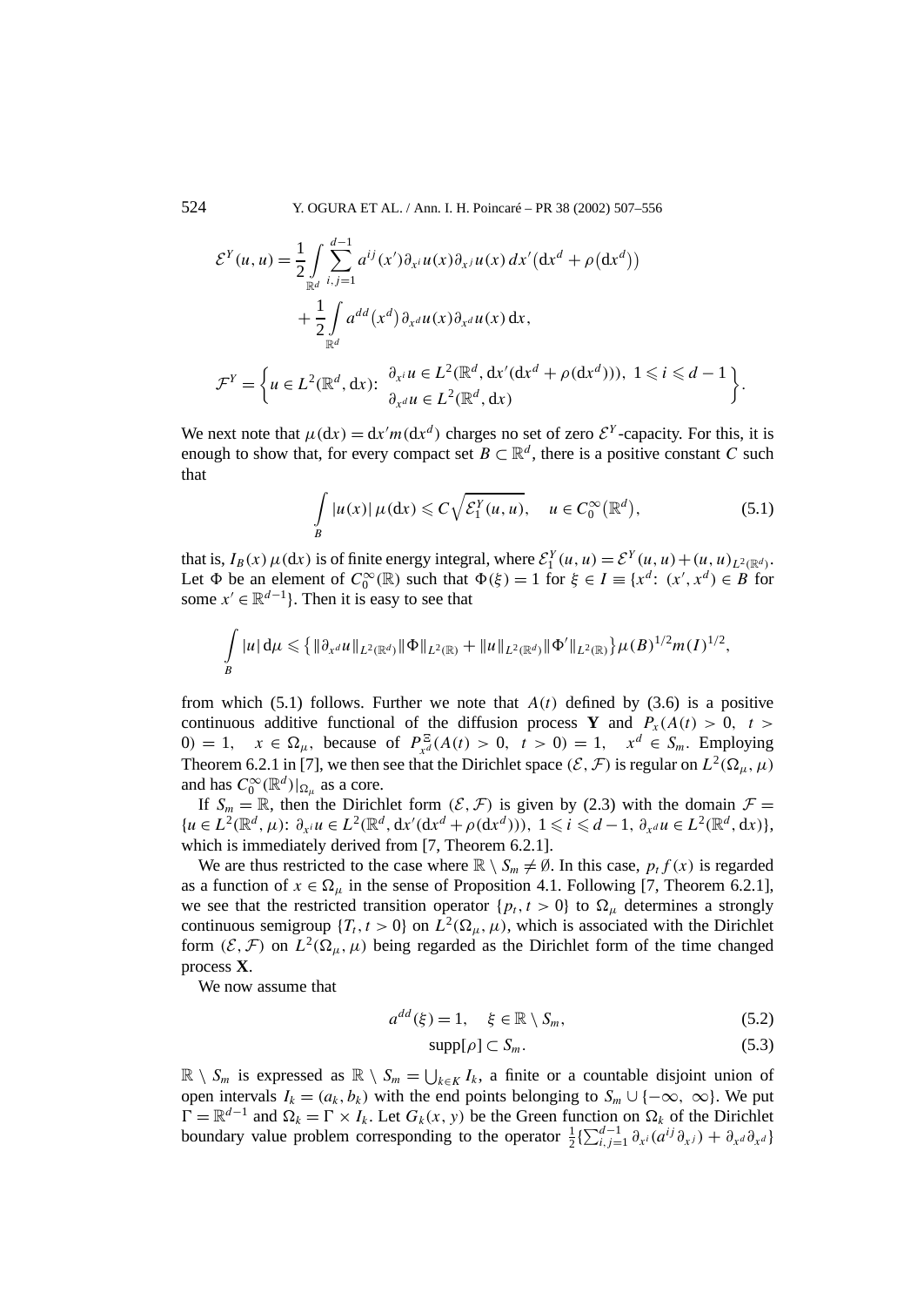$$\mathcal{E}^Y(u,u) = \frac{1}{2}\int_{\mathbb{R}^d} \sum_{i,j=1}^{d-1} a^{ij}(x')\partial_{x^i}u(x)\partial_{x^j}u(x)\,dx'\big(\mathrm{d}x^d + \rho(\mathrm{d}x^d)\big)$$
$$+ \frac{1}{2}\int_{\mathbb{R}^d} a^{dd}\big(x^d\big)\partial_{x^d}u(x)\partial_{x^d}u(x)\,\mathrm{d}x,$$

$$\mathcal{F}^Y = \left\{ u \in L^2(\mathbb{R}^d, \mathrm{d}x)\colon\ \begin{array}{l} \partial_{x^i}u \in L^2(\mathbb{R}^d, \mathrm{d}x'(\mathrm{d}x^d + \rho(\mathrm{d}x^d))),\ 1 \leqslant i \leqslant d-1 \\ \partial_{x^d}u \in L^2(\mathbb{R}^d, \mathrm{d}x) \end{array} \right\}.$$

We next note that $\mu(\mathrm{d}x) = \mathrm{d}x' m(\mathrm{d}x^d)$ charges no set of zero $\mathcal{E}^Y$-capacity. For this, it is enough to show that, for every compact set $B \subset \mathbb{R}^d$, there is a positive constant $C$ such that

$$\int_B |u(x)|\,\mu(\mathrm{d}x) \leqslant C\sqrt{\mathcal{E}_1^Y(u,u)}, \quad u \in C_0^\infty\big(\mathbb{R}^d\big), \tag{5.1}$$

that is, $I_B(x)\,\mu(\mathrm{d}x)$ is of finite energy integral, where $\mathcal{E}_1^Y(u,u) = \mathcal{E}^Y(u,u) + (u,u)_{L^2(\mathbb{R}^d)}$. Let $\Phi$ be an element of $C_0^\infty(\mathbb{R})$ such that $\Phi(\xi) = 1$ for $\xi \in I \equiv \{x^d\colon (x', x^d) \in B$ for some $x' \in \mathbb{R}^{d-1}\}$. Then it is easy to see that

$$\int_B |u|\,\mathrm{d}\mu \leqslant \big\{ \|\partial_{x^d}u\|_{L^2(\mathbb{R}^d)}\|\Phi\|_{L^2(\mathbb{R})} + \|u\|_{L^2(\mathbb{R}^d)}\|\Phi'\|_{L^2(\mathbb{R})} \big\}\mu(B)^{1/2}m(I)^{1/2},$$

from which (5.1) follows. Further we note that $A(t)$ defined by (3.6) is a positive continuous additive functional of the diffusion process $\mathbf{Y}$ and $P_x(A(t) > 0,\ t > 0) = 1,\quad x \in \Omega_\mu$, because of $P^{\Xi}_{x^d}(A(t) > 0,\ t > 0) = 1,\quad x^d \in S_m$. Employing Theorem 6.2.1 in [7], we then see that the Dirichlet space $(\mathcal{E}, \mathcal{F})$ is regular on $L^2(\Omega_\mu, \mu)$ and has $C_0^\infty(\mathbb{R}^d)|_{\Omega_\mu}$ as a core.

If $S_m = \mathbb{R}$, then the Dirichlet form $(\mathcal{E}, \mathcal{F})$ is given by (2.3) with the domain $\mathcal{F} = \{u \in L^2(\mathbb{R}^d, \mu)\colon \partial_{x^i}u \in L^2(\mathbb{R}^d, \mathrm{d}x'(\mathrm{d}x^d + \rho(\mathrm{d}x^d))),\ 1 \leqslant i \leqslant d-1,\ \partial_{x^d}u \in L^2(\mathbb{R}^d, \mathrm{d}x)\}$, which is immediately derived from [7, Theorem 6.2.1].

We are thus restricted to the case where $\mathbb{R} \setminus S_m \neq \emptyset$. In this case, $p_t f(x)$ is regarded as a function of $x \in \Omega_\mu$ in the sense of Proposition 4.1. Following [7, Theorem 6.2.1], we see that the restricted transition operator $\{p_t, t > 0\}$ to $\Omega_\mu$ determines a strongly continuous semigroup $\{T_t, t > 0\}$ on $L^2(\Omega_\mu, \mu)$, which is associated with the Dirichlet form $(\mathcal{E}, \mathcal{F})$ on $L^2(\Omega_\mu, \mu)$ being regarded as the Dirichlet form of the time changed process $\mathbf{X}$.

We now assume that

$$a^{dd}(\xi) = 1, \quad \xi \in \mathbb{R} \setminus S_m, \tag{5.2}$$

$$\operatorname{supp}[\rho] \subset S_m. \tag{5.3}$$

$\mathbb{R} \setminus S_m$ is expressed as $\mathbb{R} \setminus S_m = \bigcup_{k\in K} I_k$, a finite or a countable disjoint union of open intervals $I_k = (a_k, b_k)$ with the end points belonging to $S_m \cup \{-\infty, \infty\}$. We put $\Gamma = \mathbb{R}^{d-1}$ and $\Omega_k = \Gamma \times I_k$. Let $G_k(x, y)$ be the Green function on $\Omega_k$ of the Dirichlet boundary value problem corresponding to the operator $\frac{1}{2}\{\sum_{i,j=1}^{d-1} \partial_{x^i}(a^{ij}\partial_{x^j}) + \partial_{x^d}\partial_{x^d}\}$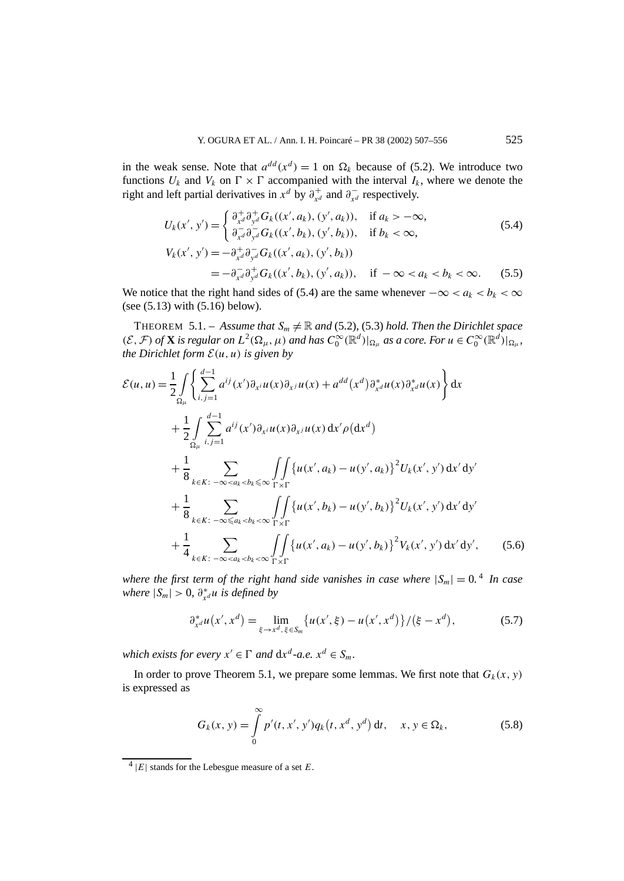in the weak sense. Note that $a^{dd}(x^d) = 1$ on $\Omega_k$ because of (5.2). We introduce two functions $U_k$ and $V_k$ on $\Gamma \times \Gamma$ accompanied with the interval $I_k$, where we denote the right and left partial derivatives in $x^d$ by $\partial^+_{x^d}$ and $\partial^-_{x^d}$ respectively.

$$U_k(x', y') = \begin{cases} \partial^+_{x^d}\partial^+_{y^d} G_k((x', a_k), (y', a_k)), & \text{if } a_k > -\infty, \\ \partial^-_{x^d}\partial^-_{y^d} G_k((x', b_k), (y', b_k)), & \text{if } b_k < \infty, \end{cases} \tag{5.4}$$

$$\begin{aligned} V_k(x', y') &= -\partial^+_{x^d}\partial^-_{y^d} G_k((x', a_k), (y', b_k)) \\ &= -\partial^-_{x^d}\partial^+_{y^d} G_k((x', b_k), (y', a_k)), \quad \text{if } -\infty < a_k < b_k < \infty. \end{aligned} \tag{5.5}$$

We notice that the right hand sides of (5.4) are the same whenever $-\infty < a_k < b_k < \infty$ (see (5.13) with (5.16) below).

THEOREM 5.1. – *Assume that $S_m \neq \mathbb{R}$ and* (5.2), (5.3) *hold. Then the Dirichlet space $(\mathcal{E}, \mathcal{F})$ of $\mathbf{X}$ is regular on $L^2(\Omega_\mu, \mu)$ and has $C_0^\infty(\mathbb{R}^d)|_{\Omega_\mu}$ as a core. For $u \in C_0^\infty(\mathbb{R}^d)|_{\Omega_\mu}$, the Dirichlet form $\mathcal{E}(u, u)$ is given by*

$$\begin{aligned} \mathcal{E}(u, u) = {} & \frac{1}{2} \int_{\Omega_\mu} \left\{ \sum_{i,j=1}^{d-1} a^{ij}(x') \partial_{x^i} u(x) \partial_{x^j} u(x) + a^{dd}(x^d) \partial^*_{x^d} u(x) \partial^*_{x^d} u(x) \right\} \mathrm{d}x \\ & + \frac{1}{2} \int_{\Omega_\mu} \sum_{i,j=1}^{d-1} a^{ij}(x') \partial_{x^i} u(x) \partial_{x^j} u(x) \, \mathrm{d}x' \rho(\mathrm{d}x^d) \\ & + \frac{1}{8} \sum_{k \in K:\, -\infty < a_k < b_k \leqslant \infty} \iint_{\Gamma \times \Gamma} \{u(x', a_k) - u(y', a_k)\}^2 U_k(x', y') \, \mathrm{d}x' \, \mathrm{d}y' \\ & + \frac{1}{8} \sum_{k \in K:\, -\infty \leqslant a_k < b_k < \infty} \iint_{\Gamma \times \Gamma} \{u(x', b_k) - u(y', b_k)\}^2 U_k(x', y') \, \mathrm{d}x' \, \mathrm{d}y' \\ & + \frac{1}{4} \sum_{k \in K:\, -\infty < a_k < b_k < \infty} \iint_{\Gamma \times \Gamma} \{u(x', a_k) - u(y', b_k)\}^2 V_k(x', y') \, \mathrm{d}x' \, \mathrm{d}y', \end{aligned} \tag{5.6}$$

*where the first term of the right hand side vanishes in case where $|S_m| = 0$.*[4] *In case where $|S_m| > 0$, $\partial^*_{x^d} u$ is defined by*

$$\partial^*_{x^d} u(x', x^d) = \lim_{\xi \to x^d,\, \xi \in S_m} \{u(x', \xi) - u(x', x^d)\}/(\xi - x^d), \tag{5.7}$$

*which exists for every $x' \in \Gamma$ and $\mathrm{d}x^d$-a.e. $x^d \in S_m$.*

In order to prove Theorem 5.1, we prepare some lemmas. We first note that $G_k(x, y)$ is expressed as

$$G_k(x, y) = \int_0^\infty p'(t, x', y') q_k(t, x^d, y^d) \, \mathrm{d}t, \quad x, y \in \Omega_k, \tag{5.8}$$

[4] $|E|$ stands for the Lebesgue measure of a set $E$.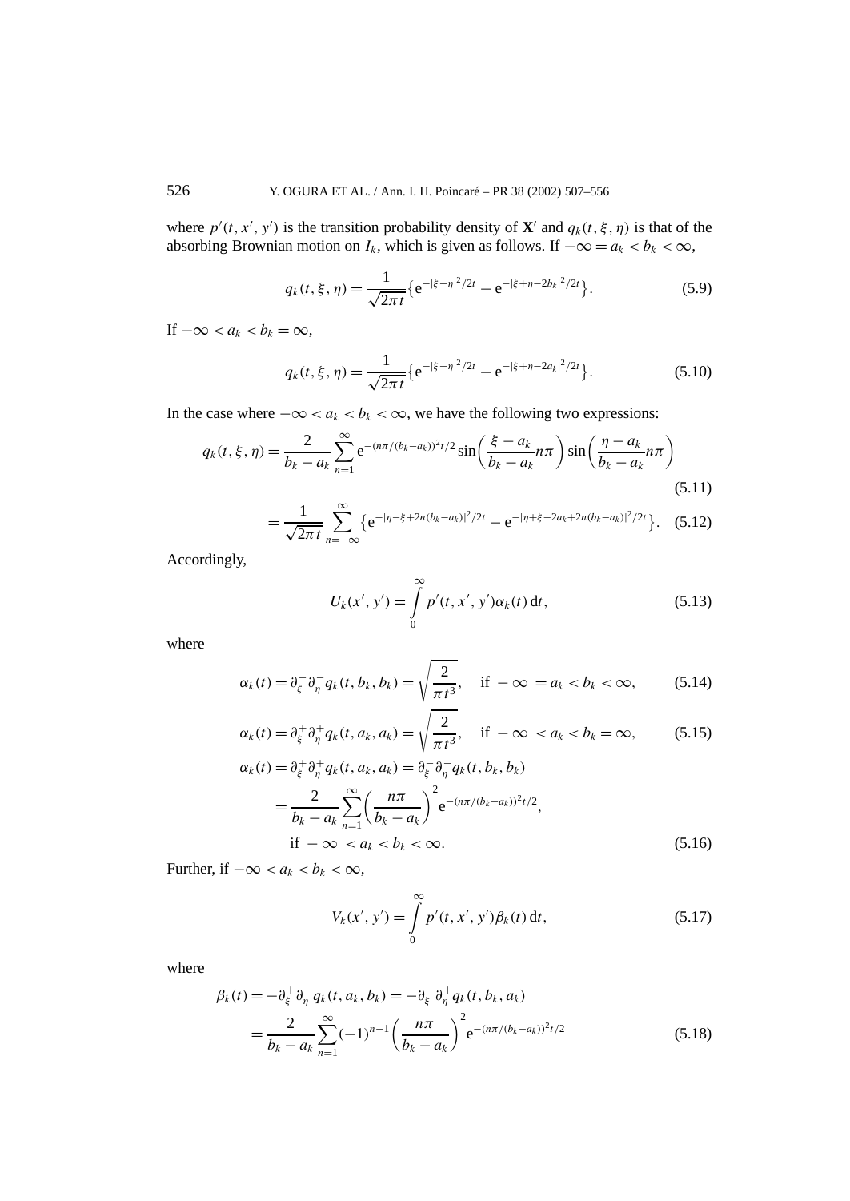where $p'(t, x', y')$ is the transition probability density of $\mathbf{X}'$ and $q_k(t, \xi, \eta)$ is that of the absorbing Brownian motion on $I_k$, which is given as follows. If $-\infty = a_k < b_k < \infty$,

$$q_k(t, \xi, \eta) = \frac{1}{\sqrt{2\pi t}} \left\{ \mathrm{e}^{-|\xi-\eta|^2/2t} - \mathrm{e}^{-|\xi+\eta-2b_k|^2/2t} \right\}. \tag{5.9}$$

If $-\infty < a_k < b_k = \infty$,

$$q_k(t, \xi, \eta) = \frac{1}{\sqrt{2\pi t}} \left\{ \mathrm{e}^{-|\xi-\eta|^2/2t} - \mathrm{e}^{-|\xi+\eta-2a_k|^2/2t} \right\}. \tag{5.10}$$

In the case where $-\infty < a_k < b_k < \infty$, we have the following two expressions:

$$q_k(t, \xi, \eta) = \frac{2}{b_k - a_k} \sum_{n=1}^{\infty} \mathrm{e}^{-(n\pi/(b_k-a_k))^2 t/2} \sin\left( \frac{\xi - a_k}{b_k - a_k} n\pi \right) \sin\left( \frac{\eta - a_k}{b_k - a_k} n\pi \right) \tag{5.11}$$

$$= \frac{1}{\sqrt{2\pi t}} \sum_{n=-\infty}^{\infty} \left\{ \mathrm{e}^{-|\eta-\xi+2n(b_k-a_k)|^2/2t} - \mathrm{e}^{-|\eta+\xi-2a_k+2n(b_k-a_k)|^2/2t} \right\}. \tag{5.12}$$

Accordingly,

$$U_k(x', y') = \int_0^\infty p'(t, x', y') \alpha_k(t) \, \mathrm{d}t, \tag{5.13}$$

where

$$\alpha_k(t) = \partial_\xi^- \partial_\eta^- q_k(t, b_k, b_k) = \sqrt{\frac{2}{\pi t^3}}, \quad \text{if } -\infty = a_k < b_k < \infty, \tag{5.14}$$

$$\alpha_k(t) = \partial_\xi^+ \partial_\eta^+ q_k(t, a_k, a_k) = \sqrt{\frac{2}{\pi t^3}}, \quad \text{if } -\infty < a_k < b_k = \infty, \tag{5.15}$$

$$\begin{aligned} \alpha_k(t) &= \partial_\xi^+ \partial_\eta^+ q_k(t, a_k, a_k) = \partial_\xi^- \partial_\eta^- q_k(t, b_k, b_k) \\ &= \frac{2}{b_k - a_k} \sum_{n=1}^{\infty} \left( \frac{n\pi}{b_k - a_k} \right)^2 \mathrm{e}^{-(n\pi/(b_k-a_k))^2 t/2}, \\ &\quad \text{if } -\infty < a_k < b_k < \infty. \end{aligned} \tag{5.16}$$

Further, if $-\infty < a_k < b_k < \infty$,

$$V_k(x', y') = \int_0^\infty p'(t, x', y') \beta_k(t) \, \mathrm{d}t, \tag{5.17}$$

where

$$\begin{aligned} \beta_k(t) &= -\partial_\xi^+ \partial_\eta^- q_k(t, a_k, b_k) = -\partial_\xi^- \partial_\eta^+ q_k(t, b_k, a_k) \\ &= \frac{2}{b_k - a_k} \sum_{n=1}^{\infty} (-1)^{n-1} \left( \frac{n\pi}{b_k - a_k} \right)^2 \mathrm{e}^{-(n\pi/(b_k-a_k))^2 t/2} \end{aligned} \tag{5.18}$$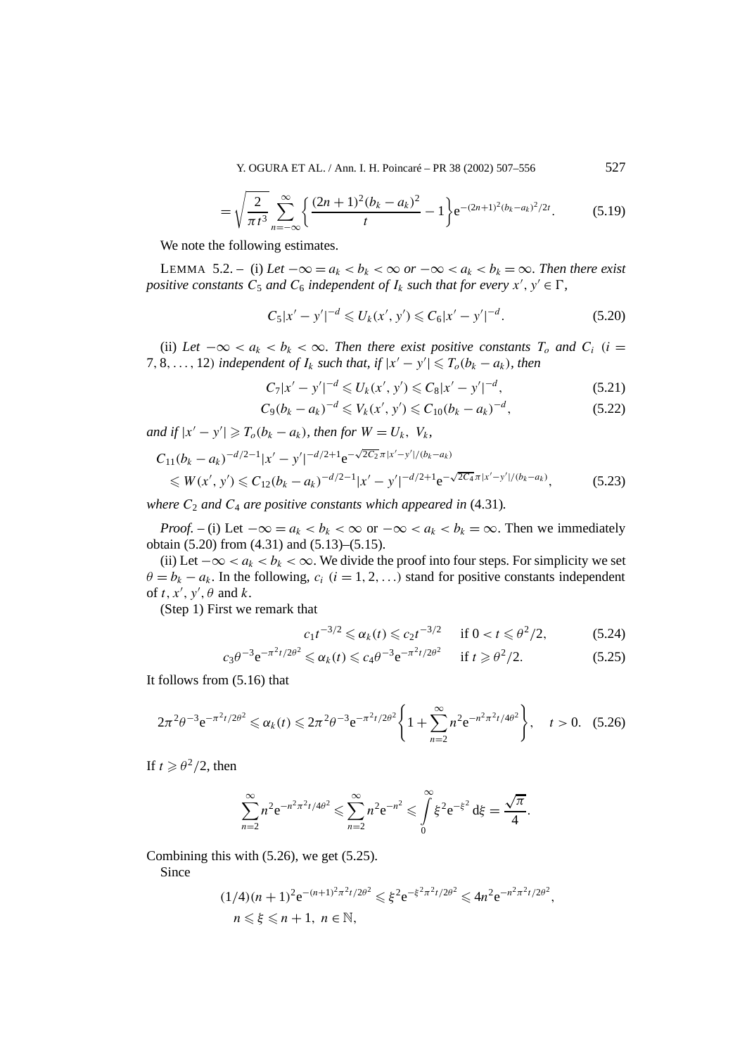$$= \sqrt{\frac{2}{\pi t^3}} \sum_{n=-\infty}^{\infty} \left\{ \frac{(2n+1)^2(b_k - a_k)^2}{t} - 1 \right\} \mathrm{e}^{-(2n+1)^2(b_k-a_k)^2/2t}. \tag{5.19}$$

We note the following estimates.

LEMMA 5.2. – (i) *Let $-\infty = a_k < b_k < \infty$ or $-\infty < a_k < b_k = \infty$. Then there exist positive constants $C_5$ and $C_6$ independent of $I_k$ such that for every $x', y' \in \Gamma$,*

$$C_5|x' - y'|^{-d} \leqslant U_k(x', y') \leqslant C_6|x' - y'|^{-d}. \tag{5.20}$$

(ii) *Let $-\infty < a_k < b_k < \infty$. Then there exist positive constants $T_o$ and $C_i$ ($i = 7, 8, \ldots, 12$) independent of $I_k$ such that, if $|x' - y'| \leqslant T_o(b_k - a_k)$, then*

$$C_7|x' - y'|^{-d} \leqslant U_k(x', y') \leqslant C_8|x' - y'|^{-d}, \tag{5.21}$$

$$C_9(b_k - a_k)^{-d} \leqslant V_k(x', y') \leqslant C_{10}(b_k - a_k)^{-d}, \tag{5.22}$$

*and if $|x' - y'| \geqslant T_o(b_k - a_k)$, then for $W = U_k,\ V_k$,*

$$\begin{aligned} &C_{11}(b_k - a_k)^{-d/2-1}|x' - y'|^{-d/2+1}\mathrm{e}^{-\sqrt{2C_2}\pi|x'-y'|/(b_k-a_k)} \\ &\quad \leqslant W(x', y') \leqslant C_{12}(b_k - a_k)^{-d/2-1}|x' - y'|^{-d/2+1}\mathrm{e}^{-\sqrt{2C_4}\pi|x'-y'|/(b_k-a_k)}, \end{aligned} \tag{5.23}$$

*where $C_2$ and $C_4$ are positive constants which appeared in* (4.31)*.*

*Proof.* – (i) Let $-\infty = a_k < b_k < \infty$ or $-\infty < a_k < b_k = \infty$. Then we immediately obtain (5.20) from (4.31) and (5.13)–(5.15).

(ii) Let $-\infty < a_k < b_k < \infty$. We divide the proof into four steps. For simplicity we set $\theta = b_k - a_k$. In the following, $c_i$ ($i = 1, 2, \ldots$) stand for positive constants independent of $t, x', y', \theta$ and $k$.

(Step 1) First we remark that

$$c_1 t^{-3/2} \leqslant \alpha_k(t) \leqslant c_2 t^{-3/2} \quad \text{ if } 0 < t \leqslant \theta^2/2, \tag{5.24}$$

$$c_3\theta^{-3}\mathrm{e}^{-\pi^2 t/2\theta^2} \leqslant \alpha_k(t) \leqslant c_4\theta^{-3}\mathrm{e}^{-\pi^2 t/2\theta^2} \quad \text{ if } t \geqslant \theta^2/2. \tag{5.25}$$

It follows from (5.16) that

$$2\pi^2\theta^{-3}\mathrm{e}^{-\pi^2 t/2\theta^2} \leqslant \alpha_k(t) \leqslant 2\pi^2\theta^{-3}\mathrm{e}^{-\pi^2 t/2\theta^2}\left\{1 + \sum_{n=2}^{\infty} n^2\mathrm{e}^{-n^2\pi^2 t/4\theta^2}\right\}, \quad t > 0. \tag{5.26}$$

If $t \geqslant \theta^2/2$, then

$$\sum_{n=2}^{\infty} n^2\mathrm{e}^{-n^2\pi^2 t/4\theta^2} \leqslant \sum_{n=2}^{\infty} n^2\mathrm{e}^{-n^2} \leqslant \int_0^{\infty} \xi^2\mathrm{e}^{-\xi^2}\,\mathrm{d}\xi = \frac{\sqrt{\pi}}{4}.$$

Combining this with (5.26), we get (5.25).

Since

$$\begin{aligned} &(1/4)(n+1)^2\mathrm{e}^{-(n+1)^2\pi^2 t/2\theta^2} \leqslant \xi^2\mathrm{e}^{-\xi^2\pi^2 t/2\theta^2} \leqslant 4n^2\mathrm{e}^{-n^2\pi^2 t/2\theta^2}, \\ &n \leqslant \xi \leqslant n+1,\ n \in \mathbb{N}, \end{aligned}$$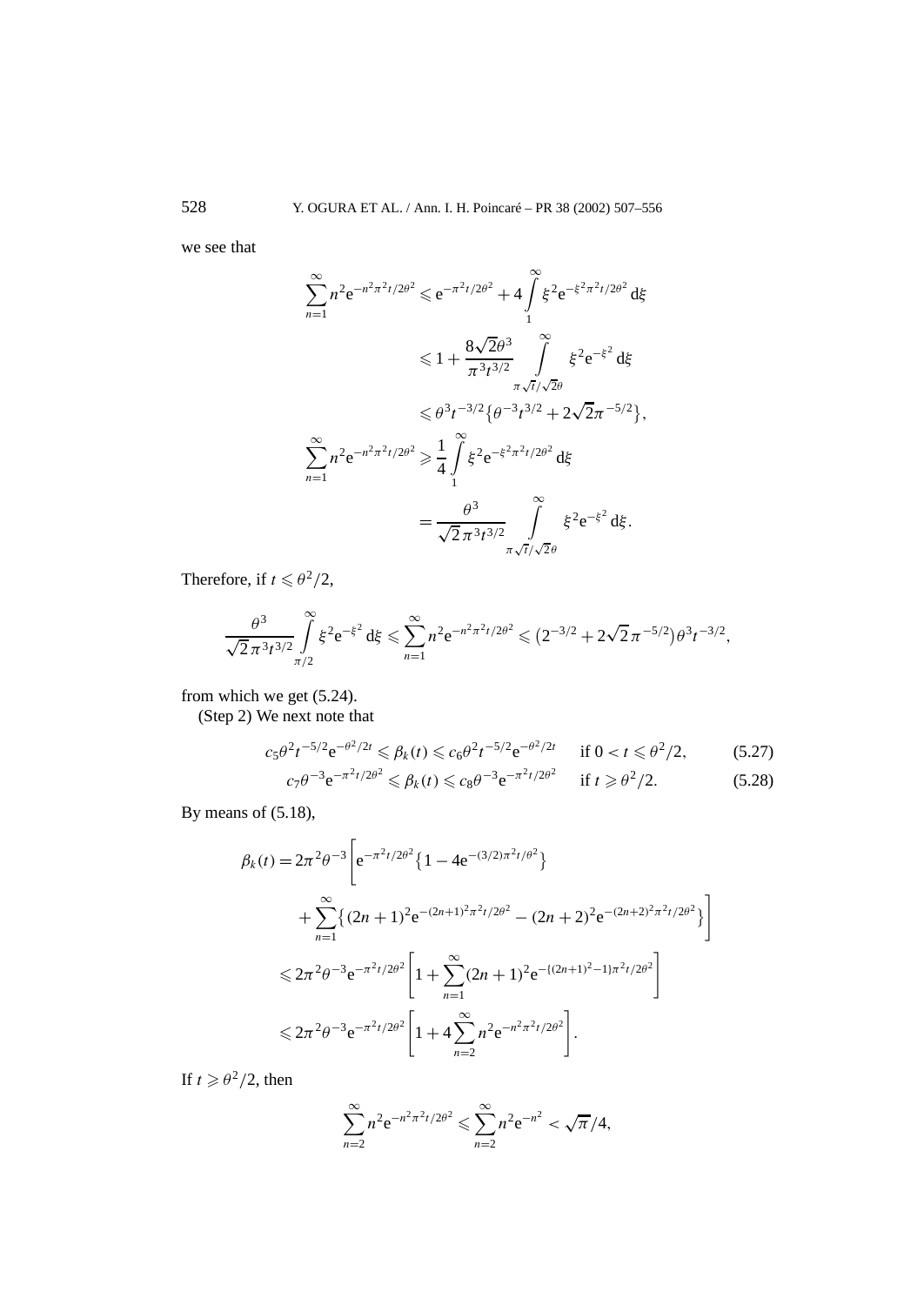we see that

$$\sum_{n=1}^{\infty} n^2 e^{-n^2\pi^2 t/2\theta^2} \leqslant e^{-\pi^2 t/2\theta^2} + 4\int_1^{\infty} \xi^2 e^{-\xi^2\pi^2 t/2\theta^2}\, d\xi$$

$$\leqslant 1 + \frac{8\sqrt{2}\theta^3}{\pi^3 t^{3/2}} \int_{\pi\sqrt{t}/\sqrt{2}\theta}^{\infty} \xi^2 e^{-\xi^2}\, d\xi$$

$$\leqslant \theta^3 t^{-3/2}\{\theta^{-3} t^{3/2} + 2\sqrt{2}\pi^{-5/2}\},$$

$$\sum_{n=1}^{\infty} n^2 e^{-n^2\pi^2 t/2\theta^2} \geqslant \frac{1}{4}\int_1^{\infty} \xi^2 e^{-\xi^2\pi^2 t/2\theta^2}\, d\xi$$

$$= \frac{\theta^3}{\sqrt{2}\,\pi^3 t^{3/2}} \int_{\pi\sqrt{t}/\sqrt{2}\theta}^{\infty} \xi^2 e^{-\xi^2}\, d\xi.$$

Therefore, if $t \leqslant \theta^2/2$,

$$\frac{\theta^3}{\sqrt{2}\,\pi^3 t^{3/2}} \int_{\pi/2}^{\infty} \xi^2 e^{-\xi^2}\, d\xi \leqslant \sum_{n=1}^{\infty} n^2 e^{-n^2\pi^2 t/2\theta^2} \leqslant \left(2^{-3/2} + 2\sqrt{2}\,\pi^{-5/2}\right)\theta^3 t^{-3/2},$$

from which we get (5.24).

(Step 2) We next note that

$$c_5\theta^2 t^{-5/2} e^{-\theta^2/2t} \leqslant \beta_k(t) \leqslant c_6\theta^2 t^{-5/2} e^{-\theta^2/2t} \quad \text{if } 0 < t \leqslant \theta^2/2, \tag{5.27}$$

$$c_7\theta^{-3} e^{-\pi^2 t/2\theta^2} \leqslant \beta_k(t) \leqslant c_8\theta^{-3} e^{-\pi^2 t/2\theta^2} \quad \text{if } t \geqslant \theta^2/2. \tag{5.28}$$

By means of (5.18),

$$\beta_k(t) = 2\pi^2\theta^{-3}\Bigg[e^{-\pi^2 t/2\theta^2}\{1 - 4e^{-(3/2)\pi^2 t/\theta^2}\}$$

$$+ \sum_{n=1}^{\infty}\{(2n+1)^2 e^{-(2n+1)^2\pi^2 t/2\theta^2} - (2n+2)^2 e^{-(2n+2)^2\pi^2 t/2\theta^2}\}\Bigg]$$

$$\leqslant 2\pi^2\theta^{-3} e^{-\pi^2 t/2\theta^2}\left[1 + \sum_{n=1}^{\infty}(2n+1)^2 e^{-\{(2n+1)^2-1\}\pi^2 t/2\theta^2}\right]$$

$$\leqslant 2\pi^2\theta^{-3} e^{-\pi^2 t/2\theta^2}\left[1 + 4\sum_{n=2}^{\infty} n^2 e^{-n^2\pi^2 t/2\theta^2}\right].$$

If $t \geqslant \theta^2/2$, then

$$\sum_{n=2}^{\infty} n^2 e^{-n^2\pi^2 t/2\theta^2} \leqslant \sum_{n=2}^{\infty} n^2 e^{-n^2} < \sqrt{\pi}/4,$$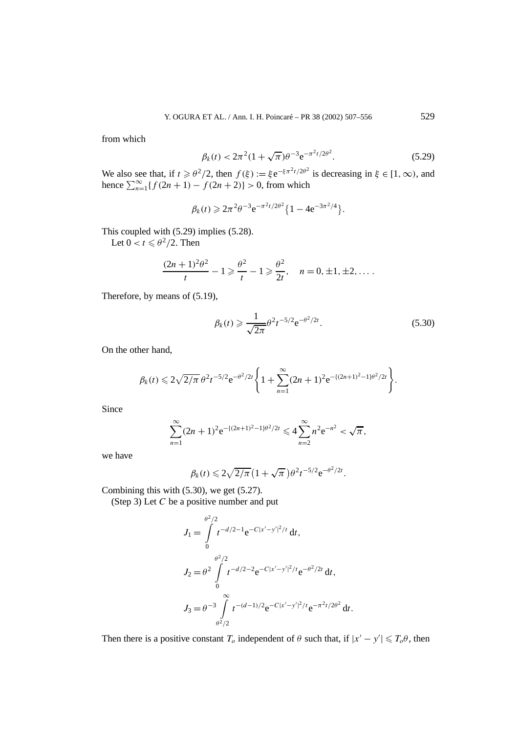from which

$$\beta_k(t) < 2\pi^2(1+\sqrt{\pi})\theta^{-3}\mathrm{e}^{-\pi^2 t/2\theta^2}. \tag{5.29}$$

We also see that, if $t \geqslant \theta^2/2$, then $f(\xi) := \xi \mathrm{e}^{-\xi\pi^2 t/2\theta^2}$ is decreasing in $\xi \in [1,\infty)$, and hence $\sum_{n=1}^{\infty}\{f(2n+1) - f(2n+2)\} > 0$, from which

$$\beta_k(t) \geqslant 2\pi^2\theta^{-3}\mathrm{e}^{-\pi^2 t/2\theta^2}\left\{1 - 4\mathrm{e}^{-3\pi^2/4}\right\}.$$

This coupled with (5.29) implies (5.28).

Let $0 < t \leqslant \theta^2/2$. Then

$$\frac{(2n+1)^2\theta^2}{t} - 1 \geqslant \frac{\theta^2}{t} - 1 \geqslant \frac{\theta^2}{2t}, \quad n = 0, \pm 1, \pm 2, \ldots.$$

Therefore, by means of (5.19),

$$\beta_k(t) \geqslant \frac{1}{\sqrt{2\pi}}\theta^2 t^{-5/2}\mathrm{e}^{-\theta^2/2t}. \tag{5.30}$$

On the other hand,

$$\beta_k(t) \leqslant 2\sqrt{2/\pi}\,\theta^2 t^{-5/2}\mathrm{e}^{-\theta^2/2t}\left\{1 + \sum_{n=1}^{\infty}(2n+1)^2\mathrm{e}^{-\{(2n+1)^2-1\}\theta^2/2t}\right\}.$$

Since

$$\sum_{n=1}^{\infty}(2n+1)^2\mathrm{e}^{-\{(2n+1)^2-1\}\theta^2/2t} \leqslant 4\sum_{n=2}^{\infty}n^2\mathrm{e}^{-n^2} < \sqrt{\pi},$$

we have

$$\beta_k(t) \leqslant 2\sqrt{2/\pi}\,(1+\sqrt{\pi})\theta^2 t^{-5/2}\mathrm{e}^{-\theta^2/2t}.$$

Combining this with (5.30), we get (5.27).

(Step 3) Let $C$ be a positive number and put

$$J_1 = \int_0^{\theta^2/2} t^{-d/2-1}\mathrm{e}^{-C|x'-y'|^2/t}\,\mathrm{d}t,$$

$$J_2 = \theta^2\int_0^{\theta^2/2} t^{-d/2-2}\mathrm{e}^{-C|x'-y'|^2/t}\mathrm{e}^{-\theta^2/2t}\,\mathrm{d}t,$$

$$J_3 = \theta^{-3}\int_{\theta^2/2}^{\infty} t^{-(d-1)/2}\mathrm{e}^{-C|x'-y'|^2/t}\mathrm{e}^{-\pi^2 t/2\theta^2}\,\mathrm{d}t.$$

Then there is a positive constant $T_o$ independent of $\theta$ such that, if $|x'-y'| \leqslant T_o\theta$, then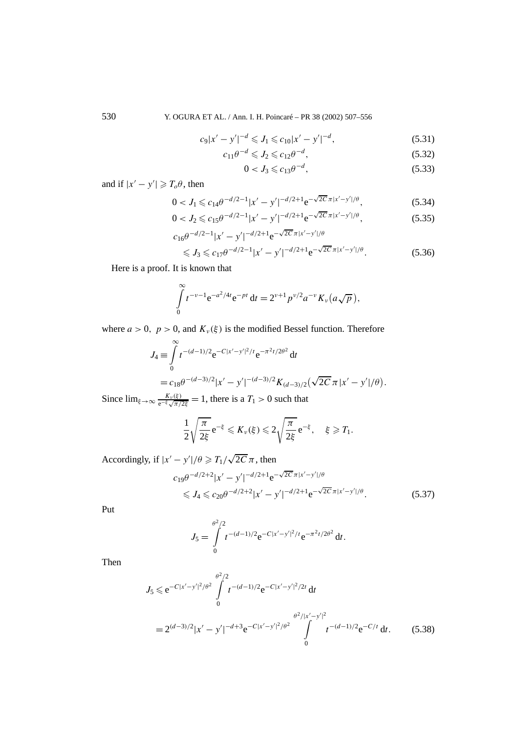$$c_9|x'-y'|^{-d} \leqslant J_1 \leqslant c_{10}|x'-y'|^{-d}, \tag{5.31}$$

$$c_{11}\theta^{-d} \leqslant J_2 \leqslant c_{12}\theta^{-d}, \tag{5.32}$$

$$0 < J_3 \leqslant c_{13}\theta^{-d}, \tag{5.33}$$

and if $|x'-y'| \geqslant T_o\theta$, then

$$0 < J_1 \leqslant c_{14}\theta^{-d/2-1}|x'-y'|^{-d/2+1}\mathrm{e}^{-\sqrt{2C}\,\pi|x'-y'|/\theta}, \tag{5.34}$$

$$0 < J_2 \leqslant c_{15}\theta^{-d/2-1}|x'-y'|^{-d/2+1}\mathrm{e}^{-\sqrt{2C}\,\pi|x'-y'|/\theta}, \tag{5.35}$$

$$c_{16}\theta^{-d/2-1}|x'-y'|^{-d/2+1}\mathrm{e}^{-\sqrt{2C}\,\pi|x'-y'|/\theta} \leqslant J_3 \leqslant c_{17}\theta^{-d/2-1}|x'-y'|^{-d/2+1}\mathrm{e}^{-\sqrt{2C}\,\pi|x'-y'|/\theta}. \tag{5.36}$$

Here is a proof. It is known that

$$\int_0^\infty t^{-\nu-1}\mathrm{e}^{-a^2/4t}\mathrm{e}^{-pt}\,\mathrm{d}t = 2^{\nu+1}p^{\nu/2}a^{-\nu}K_\nu\big(a\sqrt{p}\big),$$

where $a>0,\ p>0$, and $K_\nu(\xi)$ is the modified Bessel function. Therefore

$$J_4 \equiv \int_0^\infty t^{-(d-1)/2}\mathrm{e}^{-C|x'-y'|^2/t}\mathrm{e}^{-\pi^2 t/2\theta^2}\,\mathrm{d}t$$
$$= c_{18}\theta^{-(d-3)/2}|x'-y'|^{-(d-3)/2}K_{(d-3)/2}\big(\sqrt{2C}\,\pi|x'-y'|/\theta\big).$$

Since $\lim_{\xi\to\infty}\frac{K_\nu(\xi)}{\mathrm{e}^{-\xi}\sqrt{\pi/2\xi}} = 1$, there is a $T_1>0$ such that

$$\frac{1}{2}\sqrt{\frac{\pi}{2\xi}}\,\mathrm{e}^{-\xi} \leqslant K_\nu(\xi) \leqslant 2\sqrt{\frac{\pi}{2\xi}}\,\mathrm{e}^{-\xi}, \quad \xi \geqslant T_1.$$

Accordingly, if $|x'-y'|/\theta \geqslant T_1/\sqrt{2C}\,\pi$, then

$$c_{19}\theta^{-d/2+2}|x'-y'|^{-d/2+1}\mathrm{e}^{-\sqrt{2C}\,\pi|x'-y'|/\theta} \leqslant J_4 \leqslant c_{20}\theta^{-d/2+2}|x'-y'|^{-d/2+1}\mathrm{e}^{-\sqrt{2C}\,\pi|x'-y'|/\theta}. \tag{5.37}$$

Put

$$J_5 = \int_0^{\theta^2/2} t^{-(d-1)/2}\mathrm{e}^{-C|x'-y'|^2/t}\mathrm{e}^{-\pi^2 t/2\theta^2}\,\mathrm{d}t.$$

Then

$$J_5 \leqslant \mathrm{e}^{-C|x'-y'|^2/\theta^2}\int_0^{\theta^2/2} t^{-(d-1)/2}\mathrm{e}^{-C|x'-y'|^2/2t}\,\mathrm{d}t$$
$$= 2^{(d-3)/2}|x'-y'|^{-d+3}\mathrm{e}^{-C|x'-y'|^2/\theta^2}\int_0^{\theta^2/|x'-y'|^2} t^{-(d-1)/2}\mathrm{e}^{-C/t}\,\mathrm{d}t. \tag{5.38}$$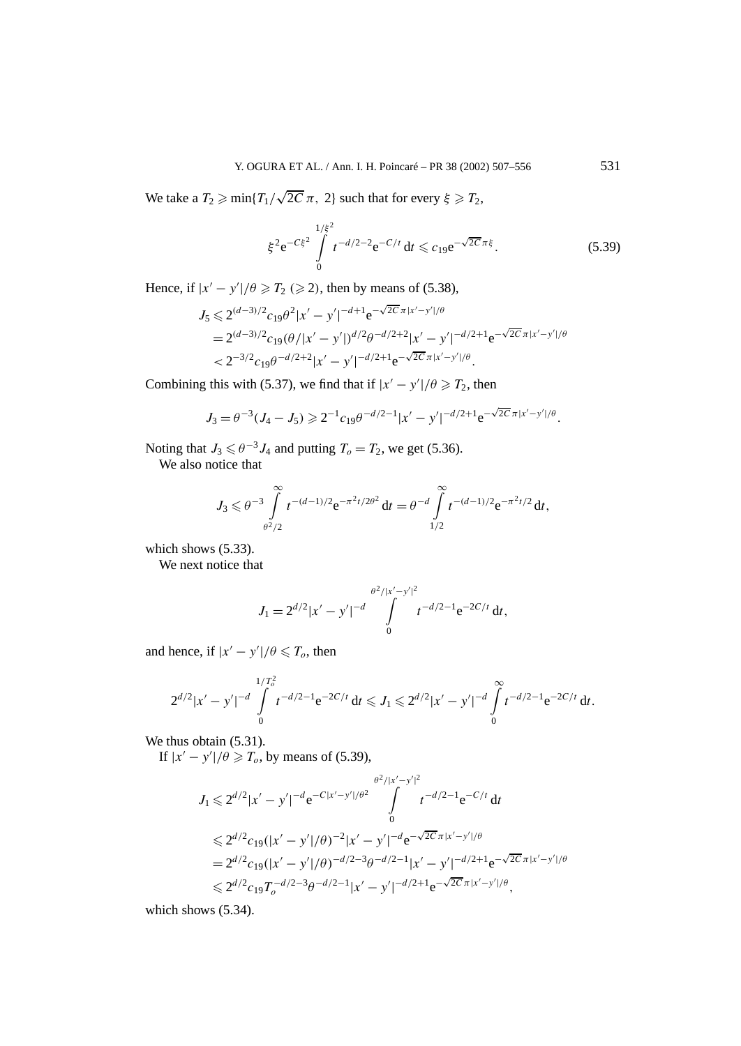We take a $T_2 \geqslant \min\{T_1/\sqrt{2C}\,\pi,\ 2\}$ such that for every $\xi \geqslant T_2$,

$$\xi^2 \mathrm{e}^{-C\xi^2} \int_0^{1/\xi^2} t^{-d/2-2} \mathrm{e}^{-C/t}\,\mathrm{d}t \leqslant c_{19} \mathrm{e}^{-\sqrt{2C}\,\pi\xi}. \tag{5.39}$$

Hence, if $|x'-y'|/\theta \geqslant T_2$ ($\geqslant 2$), then by means of (5.38),

$$\begin{aligned}
J_5 &\leqslant 2^{(d-3)/2} c_{19} \theta^2 |x'-y'|^{-d+1} \mathrm{e}^{-\sqrt{2C}\,\pi|x'-y'|/\theta} \\
&= 2^{(d-3)/2} c_{19} (\theta/|x'-y'|)^{d/2} \theta^{-d/2+2} |x'-y'|^{-d/2+1} \mathrm{e}^{-\sqrt{2C}\,\pi|x'-y'|/\theta} \\
&< 2^{-3/2} c_{19} \theta^{-d/2+2} |x'-y'|^{-d/2+1} \mathrm{e}^{-\sqrt{2C}\,\pi|x'-y'|/\theta}.
\end{aligned}$$

Combining this with (5.37), we find that if $|x'-y'|/\theta \geqslant T_2$, then

$$J_3 = \theta^{-3}(J_4 - J_5) \geqslant 2^{-1} c_{19} \theta^{-d/2-1} |x'-y'|^{-d/2+1} \mathrm{e}^{-\sqrt{2C}\,\pi|x'-y'|/\theta}.$$

Noting that $J_3 \leqslant \theta^{-3} J_4$ and putting $T_o = T_2$, we get (5.36).

We also notice that

$$J_3 \leqslant \theta^{-3} \int_{\theta^2/2}^{\infty} t^{-(d-1)/2} \mathrm{e}^{-\pi^2 t/2\theta^2}\,\mathrm{d}t = \theta^{-d} \int_{1/2}^{\infty} t^{-(d-1)/2} \mathrm{e}^{-\pi^2 t/2}\,\mathrm{d}t,$$

which shows (5.33).

We next notice that

$$J_1 = 2^{d/2} |x'-y'|^{-d} \int_0^{\theta^2/|x'-y'|^2} t^{-d/2-1} \mathrm{e}^{-2C/t}\,\mathrm{d}t,$$

and hence, if $|x'-y'|/\theta \leqslant T_o$, then

$$2^{d/2} |x'-y'|^{-d} \int_0^{1/T_o^2} t^{-d/2-1} \mathrm{e}^{-2C/t}\,\mathrm{d}t \leqslant J_1 \leqslant 2^{d/2} |x'-y'|^{-d} \int_0^{\infty} t^{-d/2-1} \mathrm{e}^{-2C/t}\,\mathrm{d}t.$$

We thus obtain (5.31).

If $|x'-y'|/\theta \geqslant T_o$, by means of (5.39),

$$\begin{aligned}
J_1 &\leqslant 2^{d/2} |x'-y'|^{-d} \mathrm{e}^{-C|x'-y'|/\theta^2} \int_0^{\theta^2/|x'-y'|^2} t^{-d/2-1} \mathrm{e}^{-C/t}\,\mathrm{d}t \\
&\leqslant 2^{d/2} c_{19} (|x'-y'|/\theta)^{-2} |x'-y'|^{-d} \mathrm{e}^{-\sqrt{2C}\,\pi|x'-y'|/\theta} \\
&= 2^{d/2} c_{19} (|x'-y'|/\theta)^{-d/2-3} \theta^{-d/2-1} |x'-y'|^{-d/2+1} \mathrm{e}^{-\sqrt{2C}\,\pi|x'-y'|/\theta} \\
&\leqslant 2^{d/2} c_{19} T_o^{-d/2-3} \theta^{-d/2-1} |x'-y'|^{-d/2+1} \mathrm{e}^{-\sqrt{2C}\,\pi|x'-y'|/\theta},
\end{aligned}$$

which shows (5.34).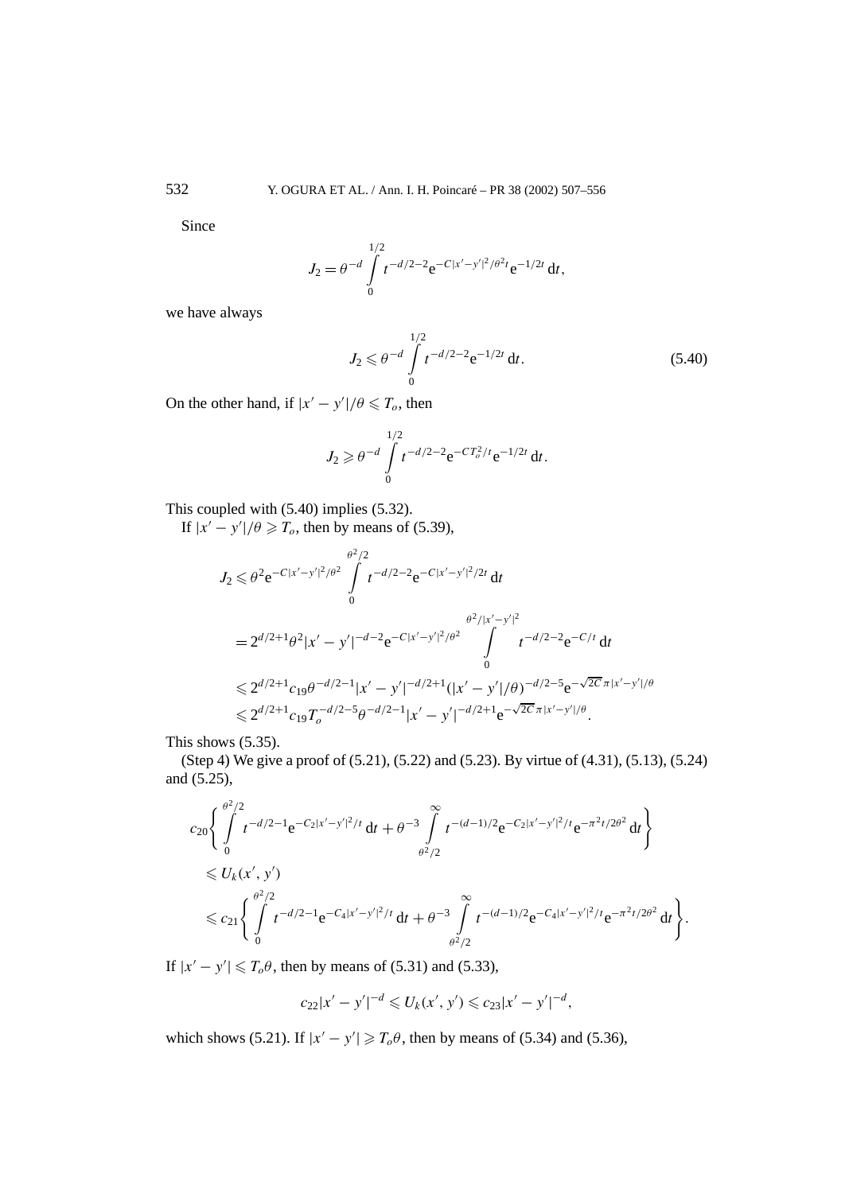Since

$$J_2 = \theta^{-d} \int_0^{1/2} t^{-d/2-2} \mathrm{e}^{-C|x'-y'|^2/\theta^2 t} \mathrm{e}^{-1/2t} \, \mathrm{d}t,$$

we have always

$$J_2 \leqslant \theta^{-d} \int_0^{1/2} t^{-d/2-2} \mathrm{e}^{-1/2t} \, \mathrm{d}t. \tag{5.40}$$

On the other hand, if $|x'-y'|/\theta \leqslant T_o$, then

$$J_2 \geqslant \theta^{-d} \int_0^{1/2} t^{-d/2-2} \mathrm{e}^{-CT_o^2/t} \mathrm{e}^{-1/2t} \, \mathrm{d}t.$$

This coupled with (5.40) implies (5.32).

If $|x'-y'|/\theta \geqslant T_o$, then by means of (5.39),

$$\begin{aligned}
J_2 &\leqslant \theta^2 \mathrm{e}^{-C|x'-y'|^2/\theta^2} \int_0^{\theta^2/2} t^{-d/2-2} \mathrm{e}^{-C|x'-y'|^2/2t} \, \mathrm{d}t \\
&= 2^{d/2+1} \theta^2 |x'-y'|^{-d-2} \mathrm{e}^{-C|x'-y'|^2/\theta^2} \int_0^{\theta^2/|x'-y'|^2} t^{-d/2-2} \mathrm{e}^{-C/t} \, \mathrm{d}t \\
&\leqslant 2^{d/2+1} c_{19} \theta^{-d/2-1} |x'-y'|^{-d/2+1} (|x'-y'|/\theta)^{-d/2-5} \mathrm{e}^{-\sqrt{2C}\pi|x'-y'|/\theta} \\
&\leqslant 2^{d/2+1} c_{19} T_o^{-d/2-5} \theta^{-d/2-1} |x'-y'|^{-d/2+1} \mathrm{e}^{-\sqrt{2C}\pi|x'-y'|/\theta}.
\end{aligned}$$

This shows (5.35).

(Step 4) We give a proof of (5.21), (5.22) and (5.23). By virtue of (4.31), (5.13), (5.24) and (5.25),

$$\begin{aligned}
&c_{20} \left\{ \int_0^{\theta^2/2} t^{-d/2-1} \mathrm{e}^{-C_2|x'-y'|^2/t} \, \mathrm{d}t + \theta^{-3} \int_{\theta^2/2}^{\infty} t^{-(d-1)/2} \mathrm{e}^{-C_2|x'-y'|^2/t} \mathrm{e}^{-\pi^2 t/2\theta^2} \, \mathrm{d}t \right\} \\
&\leqslant U_k(x', y') \\
&\leqslant c_{21} \left\{ \int_0^{\theta^2/2} t^{-d/2-1} \mathrm{e}^{-C_4|x'-y'|^2/t} \, \mathrm{d}t + \theta^{-3} \int_{\theta^2/2}^{\infty} t^{-(d-1)/2} \mathrm{e}^{-C_4|x'-y'|^2/t} \mathrm{e}^{-\pi^2 t/2\theta^2} \, \mathrm{d}t \right\}.
\end{aligned}$$

If $|x'-y'| \leqslant T_o \theta$, then by means of (5.31) and (5.33),

$$c_{22}|x'-y'|^{-d} \leqslant U_k(x', y') \leqslant c_{23}|x'-y'|^{-d},$$

which shows (5.21). If $|x'-y'| \geqslant T_o \theta$, then by means of (5.34) and (5.36),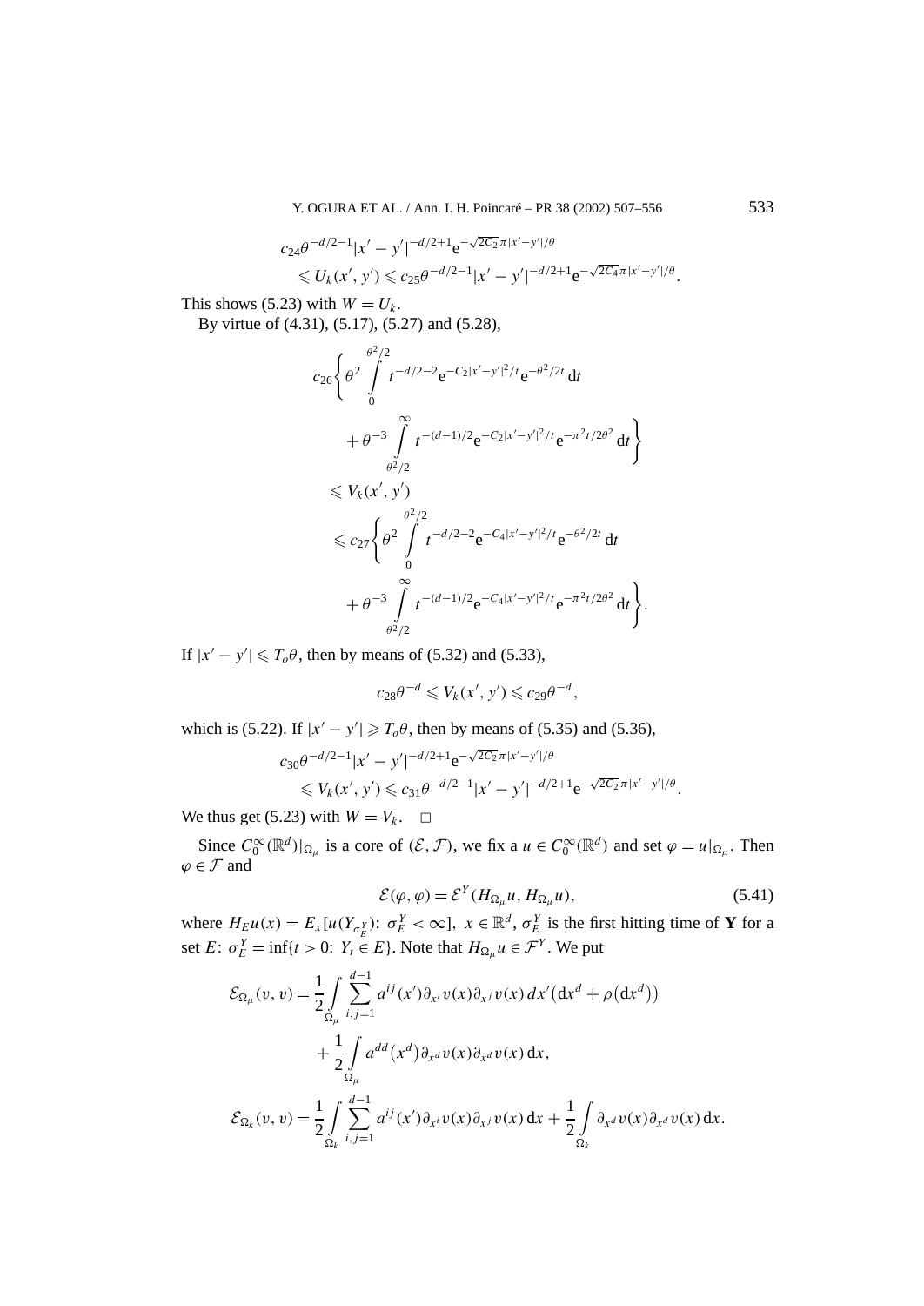$$
\begin{aligned}
&c_{24}\theta^{-d/2-1}|x'-y'|^{-d/2+1}\mathrm{e}^{-\sqrt{2C_2}\,\pi|x'-y'|/\theta}\\
&\quad\leqslant U_k(x',y')\leqslant c_{25}\theta^{-d/2-1}|x'-y'|^{-d/2+1}\mathrm{e}^{-\sqrt{2C_4}\,\pi|x'-y'|/\theta}.
\end{aligned}
$$

This shows (5.23) with $W=U_k$.

By virtue of (4.31), (5.17), (5.27) and (5.28),

$$
\begin{aligned}
&c_{26}\Biggl\{\theta^2\int_0^{\theta^2/2}t^{-d/2-2}\mathrm{e}^{-C_2|x'-y'|^2/t}\mathrm{e}^{-\theta^2/2t}\,\mathrm{d}t\\
&\qquad+\theta^{-3}\int_{\theta^2/2}^{\infty}t^{-(d-1)/2}\mathrm{e}^{-C_2|x'-y'|^2/t}\mathrm{e}^{-\pi^2t/2\theta^2}\,\mathrm{d}t\Biggr\}\\
&\leqslant V_k(x',y')\\
&\leqslant c_{27}\Biggl\{\theta^2\int_0^{\theta^2/2}t^{-d/2-2}\mathrm{e}^{-C_4|x'-y'|^2/t}\mathrm{e}^{-\theta^2/2t}\,\mathrm{d}t\\
&\qquad+\theta^{-3}\int_{\theta^2/2}^{\infty}t^{-(d-1)/2}\mathrm{e}^{-C_4|x'-y'|^2/t}\mathrm{e}^{-\pi^2t/2\theta^2}\,\mathrm{d}t\Biggr\}.
\end{aligned}
$$

If $|x'-y'|\leqslant T_o\theta$, then by means of (5.32) and (5.33),

$$
c_{28}\theta^{-d}\leqslant V_k(x',y')\leqslant c_{29}\theta^{-d},
$$

which is (5.22). If $|x'-y'|\geqslant T_o\theta$, then by means of (5.35) and (5.36),

$$
\begin{aligned}
&c_{30}\theta^{-d/2-1}|x'-y'|^{-d/2+1}\mathrm{e}^{-\sqrt{2C_2}\,\pi|x'-y'|/\theta}\\
&\quad\leqslant V_k(x',y')\leqslant c_{31}\theta^{-d/2-1}|x'-y'|^{-d/2+1}\mathrm{e}^{-\sqrt{2C_2}\,\pi|x'-y'|/\theta}.
\end{aligned}
$$

We thus get (5.23) with $W=V_k$. $\Box$

Since $C_0^\infty(\mathbb{R}^d)|_{\Omega_\mu}$ is a core of $(\mathcal{E},\mathcal{F})$, we fix a $u\in C_0^\infty(\mathbb{R}^d)$ and set $\varphi=u|_{\Omega_\mu}$. Then $\varphi\in\mathcal{F}$ and

$$
\mathcal{E}(\varphi,\varphi)=\mathcal{E}^Y(H_{\Omega_\mu}u,H_{\Omega_\mu}u), \tag{5.41}
$$

where $H_Eu(x)=E_x[u(Y_{\sigma_E^Y})\colon \sigma_E^Y<\infty]$, $x\in\mathbb{R}^d$, $\sigma_E^Y$ is the first hitting time of $\mathbf{Y}$ for a set $E$: $\sigma_E^Y=\inf\{t>0\colon Y_t\in E\}$. Note that $H_{\Omega_\mu}u\in\mathcal{F}^Y$. We put

$$
\begin{aligned}
\mathcal{E}_{\Omega_\mu}(v,v)&=\frac{1}{2}\int_{\Omega_\mu}\sum_{i,j=1}^{d-1}a^{ij}(x')\partial_{x^i}v(x)\partial_{x^j}v(x)\,dx'\bigl(\mathrm{d}x^d+\rho\bigl(\mathrm{d}x^d\bigr)\bigr)\\
&\quad+\frac{1}{2}\int_{\Omega_\mu}a^{dd}\bigl(x^d\bigr)\partial_{x^d}v(x)\partial_{x^d}v(x)\,\mathrm{d}x,\\
\mathcal{E}_{\Omega_k}(v,v)&=\frac{1}{2}\int_{\Omega_k}\sum_{i,j=1}^{d-1}a^{ij}(x')\partial_{x^i}v(x)\partial_{x^j}v(x)\,\mathrm{d}x+\frac{1}{2}\int_{\Omega_k}\partial_{x^d}v(x)\partial_{x^d}v(x)\,\mathrm{d}x.
\end{aligned}
$$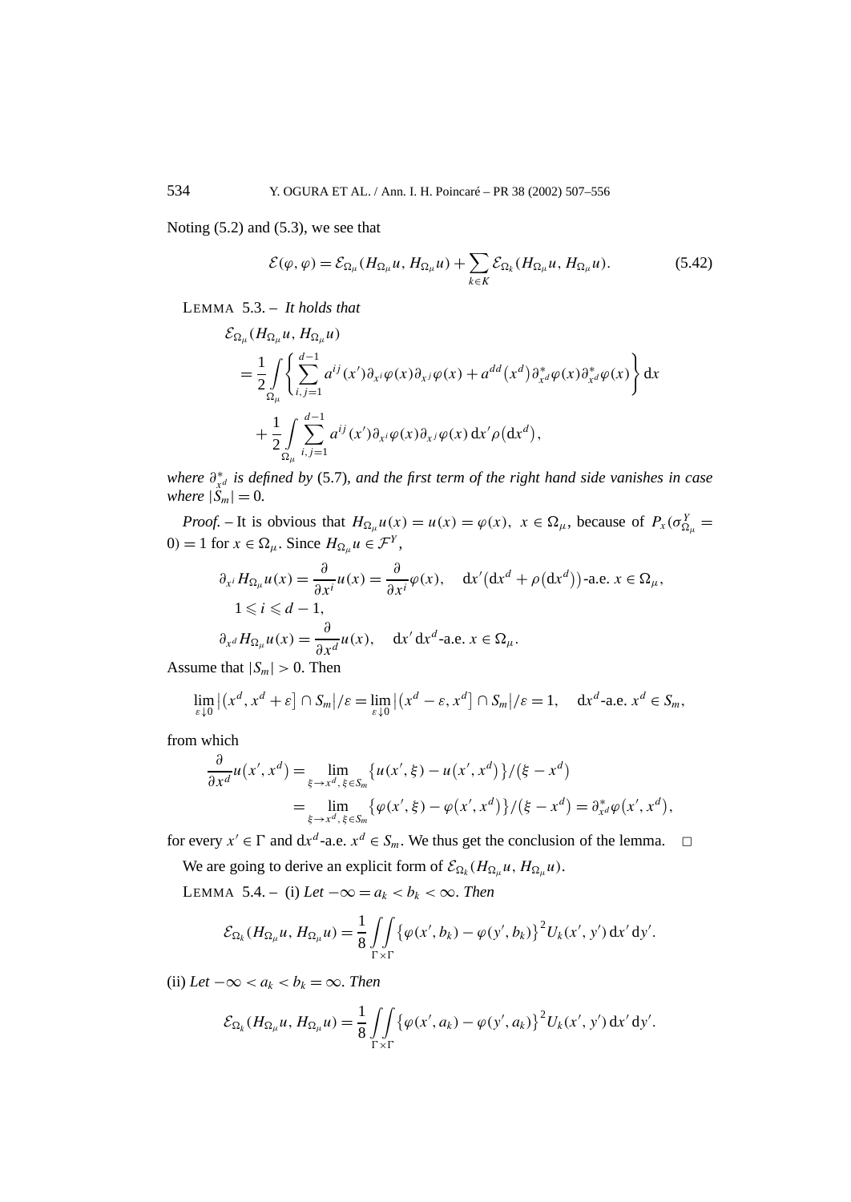Noting (5.2) and (5.3), we see that

$$\mathcal{E}(\varphi,\varphi) = \mathcal{E}_{\Omega_\mu}(H_{\Omega_\mu}u, H_{\Omega_\mu}u) + \sum_{k\in K} \mathcal{E}_{\Omega_k}(H_{\Omega_\mu}u, H_{\Omega_\mu}u). \tag{5.42}$$

LEMMA 5.3. – *It holds that*

$$\begin{aligned}
&\mathcal{E}_{\Omega_\mu}(H_{\Omega_\mu}u, H_{\Omega_\mu}u) \\
&\quad = \frac{1}{2}\int_{\Omega_\mu} \left\{ \sum_{i,j=1}^{d-1} a^{ij}(x')\partial_{x^i}\varphi(x)\partial_{x^j}\varphi(x) + a^{dd}(x^d)\partial^*_{x^d}\varphi(x)\partial^*_{x^d}\varphi(x) \right\} \mathrm{d}x \\
&\qquad + \frac{1}{2}\int_{\Omega_\mu} \sum_{i,j=1}^{d-1} a^{ij}(x')\partial_{x^i}\varphi(x)\partial_{x^j}\varphi(x)\,\mathrm{d}x'\rho(\mathrm{d}x^d),
\end{aligned}$$

*where $\partial^*_{x^d}$ is defined by* (5.7)*, and the first term of the right hand side vanishes in case where $|S_m| = 0$.*

*Proof.* – It is obvious that $H_{\Omega_\mu}u(x) = u(x) = \varphi(x),\ x\in\Omega_\mu$, because of $P_x(\sigma^Y_{\Omega_\mu} = 0) = 1$ for $x\in\Omega_\mu$. Since $H_{\Omega_\mu}u \in \mathcal{F}^Y$,

$$\begin{aligned}
&\partial_{x^i} H_{\Omega_\mu}u(x) = \frac{\partial}{\partial x^i}u(x) = \frac{\partial}{\partial x^i}\varphi(x), \quad \mathrm{d}x'\big(\mathrm{d}x^d + \rho(\mathrm{d}x^d)\big)\text{-a.e. } x\in\Omega_\mu, \\
&\quad 1 \leqslant i \leqslant d-1, \\
&\partial_{x^d} H_{\Omega_\mu}u(x) = \frac{\partial}{\partial x^d}u(x), \quad \mathrm{d}x'\,\mathrm{d}x^d\text{-a.e. } x\in\Omega_\mu.
\end{aligned}$$

Assume that $|S_m| > 0$. Then

$$\lim_{\varepsilon\downarrow 0}\big|(x^d, x^d+\varepsilon]\cap S_m\big|/\varepsilon = \lim_{\varepsilon\downarrow 0}\big|(x^d-\varepsilon, x^d]\cap S_m\big|/\varepsilon = 1, \quad \mathrm{d}x^d\text{-a.e. } x^d\in S_m,$$

from which

$$\begin{aligned}
\frac{\partial}{\partial x^d}u(x', x^d) &= \lim_{\xi\to x^d,\,\xi\in S_m}\big\{u(x',\xi) - u(x', x^d)\big\}/(\xi - x^d) \\
&= \lim_{\xi\to x^d,\,\xi\in S_m}\big\{\varphi(x',\xi) - \varphi(x', x^d)\big\}/(\xi - x^d) = \partial^*_{x^d}\varphi(x', x^d),
\end{aligned}$$

for every $x'\in\Gamma$ and $\mathrm{d}x^d$-a.e. $x^d\in S_m$. We thus get the conclusion of the lemma. $\square$

We are going to derive an explicit form of $\mathcal{E}_{\Omega_k}(H_{\Omega_\mu}u, H_{\Omega_\mu}u)$.

LEMMA 5.4. – (i) *Let $-\infty = a_k < b_k < \infty$. Then*

$$\mathcal{E}_{\Omega_k}(H_{\Omega_\mu}u, H_{\Omega_\mu}u) = \frac{1}{8}\iint_{\Gamma\times\Gamma}\big\{\varphi(x', b_k) - \varphi(y', b_k)\big\}^2 U_k(x', y')\,\mathrm{d}x'\,\mathrm{d}y'.$$

(ii) *Let $-\infty < a_k < b_k = \infty$. Then*

$$\mathcal{E}_{\Omega_k}(H_{\Omega_\mu}u, H_{\Omega_\mu}u) = \frac{1}{8}\iint_{\Gamma\times\Gamma}\big\{\varphi(x', a_k) - \varphi(y', a_k)\big\}^2 U_k(x', y')\,\mathrm{d}x'\,\mathrm{d}y'.$$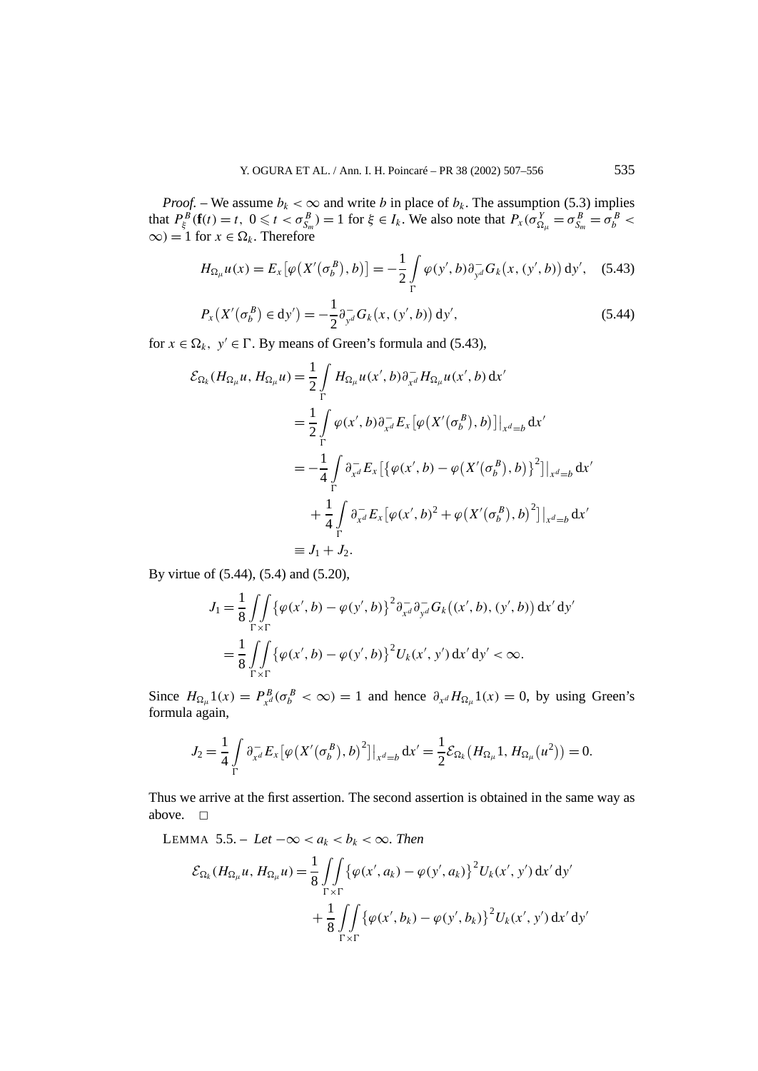*Proof.* – We assume $b_k < \infty$ and write $b$ in place of $b_k$. The assumption (5.3) implies that $P_\xi^B(\mathbf{f}(t) = t,\ 0 \leqslant t < \sigma_{S_m}^B) = 1$ for $\xi \in I_k$. We also note that $P_x(\sigma_{\Omega_\mu}^Y = \sigma_{S_m}^B = \sigma_b^B < \infty) = 1$ for $x \in \Omega_k$. Therefore

$$H_{\Omega_\mu} u(x) = E_x\bigl[\varphi\bigl(X'(\sigma_b^B), b\bigr)\bigr] = -\frac{1}{2}\int_\Gamma \varphi(y', b)\partial_{y^d}^- G_k\bigl(x, (y', b)\bigr)\,\mathrm{d}y', \quad (5.43)$$

$$P_x\bigl(X'(\sigma_b^B) \in \mathrm{d}y'\bigr) = -\frac{1}{2}\partial_{y^d}^- G_k\bigl(x, (y', b)\bigr)\,\mathrm{d}y', \quad (5.44)$$

for $x \in \Omega_k,\ y' \in \Gamma$. By means of Green's formula and (5.43),

$$\begin{aligned}
\mathcal{E}_{\Omega_k}(H_{\Omega_\mu} u, H_{\Omega_\mu} u) &= \frac{1}{2}\int_\Gamma H_{\Omega_\mu} u(x', b)\partial_{x^d}^- H_{\Omega_\mu} u(x', b)\,\mathrm{d}x' \\
&= \frac{1}{2}\int_\Gamma \varphi(x', b)\partial_{x^d}^- E_x\bigl[\varphi\bigl(X'(\sigma_b^B), b\bigr)\bigr]\big|_{x^d=b}\,\mathrm{d}x' \\
&= -\frac{1}{4}\int_\Gamma \partial_{x^d}^- E_x\bigl[\bigl\{\varphi(x', b) - \varphi\bigl(X'(\sigma_b^B), b\bigr)\bigr\}^2\bigr]\big|_{x^d=b}\,\mathrm{d}x' \\
&\quad + \frac{1}{4}\int_\Gamma \partial_{x^d}^- E_x\bigl[\varphi(x', b)^2 + \varphi\bigl(X'(\sigma_b^B), b\bigr)^2\bigr]\big|_{x^d=b}\,\mathrm{d}x' \\
&\equiv J_1 + J_2.
\end{aligned}$$

By virtue of (5.44), (5.4) and (5.20),

$$\begin{aligned}
J_1 &= \frac{1}{8}\iint_{\Gamma\times\Gamma} \bigl\{\varphi(x', b) - \varphi(y', b)\bigr\}^2 \partial_{x^d}^- \partial_{y^d}^- G_k\bigl((x', b), (y', b)\bigr)\,\mathrm{d}x'\,\mathrm{d}y' \\
&= \frac{1}{8}\iint_{\Gamma\times\Gamma} \bigl\{\varphi(x', b) - \varphi(y', b)\bigr\}^2 U_k(x', y')\,\mathrm{d}x'\,\mathrm{d}y' < \infty.
\end{aligned}$$

Since $H_{\Omega_\mu} 1(x) = P_{x^d}^B(\sigma_b^B < \infty) = 1$ and hence $\partial_{x^d} H_{\Omega_\mu} 1(x) = 0$, by using Green's formula again,

$$J_2 = \frac{1}{4}\int_\Gamma \partial_{x^d}^- E_x\bigl[\varphi\bigl(X'(\sigma_b^B), b\bigr)^2\bigr]\big|_{x^d=b}\,\mathrm{d}x' = \frac{1}{2}\mathcal{E}_{\Omega_k}\bigl(H_{\Omega_\mu} 1, H_{\Omega_\mu}(u^2)\bigr) = 0.$$

Thus we arrive at the first assertion. The second assertion is obtained in the same way as above. □

LEMMA 5.5. – *Let* $-\infty < a_k < b_k < \infty$. *Then*

$$\begin{aligned}
\mathcal{E}_{\Omega_k}(H_{\Omega_\mu} u, H_{\Omega_\mu} u) &= \frac{1}{8}\iint_{\Gamma\times\Gamma} \bigl\{\varphi(x', a_k) - \varphi(y', a_k)\bigr\}^2 U_k(x', y')\,\mathrm{d}x'\,\mathrm{d}y' \\
&\quad + \frac{1}{8}\iint_{\Gamma\times\Gamma} \bigl\{\varphi(x', b_k) - \varphi(y', b_k)\bigr\}^2 U_k(x', y')\,\mathrm{d}x'\,\mathrm{d}y'
\end{aligned}$$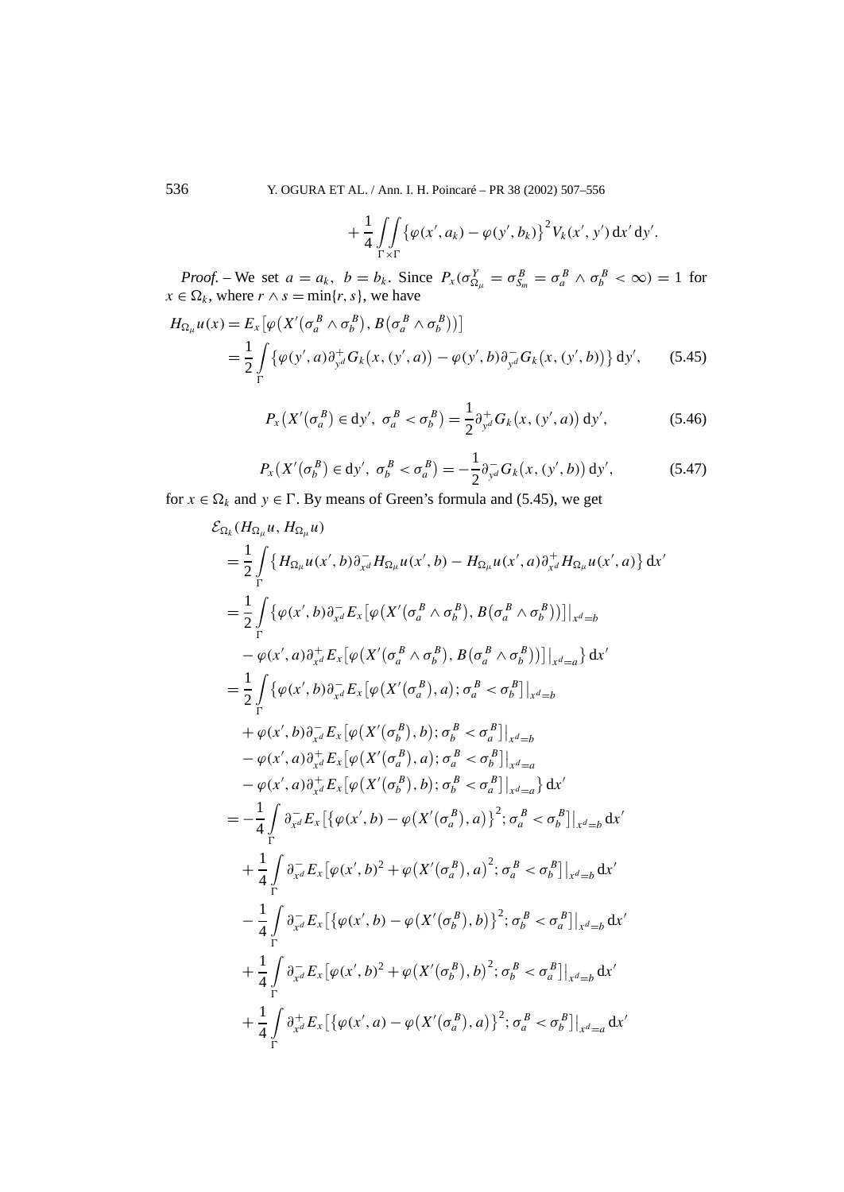$$+\frac{1}{4}\iint_{\Gamma\times\Gamma}\left\{\varphi(x',a_k)-\varphi(y',b_k)\right\}^2 V_k(x',y')\,\mathrm{d}x'\,\mathrm{d}y'.$$

*Proof.* – We set $a=a_k,\ b=b_k$. Since $P_x(\sigma^Y_{\Omega_\mu}=\sigma^B_{S_m}=\sigma^B_a\wedge\sigma^B_b<\infty)=1$ for $x\in\Omega_k$, where $r\wedge s=\min\{r,s\}$, we have

$$H_{\Omega_\mu}u(x)=E_x\big[\varphi\big(X'(\sigma^B_a\wedge\sigma^B_b),B(\sigma^B_a\wedge\sigma^B_b)\big)\big]$$
$$=\frac{1}{2}\int_\Gamma\left\{\varphi(y',a)\partial^+_{y^d}G_k\big(x,(y',a)\big)-\varphi(y',b)\partial^-_{y^d}G_k\big(x,(y',b)\big)\right\}\mathrm{d}y',\tag{5.45}$$

$$P_x\big(X'(\sigma^B_a)\in\mathrm{d}y',\ \sigma^B_a<\sigma^B_b\big)=\frac{1}{2}\partial^+_{y^d}G_k\big(x,(y',a)\big)\,\mathrm{d}y',\tag{5.46}$$

$$P_x\big(X'(\sigma^B_b)\in\mathrm{d}y',\ \sigma^B_b<\sigma^B_a\big)=-\frac{1}{2}\partial^-_{y^d}G_k\big(x,(y',b)\big)\,\mathrm{d}y',\tag{5.47}$$

for $x\in\Omega_k$ and $y\in\Gamma$. By means of Green's formula and (5.45), we get

$$\begin{aligned}
&\mathcal{E}_{\Omega_k}(H_{\Omega_\mu}u,H_{\Omega_\mu}u)\\
&=\frac{1}{2}\int_\Gamma\left\{H_{\Omega_\mu}u(x',b)\partial^-_{x^d}H_{\Omega_\mu}u(x',b)-H_{\Omega_\mu}u(x',a)\partial^+_{x^d}H_{\Omega_\mu}u(x',a)\right\}\mathrm{d}x'\\
&=\frac{1}{2}\int_\Gamma\Big\{\varphi(x',b)\partial^-_{x^d}E_x\big[\varphi\big(X'(\sigma^B_a\wedge\sigma^B_b),B(\sigma^B_a\wedge\sigma^B_b)\big)\big]\big|_{x^d=b}\\
&\qquad-\varphi(x',a)\partial^+_{x^d}E_x\big[\varphi\big(X'(\sigma^B_a\wedge\sigma^B_b),B(\sigma^B_a\wedge\sigma^B_b)\big)\big]\big|_{x^d=a}\Big\}\,\mathrm{d}x'\\
&=\frac{1}{2}\int_\Gamma\Big\{\varphi(x',b)\partial^-_{x^d}E_x\big[\varphi\big(X'(\sigma^B_a),a\big);\sigma^B_a<\sigma^B_b\big]\big|_{x^d=b}\\
&\qquad+\varphi(x',b)\partial^-_{x^d}E_x\big[\varphi\big(X'(\sigma^B_b),b\big);\sigma^B_b<\sigma^B_a\big]\big|_{x^d=b}\\
&\qquad-\varphi(x',a)\partial^+_{x^d}E_x\big[\varphi\big(X'(\sigma^B_a),a\big);\sigma^B_a<\sigma^B_b\big]\big|_{x^d=a}\\
&\qquad-\varphi(x',a)\partial^+_{x^d}E_x\big[\varphi\big(X'(\sigma^B_b),b\big);\sigma^B_b<\sigma^B_a\big]\big|_{x^d=a}\Big\}\,\mathrm{d}x'\\
&=-\frac{1}{4}\int_\Gamma\partial^-_{x^d}E_x\big[\big\{\varphi(x',b)-\varphi\big(X'(\sigma^B_a),a\big)\big\}^2;\sigma^B_a<\sigma^B_b\big]\big|_{x^d=b}\,\mathrm{d}x'\\
&\quad+\frac{1}{4}\int_\Gamma\partial^-_{x^d}E_x\big[\varphi(x',b)^2+\varphi\big(X'(\sigma^B_a),a\big)^2;\sigma^B_a<\sigma^B_b\big]\big|_{x^d=b}\,\mathrm{d}x'\\
&\quad-\frac{1}{4}\int_\Gamma\partial^-_{x^d}E_x\big[\big\{\varphi(x',b)-\varphi\big(X'(\sigma^B_b),b\big)\big\}^2;\sigma^B_b<\sigma^B_a\big]\big|_{x^d=b}\,\mathrm{d}x'\\
&\quad+\frac{1}{4}\int_\Gamma\partial^-_{x^d}E_x\big[\varphi(x',b)^2+\varphi\big(X'(\sigma^B_b),b\big)^2;\sigma^B_b<\sigma^B_a\big]\big|_{x^d=b}\,\mathrm{d}x'\\
&\quad+\frac{1}{4}\int_\Gamma\partial^+_{x^d}E_x\big[\big\{\varphi(x',a)-\varphi\big(X'(\sigma^B_a),a\big)\big\}^2;\sigma^B_a<\sigma^B_b\big]\big|_{x^d=a}\,\mathrm{d}x'
\end{aligned}$$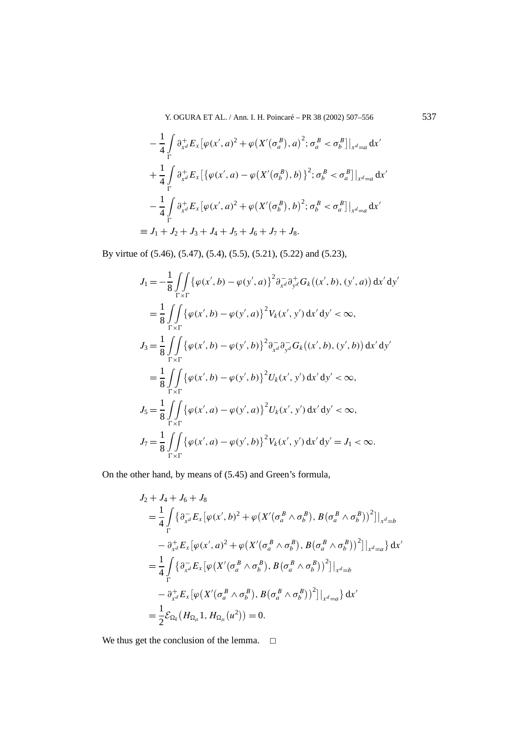$$
\begin{aligned}
&-\frac{1}{4}\int_{\Gamma} \partial_{x^d}^{+} E_x\big[\varphi(x',a)^2+\varphi\big(X'(\sigma_a^B),a\big)^2;\,\sigma_a^B<\sigma_b^B\big]\big|_{x^d=a}\,\mathrm{d}x'\\
&+\frac{1}{4}\int_{\Gamma} \partial_{x^d}^{+} E_x\big[\big\{\varphi(x',a)-\varphi\big(X'(\sigma_b^B),b\big)\big\}^2;\,\sigma_b^B<\sigma_a^B\big]\big|_{x^d=a}\,\mathrm{d}x'\\
&-\frac{1}{4}\int_{\Gamma} \partial_{x^d}^{+} E_x\big[\varphi(x',a)^2+\varphi\big(X'(\sigma_b^B),b\big)^2;\,\sigma_b^B<\sigma_a^B\big]\big|_{x^d=a}\,\mathrm{d}x'\\
&\equiv J_1+J_2+J_3+J_4+J_5+J_6+J_7+J_8.
\end{aligned}
$$

By virtue of (5.46), (5.47), (5.4), (5.5), (5.21), (5.22) and (5.23),

$$
\begin{aligned}
J_1&=-\frac{1}{8}\iint_{\Gamma\times\Gamma}\big\{\varphi(x',b)-\varphi(y',a)\big\}^2\partial_{x^d}^{-}\partial_{y^d}^{+}G_k\big((x',b),(y',a)\big)\,\mathrm{d}x'\,\mathrm{d}y'\\
&=\frac{1}{8}\iint_{\Gamma\times\Gamma}\big\{\varphi(x',b)-\varphi(y',a)\big\}^2V_k(x',y')\,\mathrm{d}x'\,\mathrm{d}y'<\infty,\\
J_3&=\frac{1}{8}\iint_{\Gamma\times\Gamma}\big\{\varphi(x',b)-\varphi(y',b)\big\}^2\partial_{x^d}^{-}\partial_{y^d}^{-}G_k\big((x',b),(y',b)\big)\,\mathrm{d}x'\,\mathrm{d}y'\\
&=\frac{1}{8}\iint_{\Gamma\times\Gamma}\big\{\varphi(x',b)-\varphi(y',b)\big\}^2U_k(x',y')\,\mathrm{d}x'\,\mathrm{d}y'<\infty,\\
J_5&=\frac{1}{8}\iint_{\Gamma\times\Gamma}\big\{\varphi(x',a)-\varphi(y',a)\big\}^2U_k(x',y')\,\mathrm{d}x'\,\mathrm{d}y'<\infty,\\
J_7&=\frac{1}{8}\iint_{\Gamma\times\Gamma}\big\{\varphi(x',a)-\varphi(y',b)\big\}^2V_k(x',y')\,\mathrm{d}x'\,\mathrm{d}y'=J_1<\infty.
\end{aligned}
$$

On the other hand, by means of (5.45) and Green's formula,

$$
\begin{aligned}
&J_2+J_4+J_6+J_8\\
&=\frac{1}{4}\int_{\Gamma}\big\{\partial_{x^d}^{-}E_x\big[\varphi(x',b)^2+\varphi\big(X'(\sigma_a^B\wedge\sigma_b^B),B(\sigma_a^B\wedge\sigma_b^B)\big)^2\big]\big|_{x^d=b}\\
&\quad-\partial_{x^d}^{+}E_x\big[\varphi(x',a)^2+\varphi\big(X'(\sigma_a^B\wedge\sigma_b^B),B(\sigma_a^B\wedge\sigma_b^B)\big)^2\big]\big|_{x^d=a}\big\}\,\mathrm{d}x'\\
&=\frac{1}{4}\int_{\Gamma}\big\{\partial_{x^d}^{-}E_x\big[\varphi\big(X'(\sigma_a^B\wedge\sigma_b^B),B(\sigma_a^B\wedge\sigma_b^B)\big)^2\big]\big|_{x^d=b}\\
&\quad-\partial_{x^d}^{+}E_x\big[\varphi\big(X'(\sigma_a^B\wedge\sigma_b^B),B(\sigma_a^B\wedge\sigma_b^B)\big)^2\big]\big|_{x^d=a}\big\}\,\mathrm{d}x'\\
&=\frac{1}{2}\mathcal{E}_{\Omega_k}\big(H_{\Omega_\mu}1,H_{\Omega_\mu}(u^2)\big)=0.
\end{aligned}
$$

We thus get the conclusion of the lemma. □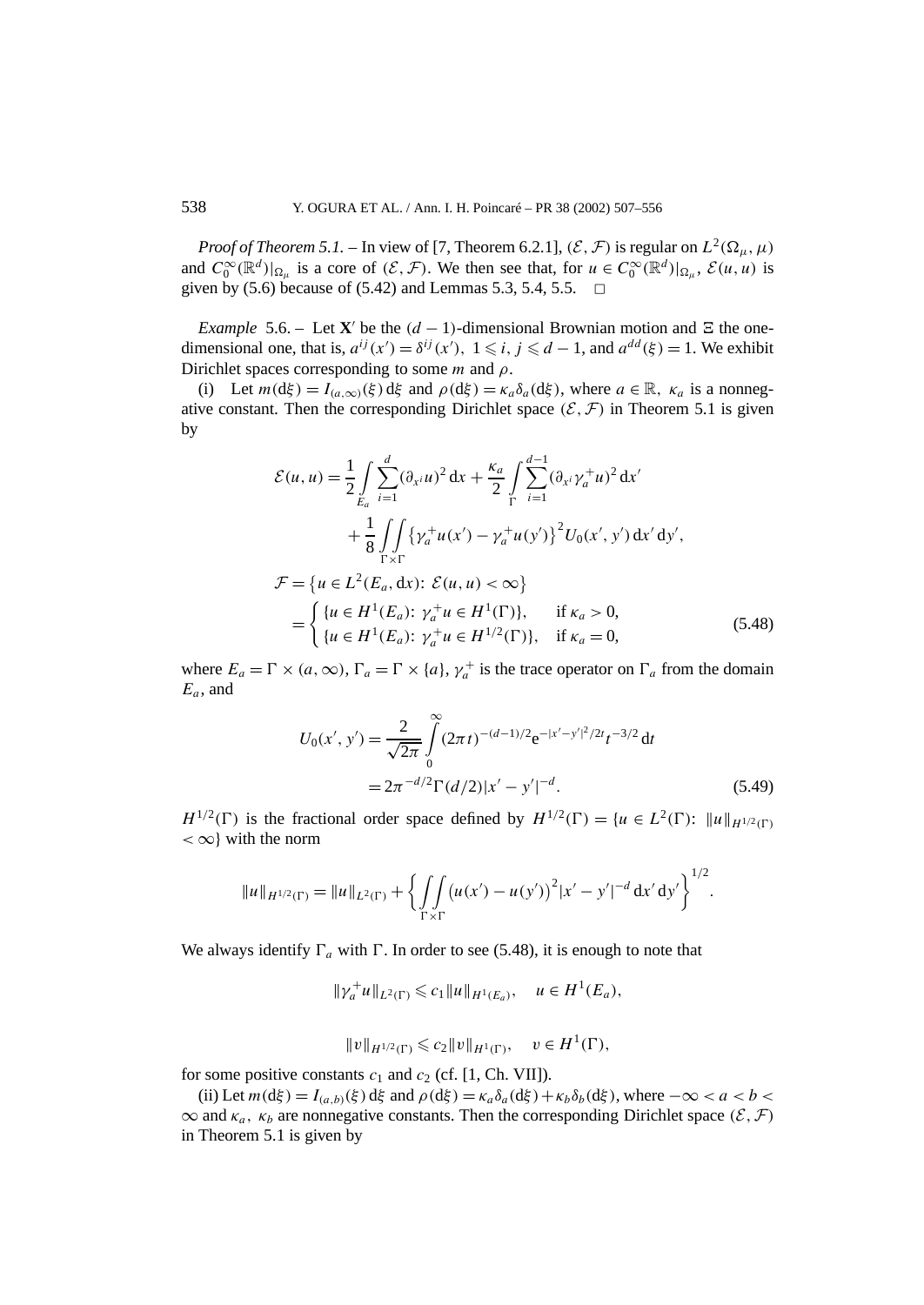*Proof of Theorem 5.1.* – In view of [7, Theorem 6.2.1], $(\mathcal{E},\mathcal{F})$ is regular on $L^2(\Omega_\mu,\mu)$ and $C_0^\infty(\mathbb{R}^d)|_{\Omega_\mu}$ is a core of $(\mathcal{E},\mathcal{F})$. We then see that, for $u \in C_0^\infty(\mathbb{R}^d)|_{\Omega_\mu}$, $\mathcal{E}(u,u)$ is given by (5.6) because of (5.42) and Lemmas 5.3, 5.4, 5.5. $\square$

*Example* 5.6. – Let $\mathbf{X}'$ be the $(d-1)$-dimensional Brownian motion and $\Xi$ the one-dimensional one, that is, $a^{ij}(x') = \delta^{ij}(x')$, $1 \leqslant i, j \leqslant d-1$, and $a^{dd}(\xi) = 1$. We exhibit Dirichlet spaces corresponding to some $m$ and $\rho$.

(i) Let $m(\mathrm{d}\xi) = I_{(a,\infty)}(\xi)\,\mathrm{d}\xi$ and $\rho(\mathrm{d}\xi) = \kappa_a \delta_a(\mathrm{d}\xi)$, where $a \in \mathbb{R}$, $\kappa_a$ is a nonnegative constant. Then the corresponding Dirichlet space $(\mathcal{E},\mathcal{F})$ in Theorem 5.1 is given by

$$
\begin{aligned}
\mathcal{E}(u,u) &= \frac{1}{2}\int_{E_a} \sum_{i=1}^{d} (\partial_{x^i} u)^2 \,\mathrm{d}x + \frac{\kappa_a}{2}\int_{\Gamma} \sum_{i=1}^{d-1} (\partial_{x^i} \gamma_a^+ u)^2 \,\mathrm{d}x' \\
&\quad + \frac{1}{8}\iint_{\Gamma\times\Gamma} \bigl\{\gamma_a^+ u(x') - \gamma_a^+ u(y')\bigr\}^2 U_0(x',y')\,\mathrm{d}x'\,\mathrm{d}y', \\
\mathcal{F} &= \bigl\{u \in L^2(E_a,\mathrm{d}x):\ \mathcal{E}(u,u) < \infty\bigr\} \\
&= \begin{cases} \{u \in H^1(E_a):\ \gamma_a^+ u \in H^1(\Gamma)\}, & \text{if } \kappa_a > 0, \\ \{u \in H^1(E_a):\ \gamma_a^+ u \in H^{1/2}(\Gamma)\}, & \text{if } \kappa_a = 0, \end{cases}
\end{aligned}
\tag{5.48}
$$

where $E_a = \Gamma \times (a,\infty)$, $\Gamma_a = \Gamma \times \{a\}$, $\gamma_a^+$ is the trace operator on $\Gamma_a$ from the domain $E_a$, and

$$
\begin{aligned}
U_0(x',y') &= \frac{2}{\sqrt{2\pi}}\int_0^\infty (2\pi t)^{-(d-1)/2} \mathrm{e}^{-|x'-y'|^2/2t} t^{-3/2}\,\mathrm{d}t \\
&= 2\pi^{-d/2}\Gamma(d/2)|x'-y'|^{-d}.
\end{aligned}
\tag{5.49}
$$

$H^{1/2}(\Gamma)$ is the fractional order space defined by $H^{1/2}(\Gamma) = \{u \in L^2(\Gamma):\ \|u\|_{H^{1/2}(\Gamma)} < \infty\}$ with the norm

$$
\|u\|_{H^{1/2}(\Gamma)} = \|u\|_{L^2(\Gamma)} + \biggl\{\iint_{\Gamma\times\Gamma} \bigl(u(x') - u(y')\bigr)^2 |x'-y'|^{-d}\,\mathrm{d}x'\,\mathrm{d}y'\biggr\}^{1/2}.
$$

We always identify $\Gamma_a$ with $\Gamma$. In order to see (5.48), it is enough to note that

$$
\|\gamma_a^+ u\|_{L^2(\Gamma)} \leqslant c_1 \|u\|_{H^1(E_a)}, \quad u \in H^1(E_a),
$$

$$
\|v\|_{H^{1/2}(\Gamma)} \leqslant c_2 \|v\|_{H^1(\Gamma)}, \quad v \in H^1(\Gamma),
$$

for some positive constants $c_1$ and $c_2$ (cf. [1, Ch. VIII]).

(ii) Let $m(\mathrm{d}\xi) = I_{(a,b)}(\xi)\,\mathrm{d}\xi$ and $\rho(\mathrm{d}\xi) = \kappa_a \delta_a(\mathrm{d}\xi) + \kappa_b \delta_b(\mathrm{d}\xi)$, where $-\infty < a < b < \infty$ and $\kappa_a$, $\kappa_b$ are nonnegative constants. Then the corresponding Dirichlet space $(\mathcal{E},\mathcal{F})$ in Theorem 5.1 is given by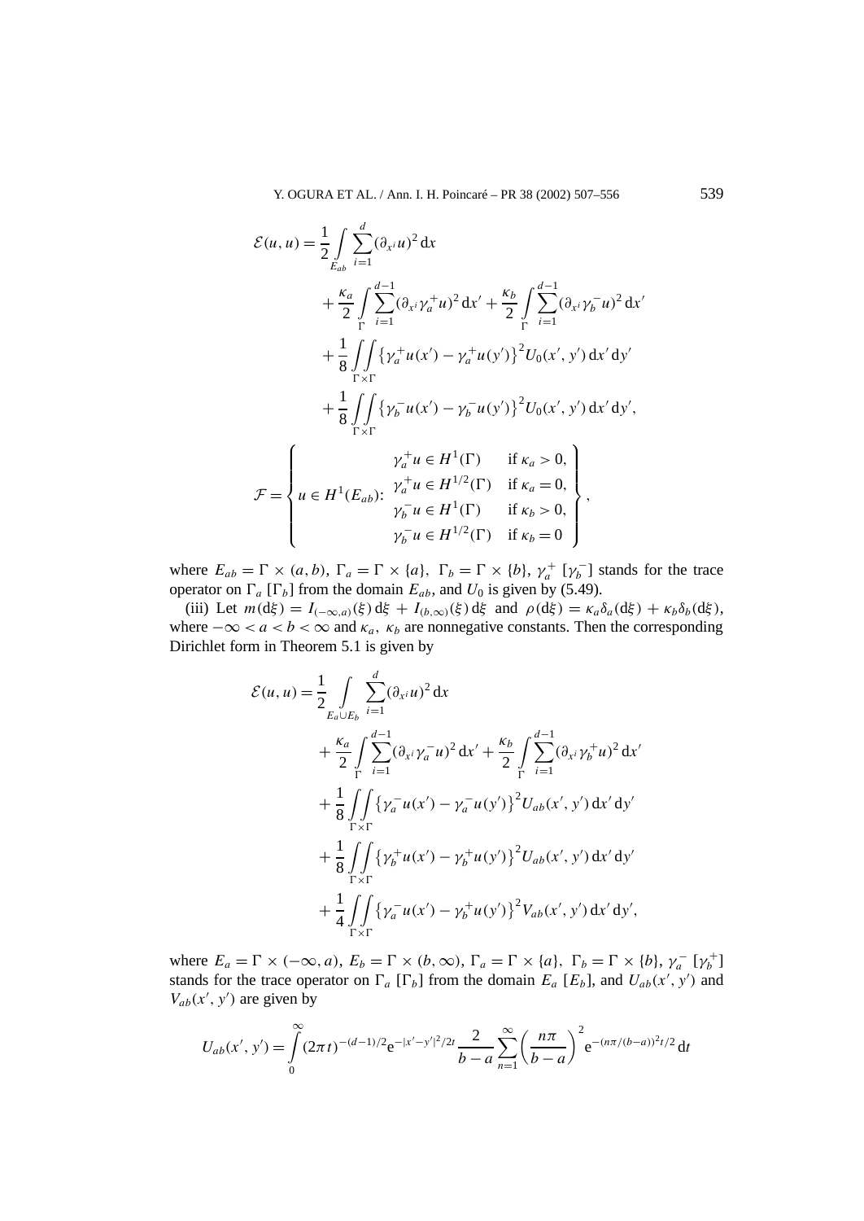$$
\begin{aligned}
\mathcal{E}(u,u) &= \frac{1}{2}\int_{E_{ab}} \sum_{i=1}^{d} (\partial_{x^i} u)^2 \, \mathrm{d}x \\
&\quad + \frac{\kappa_a}{2}\int_{\Gamma} \sum_{i=1}^{d-1} (\partial_{x^i} \gamma_a^+ u)^2 \, \mathrm{d}x' + \frac{\kappa_b}{2}\int_{\Gamma} \sum_{i=1}^{d-1} (\partial_{x^i} \gamma_b^- u)^2 \, \mathrm{d}x' \\
&\quad + \frac{1}{8}\iint_{\Gamma\times\Gamma} \left\{\gamma_a^+ u(x') - \gamma_a^+ u(y')\right\}^2 U_0(x',y') \, \mathrm{d}x' \, \mathrm{d}y' \\
&\quad + \frac{1}{8}\iint_{\Gamma\times\Gamma} \left\{\gamma_b^- u(x') - \gamma_b^- u(y')\right\}^2 U_0(x',y') \, \mathrm{d}x' \, \mathrm{d}y',
\end{aligned}
$$

$$
\mathcal{F} = \left\{ u \in H^1(E_{ab}) \colon \begin{array}{ll} \gamma_a^+ u \in H^1(\Gamma) & \text{if } \kappa_a > 0, \\ \gamma_a^+ u \in H^{1/2}(\Gamma) & \text{if } \kappa_a = 0, \\ \gamma_b^- u \in H^1(\Gamma) & \text{if } \kappa_b > 0, \\ \gamma_b^- u \in H^{1/2}(\Gamma) & \text{if } \kappa_b = 0 \end{array} \right\},
$$

where $E_{ab} = \Gamma \times (a,b)$, $\Gamma_a = \Gamma \times \{a\}$, $\Gamma_b = \Gamma \times \{b\}$, $\gamma_a^+$ $[\gamma_b^-]$ stands for the trace operator on $\Gamma_a$ $[\Gamma_b]$ from the domain $E_{ab}$, and $U_0$ is given by (5.49).

(iii) Let $m(\mathrm{d}\xi) = I_{(-\infty,a)}(\xi)\,\mathrm{d}\xi + I_{(b,\infty)}(\xi)\,\mathrm{d}\xi$ and $\rho(\mathrm{d}\xi) = \kappa_a \delta_a(\mathrm{d}\xi) + \kappa_b \delta_b(\mathrm{d}\xi)$, where $-\infty < a < b < \infty$ and $\kappa_a$, $\kappa_b$ are nonnegative constants. Then the corresponding Dirichlet form in Theorem 5.1 is given by

$$
\begin{aligned}
\mathcal{E}(u,u) &= \frac{1}{2}\int_{E_a \cup E_b} \sum_{i=1}^{d} (\partial_{x^i} u)^2 \, \mathrm{d}x \\
&\quad + \frac{\kappa_a}{2}\int_{\Gamma} \sum_{i=1}^{d-1} (\partial_{x^i} \gamma_a^- u)^2 \, \mathrm{d}x' + \frac{\kappa_b}{2}\int_{\Gamma} \sum_{i=1}^{d-1} (\partial_{x^i} \gamma_b^+ u)^2 \, \mathrm{d}x' \\
&\quad + \frac{1}{8}\iint_{\Gamma\times\Gamma} \left\{\gamma_a^- u(x') - \gamma_a^- u(y')\right\}^2 U_{ab}(x',y') \, \mathrm{d}x' \, \mathrm{d}y' \\
&\quad + \frac{1}{8}\iint_{\Gamma\times\Gamma} \left\{\gamma_b^+ u(x') - \gamma_b^+ u(y')\right\}^2 U_{ab}(x',y') \, \mathrm{d}x' \, \mathrm{d}y' \\
&\quad + \frac{1}{4}\iint_{\Gamma\times\Gamma} \left\{\gamma_a^- u(x') - \gamma_b^+ u(y')\right\}^2 V_{ab}(x',y') \, \mathrm{d}x' \, \mathrm{d}y',
\end{aligned}
$$

where $E_a = \Gamma \times (-\infty, a)$, $E_b = \Gamma \times (b, \infty)$, $\Gamma_a = \Gamma \times \{a\}$, $\Gamma_b = \Gamma \times \{b\}$, $\gamma_a^-$ $[\gamma_b^+]$ stands for the trace operator on $\Gamma_a$ $[\Gamma_b]$ from the domain $E_a$ $[E_b]$, and $U_{ab}(x',y')$ and $V_{ab}(x',y')$ are given by

$$
U_{ab}(x',y') = \int_0^\infty (2\pi t)^{-(d-1)/2} \mathrm{e}^{-|x'-y'|^2/2t} \frac{2}{b-a} \sum_{n=1}^{\infty} \left(\frac{n\pi}{b-a}\right)^2 \mathrm{e}^{-(n\pi/(b-a))^2 t/2} \, \mathrm{d}t
$$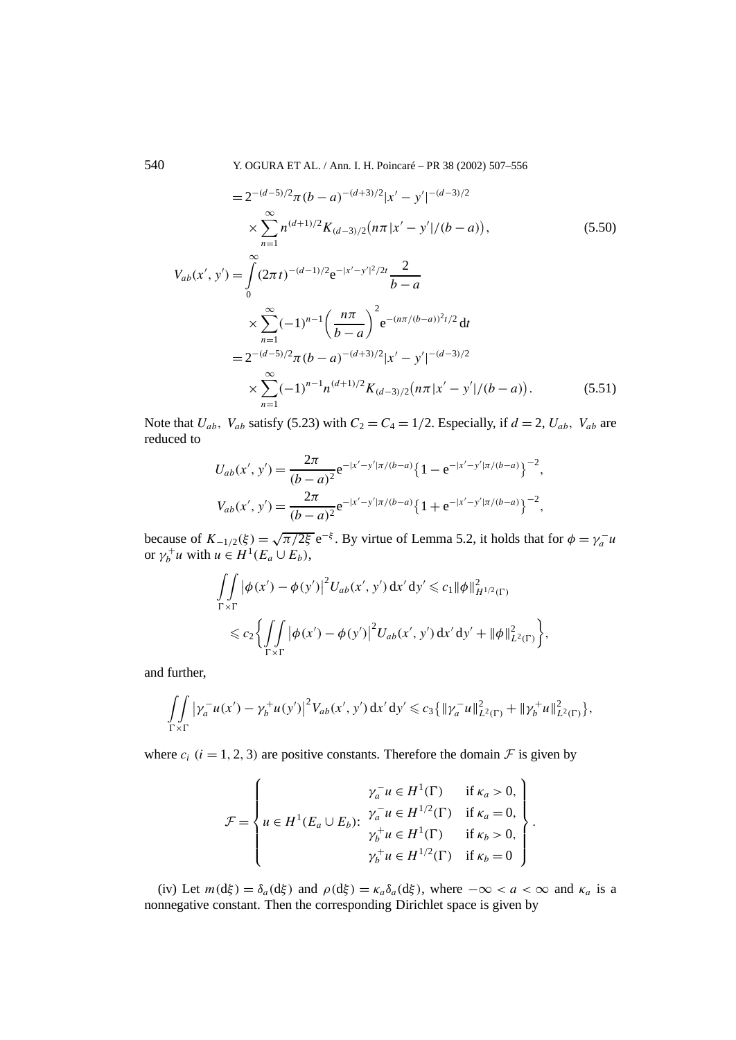$$= 2^{-(d-5)/2}\pi(b-a)^{-(d+3)/2}|x'-y'|^{-(d-3)/2}$$
$$\times \sum_{n=1}^{\infty} n^{(d+1)/2} K_{(d-3)/2}\big(n\pi|x'-y'|/(b-a)\big), \tag{5.50}$$

$$V_{ab}(x',y') = \int_0^\infty (2\pi t)^{-(d-1)/2} \mathrm{e}^{-|x'-y'|^2/2t} \frac{2}{b-a}$$
$$\times \sum_{n=1}^{\infty} (-1)^{n-1} \left(\frac{n\pi}{b-a}\right)^2 \mathrm{e}^{-(n\pi/(b-a))^2 t/2}\,\mathrm{d}t$$
$$= 2^{-(d-5)/2}\pi(b-a)^{-(d+3)/2}|x'-y'|^{-(d-3)/2}$$
$$\times \sum_{n=1}^{\infty} (-1)^{n-1} n^{(d+1)/2} K_{(d-3)/2}\big(n\pi|x'-y'|/(b-a)\big). \tag{5.51}$$

Note that $U_{ab},\ V_{ab}$ satisfy (5.23) with $C_2 = C_4 = 1/2$. Especially, if $d = 2$, $U_{ab},\ V_{ab}$ are reduced to

$$U_{ab}(x',y') = \frac{2\pi}{(b-a)^2} \mathrm{e}^{-|x'-y'|\pi/(b-a)} \big\{1 - \mathrm{e}^{-|x'-y'|\pi/(b-a)}\big\}^{-2},$$
$$V_{ab}(x',y') = \frac{2\pi}{(b-a)^2} \mathrm{e}^{-|x'-y'|\pi/(b-a)} \big\{1 + \mathrm{e}^{-|x'-y'|\pi/(b-a)}\big\}^{-2},$$

because of $K_{-1/2}(\xi) = \sqrt{\pi/2\xi}\,\mathrm{e}^{-\xi}$. By virtue of Lemma 5.2, it holds that for $\phi = \gamma_a^- u$ or $\gamma_b^+ u$ with $u \in H^1(E_a \cup E_b)$,

$$\iint_{\Gamma\times\Gamma} \big|\phi(x') - \phi(y')\big|^2 U_{ab}(x',y')\,\mathrm{d}x'\,\mathrm{d}y' \leqslant c_1 \|\phi\|^2_{H^{1/2}(\Gamma)}$$
$$\leqslant c_2 \bigg\{ \iint_{\Gamma\times\Gamma} \big|\phi(x') - \phi(y')\big|^2 U_{ab}(x',y')\,\mathrm{d}x'\,\mathrm{d}y' + \|\phi\|^2_{L^2(\Gamma)} \bigg\},$$

and further,

$$\iint_{\Gamma\times\Gamma} \big|\gamma_a^- u(x') - \gamma_b^+ u(y')\big|^2 V_{ab}(x',y')\,\mathrm{d}x'\,\mathrm{d}y' \leqslant c_3 \big\{ \|\gamma_a^- u\|^2_{L^2(\Gamma)} + \|\gamma_b^+ u\|^2_{L^2(\Gamma)} \big\},$$

where $c_i$ $(i = 1,2,3)$ are positive constants. Therefore the domain $\mathcal{F}$ is given by

$$\mathcal{F} = \left\{ u \in H^1(E_a \cup E_b)\colon \begin{array}{ll} \gamma_a^- u \in H^1(\Gamma) & \text{if } \kappa_a > 0, \\ \gamma_a^- u \in H^{1/2}(\Gamma) & \text{if } \kappa_a = 0, \\ \gamma_b^+ u \in H^1(\Gamma) & \text{if } \kappa_b > 0, \\ \gamma_b^+ u \in H^{1/2}(\Gamma) & \text{if } \kappa_b = 0 \end{array} \right\}.$$

(iv) Let $m(\mathrm{d}\xi) = \delta_a(\mathrm{d}\xi)$ and $\rho(\mathrm{d}\xi) = \kappa_a \delta_a(\mathrm{d}\xi)$, where $-\infty < a < \infty$ and $\kappa_a$ is a nonnegative constant. Then the corresponding Dirichlet space is given by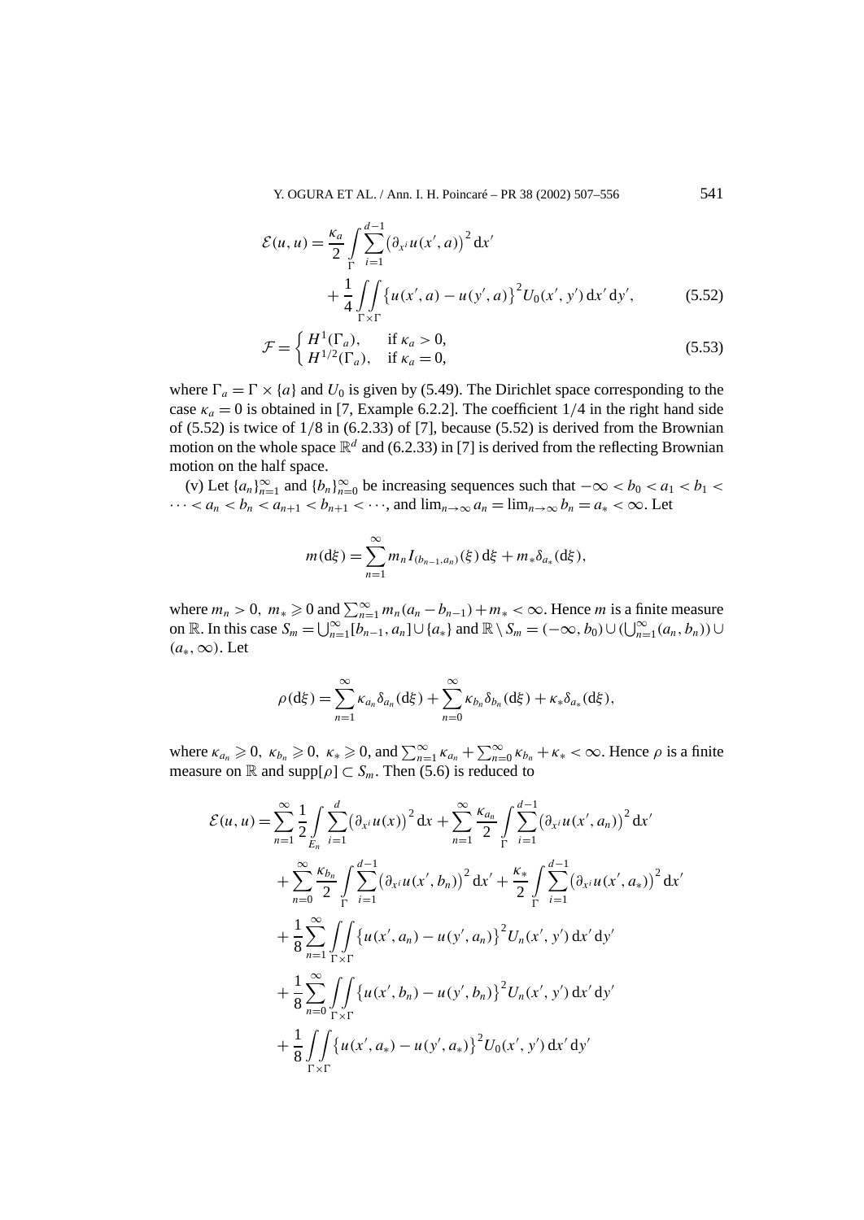$$\mathcal{E}(u,u) = \frac{\kappa_a}{2}\int_\Gamma \sum_{i=1}^{d-1}\big(\partial_{x^i}u(x',a)\big)^2\,dx' + \frac{1}{4}\iint_{\Gamma\times\Gamma}\big\{u(x',a)-u(y',a)\big\}^2 U_0(x',y')\,dx'\,dy', \tag{5.52}$$

$$\mathcal{F} = \begin{cases} H^1(\Gamma_a), & \text{if } \kappa_a > 0,\\ H^{1/2}(\Gamma_a), & \text{if } \kappa_a = 0,\end{cases} \tag{5.53}$$

where $\Gamma_a = \Gamma \times \{a\}$ and $U_0$ is given by (5.49). The Dirichlet space corresponding to the case $\kappa_a = 0$ is obtained in [7, Example 6.2.2]. The coefficient $1/4$ in the right hand side of (5.52) is twice of $1/8$ in (6.2.33) of [7], because (5.52) is derived from the Brownian motion on the whole space $\mathbb{R}^d$ and (6.2.33) in [7] is derived from the reflecting Brownian motion on the half space.

(v) Let $\{a_n\}_{n=1}^\infty$ and $\{b_n\}_{n=0}^\infty$ be increasing sequences such that $-\infty < b_0 < a_1 < b_1 < \cdots < a_n < b_n < a_{n+1} < b_{n+1} < \cdots$, and $\lim_{n\to\infty} a_n = \lim_{n\to\infty} b_n = a_* < \infty$. Let

$$m(d\xi) = \sum_{n=1}^\infty m_n I_{(b_{n-1},a_n)}(\xi)\,d\xi + m_*\delta_{a_*}(d\xi),$$

where $m_n > 0$, $m_* \geqslant 0$ and $\sum_{n=1}^\infty m_n(a_n - b_{n-1}) + m_* < \infty$. Hence $m$ is a finite measure on $\mathbb{R}$. In this case $S_m = \bigcup_{n=1}^\infty [b_{n-1}, a_n] \cup \{a_*\}$ and $\mathbb{R}\setminus S_m = (-\infty, b_0) \cup (\bigcup_{n=1}^\infty (a_n, b_n)) \cup (a_*, \infty)$. Let

$$\rho(d\xi) = \sum_{n=1}^\infty \kappa_{a_n}\delta_{a_n}(d\xi) + \sum_{n=0}^\infty \kappa_{b_n}\delta_{b_n}(d\xi) + \kappa_*\delta_{a_*}(d\xi),$$

where $\kappa_{a_n} \geqslant 0$, $\kappa_{b_n} \geqslant 0$, $\kappa_* \geqslant 0$, and $\sum_{n=1}^\infty \kappa_{a_n} + \sum_{n=0}^\infty \kappa_{b_n} + \kappa_* < \infty$. Hence $\rho$ is a finite measure on $\mathbb{R}$ and $\mathrm{supp}[\rho] \subset S_m$. Then (5.6) is reduced to

$$\begin{aligned}
\mathcal{E}(u,u) = {} & \sum_{n=1}^\infty \frac{1}{2}\int_{E_n}\sum_{i=1}^{d}\big(\partial_{x^i}u(x)\big)^2\,dx + \sum_{n=1}^\infty \frac{\kappa_{a_n}}{2}\int_\Gamma \sum_{i=1}^{d-1}\big(\partial_{x^i}u(x',a_n)\big)^2\,dx' \\
& + \sum_{n=0}^\infty \frac{\kappa_{b_n}}{2}\int_\Gamma \sum_{i=1}^{d-1}\big(\partial_{x^i}u(x',b_n)\big)^2\,dx' + \frac{\kappa_*}{2}\int_\Gamma \sum_{i=1}^{d-1}\big(\partial_{x^i}u(x',a_*)\big)^2\,dx' \\
& + \frac{1}{8}\sum_{n=1}^\infty \iint_{\Gamma\times\Gamma}\big\{u(x',a_n)-u(y',a_n)\big\}^2 U_n(x',y')\,dx'\,dy' \\
& + \frac{1}{8}\sum_{n=0}^\infty \iint_{\Gamma\times\Gamma}\big\{u(x',b_n)-u(y',b_n)\big\}^2 U_n(x',y')\,dx'\,dy' \\
& + \frac{1}{8}\iint_{\Gamma\times\Gamma}\big\{u(x',a_*)-u(y',a_*)\big\}^2 U_0(x',y')\,dx'\,dy'
\end{aligned}$$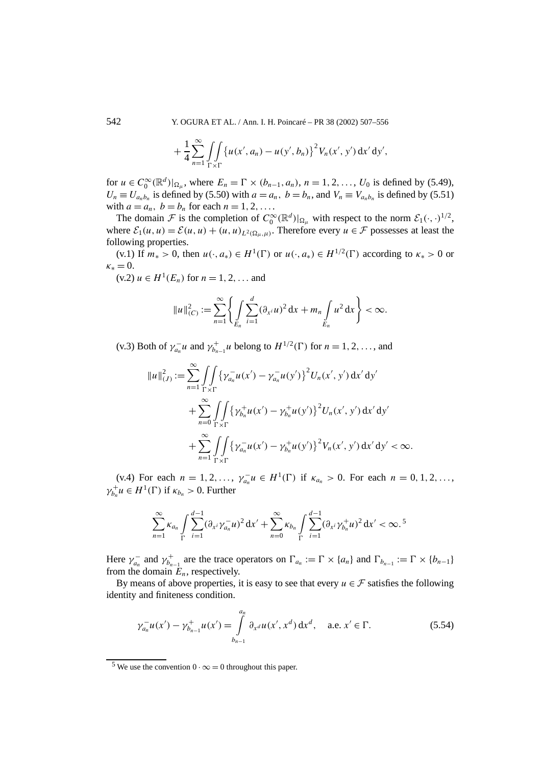$$+\frac{1}{4}\sum_{n=1}^{\infty}\iint\limits_{\Gamma\times\Gamma}\{u(x',a_n)-u(y',b_n)\}^2 V_n(x',y')\,\mathrm{d}x'\,\mathrm{d}y',$$

for $u\in C_0^\infty(\mathbb{R}^d)|_{\Omega_\mu}$, where $E_n=\Gamma\times(b_{n-1},a_n)$, $n=1,2,\ldots$, $U_0$ is defined by (5.49), $U_n\equiv U_{a_nb_n}$ is defined by (5.50) with $a=a_n,\ b=b_n$, and $V_n\equiv V_{a_nb_n}$ is defined by (5.51) with $a=a_n,\ b=b_n$ for each $n=1,2,\ldots$.

The domain $\mathcal{F}$ is the completion of $C_0^\infty(\mathbb{R}^d)|_{\Omega_\mu}$ with respect to the norm $\mathcal{E}_1(\cdot,\cdot)^{1/2}$, where $\mathcal{E}_1(u,u)=\mathcal{E}(u,u)+(u,u)_{L^2(\Omega_\mu,\mu)}$. Therefore every $u\in\mathcal{F}$ possesses at least the following properties.

(v.1) If $m_*>0$, then $u(\cdot,a_*)\in H^1(\Gamma)$ or $u(\cdot,a_*)\in H^{1/2}(\Gamma)$ according to $\kappa_*>0$ or $\kappa_*=0$.

(v.2) $u\in H^1(E_n)$ for $n=1,2,\ldots$ and

$$\|u\|_{(C)}^2:=\sum_{n=1}^{\infty}\left\{\int\limits_{E_n}\sum_{i=1}^{d}(\partial_{x^i}u)^2\,\mathrm{d}x+m_n\int\limits_{E_n}u^2\,\mathrm{d}x\right\}<\infty.$$

(v.3) Both of $\gamma_{a_n}^-u$ and $\gamma_{b_{n-1}}^+u$ belong to $H^{1/2}(\Gamma)$ for $n=1,2,\ldots$, and

$$\begin{aligned}\|u\|_{(J)}^2:=&\sum_{n=1}^{\infty}\iint\limits_{\Gamma\times\Gamma}\{\gamma_{a_n}^-u(x')-\gamma_{a_n}^-u(y')\}^2U_n(x',y')\,\mathrm{d}x'\,\mathrm{d}y'\\&+\sum_{n=0}^{\infty}\iint\limits_{\Gamma\times\Gamma}\{\gamma_{b_n}^+u(x')-\gamma_{b_n}^+u(y')\}^2U_n(x',y')\,\mathrm{d}x'\,\mathrm{d}y'\\&+\sum_{n=1}^{\infty}\iint\limits_{\Gamma\times\Gamma}\{\gamma_{a_n}^-u(x')-\gamma_{b_n}^+u(y')\}^2V_n(x',y')\,\mathrm{d}x'\,\mathrm{d}y'<\infty.\end{aligned}$$

(v.4) For each $n=1,2,\ldots$, $\gamma_{a_n}^-u\in H^1(\Gamma)$ if $\kappa_{a_n}>0$. For each $n=0,1,2,\ldots$, $\gamma_{b_n}^+u\in H^1(\Gamma)$ if $\kappa_{b_n}>0$. Further

$$\sum_{n=1}^{\infty}\kappa_{a_n}\int\limits_{\Gamma}\sum_{i=1}^{d-1}(\partial_{x^i}\gamma_{a_n}^-u)^2\,\mathrm{d}x'+\sum_{n=0}^{\infty}\kappa_{b_n}\int\limits_{\Gamma}\sum_{i=1}^{d-1}(\partial_{x^i}\gamma_{b_n}^+u)^2\,\mathrm{d}x'<\infty.\text{[5]}$$

Here $\gamma_{a_n}^-$ and $\gamma_{b_{n-1}}^+$ are the trace operators on $\Gamma_{a_n}:=\Gamma\times\{a_n\}$ and $\Gamma_{b_{n-1}}:=\Gamma\times\{b_{n-1}\}$ from the domain $E_n$, respectively.

By means of above properties, it is easy to see that every $u\in\mathcal{F}$ satisfies the following identity and finiteness condition.

$$\gamma_{a_n}^-u(x')-\gamma_{b_{n-1}}^+u(x')=\int\limits_{b_{n-1}}^{a_n}\partial_{x^d}u(x',x^d)\,\mathrm{d}x^d,\quad\text{a.e. }x'\in\Gamma.\tag{5.54}$$

[5] We use the convention $0\cdot\infty=0$ throughout this paper.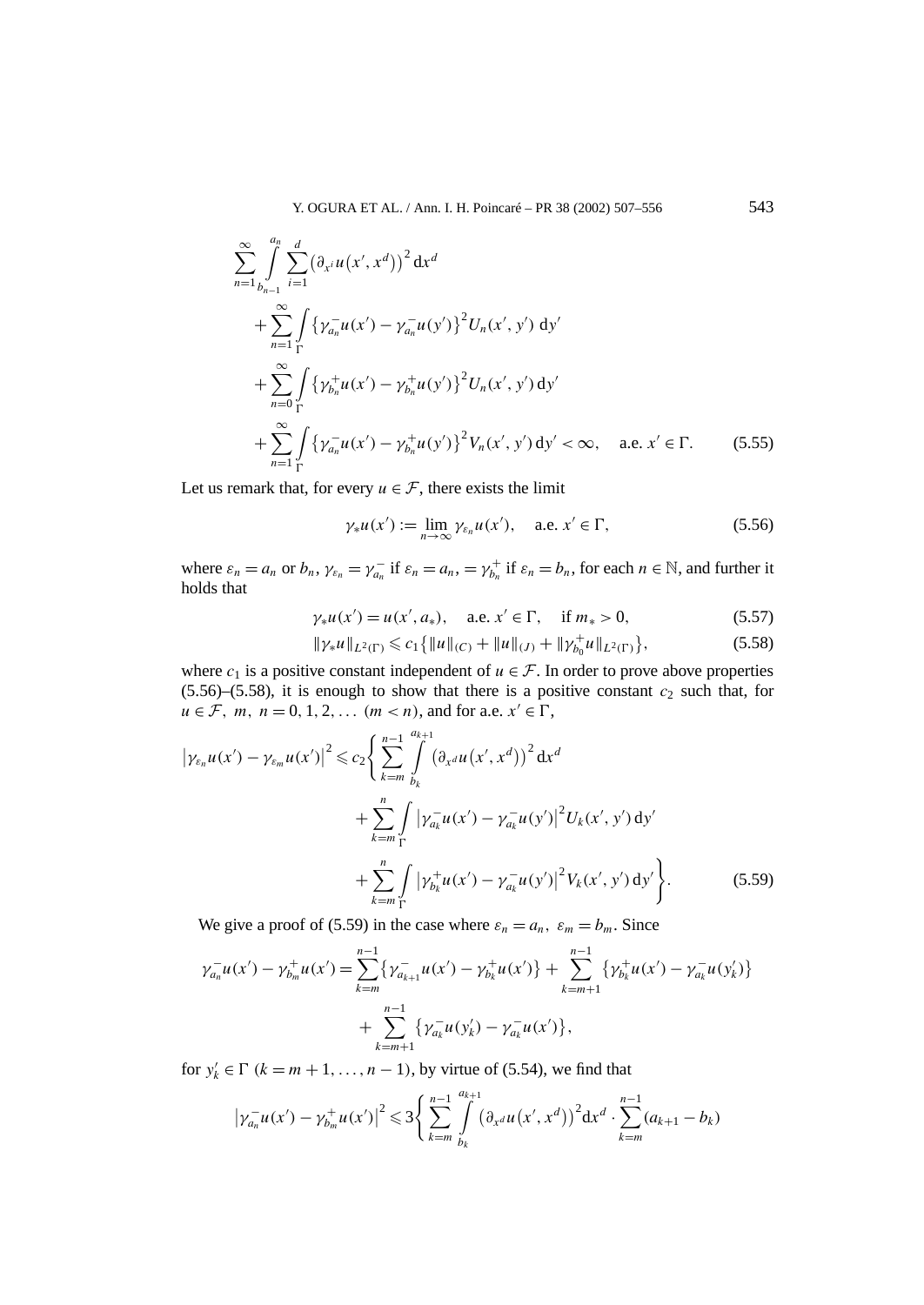$$
\begin{aligned}
&\sum_{n=1}^{\infty}\int_{b_{n-1}}^{a_n}\sum_{i=1}^{d}\big(\partial_{x^i}u\big(x',x^d\big)\big)^2\,\mathrm{d}x^d\\
&\quad+\sum_{n=1}^{\infty}\int_{\Gamma}\big\{\gamma_{a_n}^{-}u(x')-\gamma_{a_n}^{-}u(y')\big\}^2U_n(x',y')\,\mathrm{d}y'\\
&\quad+\sum_{n=0}^{\infty}\int_{\Gamma}\big\{\gamma_{b_n}^{+}u(x')-\gamma_{b_n}^{+}u(y')\big\}^2U_n(x',y')\,\mathrm{d}y'\\
&\quad+\sum_{n=1}^{\infty}\int_{\Gamma}\big\{\gamma_{a_n}^{-}u(x')-\gamma_{b_n}^{+}u(y')\big\}^2V_n(x',y')\,\mathrm{d}y'<\infty,\quad \text{a.e. } x'\in\Gamma. \qquad (5.55)
\end{aligned}
$$

Let us remark that, for every $u\in\mathcal{F}$, there exists the limit

$$
\gamma_*u(x'):=\lim_{n\to\infty}\gamma_{\varepsilon_n}u(x'),\quad \text{a.e. } x'\in\Gamma, \qquad (5.56)
$$

where $\varepsilon_n=a_n$ or $b_n$, $\gamma_{\varepsilon_n}=\gamma_{a_n}^{-}$ if $\varepsilon_n=a_n$, $=\gamma_{b_n}^{+}$ if $\varepsilon_n=b_n$, for each $n\in\mathbb{N}$, and further it holds that

$$
\gamma_*u(x')=u(x',a_*),\quad \text{a.e. } x'\in\Gamma,\quad \text{if } m_*>0, \qquad (5.57)
$$

$$
\|\gamma_*u\|_{L^2(\Gamma)}\leqslant c_1\big\{\|u\|_{(C)}+\|u\|_{(J)}+\|\gamma_{b_0}^{+}u\|_{L^2(\Gamma)}\big\}, \qquad (5.58)
$$

where $c_1$ is a positive constant independent of $u\in\mathcal{F}$. In order to prove above properties (5.56)–(5.58), it is enough to show that there is a positive constant $c_2$ such that, for $u\in\mathcal{F},\ m,\ n=0,1,2,\ldots\ (m<n)$, and for a.e. $x'\in\Gamma$,

$$
\begin{aligned}
\big|\gamma_{\varepsilon_n}u(x')-\gamma_{\varepsilon_m}u(x')\big|^2\leqslant c_2\Bigg\{&\sum_{k=m}^{n-1}\int_{b_k}^{a_{k+1}}\big(\partial_{x^d}u\big(x',x^d\big)\big)^2\,\mathrm{d}x^d\\
&+\sum_{k=m}^{n}\int_{\Gamma}\big|\gamma_{a_k}^{-}u(x')-\gamma_{a_k}^{-}u(y')\big|^2U_k(x',y')\,\mathrm{d}y'\\
&+\sum_{k=m}^{n}\int_{\Gamma}\big|\gamma_{b_k}^{+}u(x')-\gamma_{a_k}^{-}u(y')\big|^2V_k(x',y')\,\mathrm{d}y'\Bigg\}. \qquad (5.59)
\end{aligned}
$$

We give a proof of (5.59) in the case where $\varepsilon_n=a_n,\ \varepsilon_m=b_m$. Since

$$
\begin{aligned}
\gamma_{a_n}^{-}u(x')-\gamma_{b_m}^{+}u(x')=&\sum_{k=m}^{n-1}\big\{\gamma_{a_{k+1}}^{-}u(x')-\gamma_{b_k}^{+}u(x')\big\}+\sum_{k=m+1}^{n-1}\big\{\gamma_{b_k}^{+}u(x')-\gamma_{a_k}^{-}u(y_k')\big\}\\
&+\sum_{k=m+1}^{n-1}\big\{\gamma_{a_k}^{-}u(y_k')-\gamma_{a_k}^{-}u(x')\big\},
\end{aligned}
$$

for $y_k'\in\Gamma$ $(k=m+1,\ldots,n-1)$, by virtue of (5.54), we find that

$$
\big|\gamma_{a_n}^{-}u(x')-\gamma_{b_m}^{+}u(x')\big|^2\leqslant 3\Bigg\{\sum_{k=m}^{n-1}\int_{b_k}^{a_{k+1}}\big(\partial_{x^d}u\big(x',x^d\big)\big)^2\mathrm{d}x^d\cdot\sum_{k=m}^{n-1}(a_{k+1}-b_k)
$$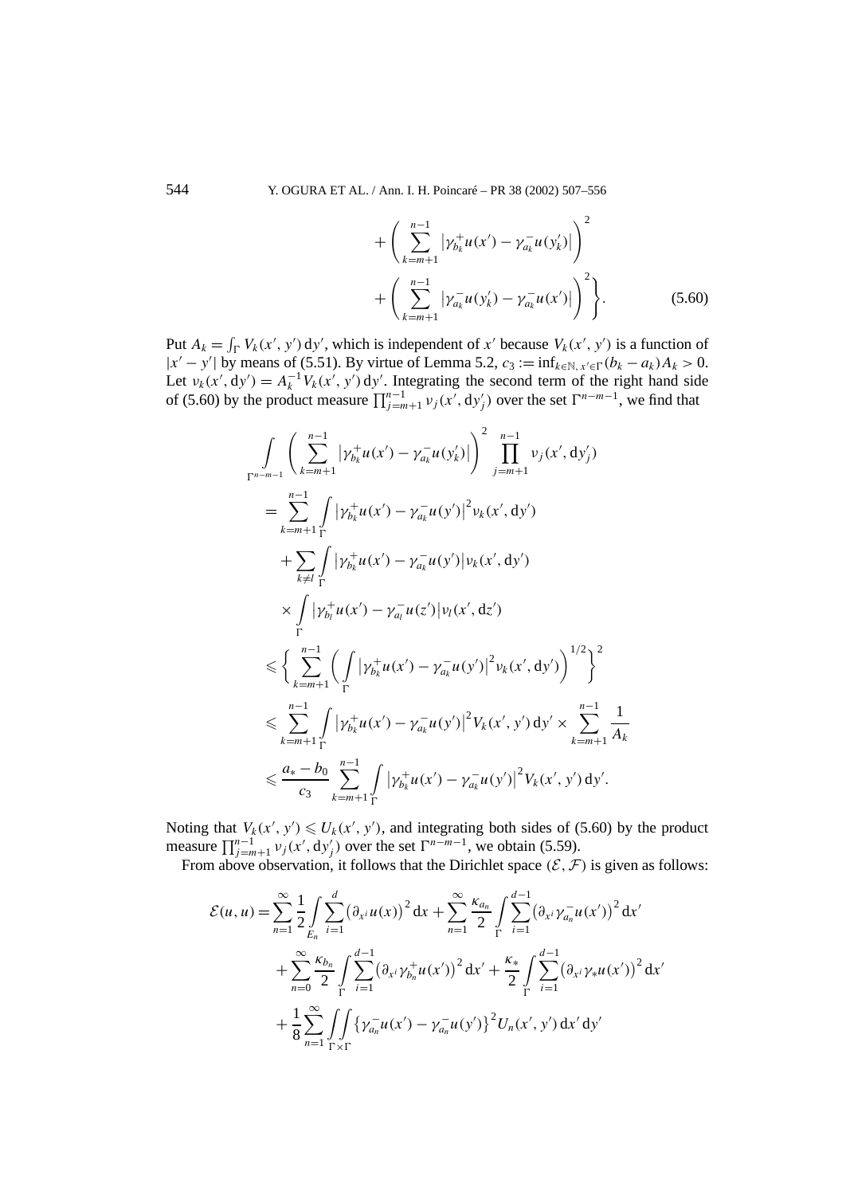$$
+ \left( \sum_{k=m+1}^{n-1} \left| \gamma_{b_k}^{+} u(x') - \gamma_{a_k}^{-} u(y_k') \right| \right)^2
$$

$$
+ \left( \sum_{k=m+1}^{n-1} \left| \gamma_{a_k}^{-} u(y_k') - \gamma_{a_k}^{-} u(x') \right| \right)^2 \Bigg\}. \tag{5.60}
$$

Put $A_k = \int_\Gamma V_k(x', y')\,\mathrm{d}y'$, which is independent of $x'$ because $V_k(x', y')$ is a function of $|x' - y'|$ by means of (5.51). By virtue of Lemma 5.2, $c_3 := \inf_{k \in \mathbb{N},\, x' \in \Gamma} (b_k - a_k) A_k > 0$. Let $\nu_k(x', \mathrm{d}y') = A_k^{-1} V_k(x', y')\,\mathrm{d}y'$. Integrating the second term of the right hand side of (5.60) by the product measure $\prod_{j=m+1}^{n-1} \nu_j(x', \mathrm{d}y_j')$ over the set $\Gamma^{n-m-1}$, we find that

$$
\begin{aligned}
&\int_{\Gamma^{n-m-1}} \left( \sum_{k=m+1}^{n-1} \left| \gamma_{b_k}^{+} u(x') - \gamma_{a_k}^{-} u(y_k') \right| \right)^2 \prod_{j=m+1}^{n-1} \nu_j(x', \mathrm{d}y_j') \\
&= \sum_{k=m+1}^{n-1} \int_\Gamma \left| \gamma_{b_k}^{+} u(x') - \gamma_{a_k}^{-} u(y') \right|^2 \nu_k(x', \mathrm{d}y') \\
&\quad + \sum_{k \neq l} \int_\Gamma \left| \gamma_{b_k}^{+} u(x') - \gamma_{a_k}^{-} u(y') \right| \nu_k(x', \mathrm{d}y') \\
&\quad \times \int_\Gamma \left| \gamma_{b_l}^{+} u(x') - \gamma_{a_l}^{-} u(z') \right| \nu_l(x', \mathrm{d}z') \\
&\leqslant \left\{ \sum_{k=m+1}^{n-1} \left( \int_\Gamma \left| \gamma_{b_k}^{+} u(x') - \gamma_{a_k}^{-} u(y') \right|^2 \nu_k(x', \mathrm{d}y') \right)^{1/2} \right\}^2 \\
&\leqslant \sum_{k=m+1}^{n-1} \int_\Gamma \left| \gamma_{b_k}^{+} u(x') - \gamma_{a_k}^{-} u(y') \right|^2 V_k(x', y')\,\mathrm{d}y' \times \sum_{k=m+1}^{n-1} \frac{1}{A_k} \\
&\leqslant \frac{a_* - b_0}{c_3} \sum_{k=m+1}^{n-1} \int_\Gamma \left| \gamma_{b_k}^{+} u(x') - \gamma_{a_k}^{-} u(y') \right|^2 V_k(x', y')\,\mathrm{d}y'.
\end{aligned}
$$

Noting that $V_k(x', y') \leqslant U_k(x', y')$, and integrating both sides of (5.60) by the product measure $\prod_{j=m+1}^{n-1} \nu_j(x', \mathrm{d}y_j')$ over the set $\Gamma^{n-m-1}$, we obtain (5.59).

From above observation, it follows that the Dirichlet space $(\mathcal{E}, \mathcal{F})$ is given as follows:

$$
\begin{aligned}
\mathcal{E}(u, u) = &\sum_{n=1}^{\infty} \frac{1}{2} \int_{E_n} \sum_{i=1}^{d} \left( \partial_{x^i} u(x) \right)^2 \mathrm{d}x + \sum_{n=1}^{\infty} \frac{\kappa_{a_n}}{2} \int_\Gamma \sum_{i=1}^{d-1} \left( \partial_{x^i} \gamma_{a_n}^{-} u(x') \right)^2 \mathrm{d}x' \\
&+ \sum_{n=0}^{\infty} \frac{\kappa_{b_n}}{2} \int_\Gamma \sum_{i=1}^{d-1} \left( \partial_{x^i} \gamma_{b_n}^{+} u(x') \right)^2 \mathrm{d}x' + \frac{\kappa_*}{2} \int_\Gamma \sum_{i=1}^{d-1} \left( \partial_{x^i} \gamma_* u(x') \right)^2 \mathrm{d}x' \\
&+ \frac{1}{8} \sum_{n=1}^{\infty} \iint_{\Gamma \times \Gamma} \left\{ \gamma_{a_n}^{-} u(x') - \gamma_{a_n}^{-} u(y') \right\}^2 U_n(x', y')\,\mathrm{d}x'\,\mathrm{d}y'
\end{aligned}
$$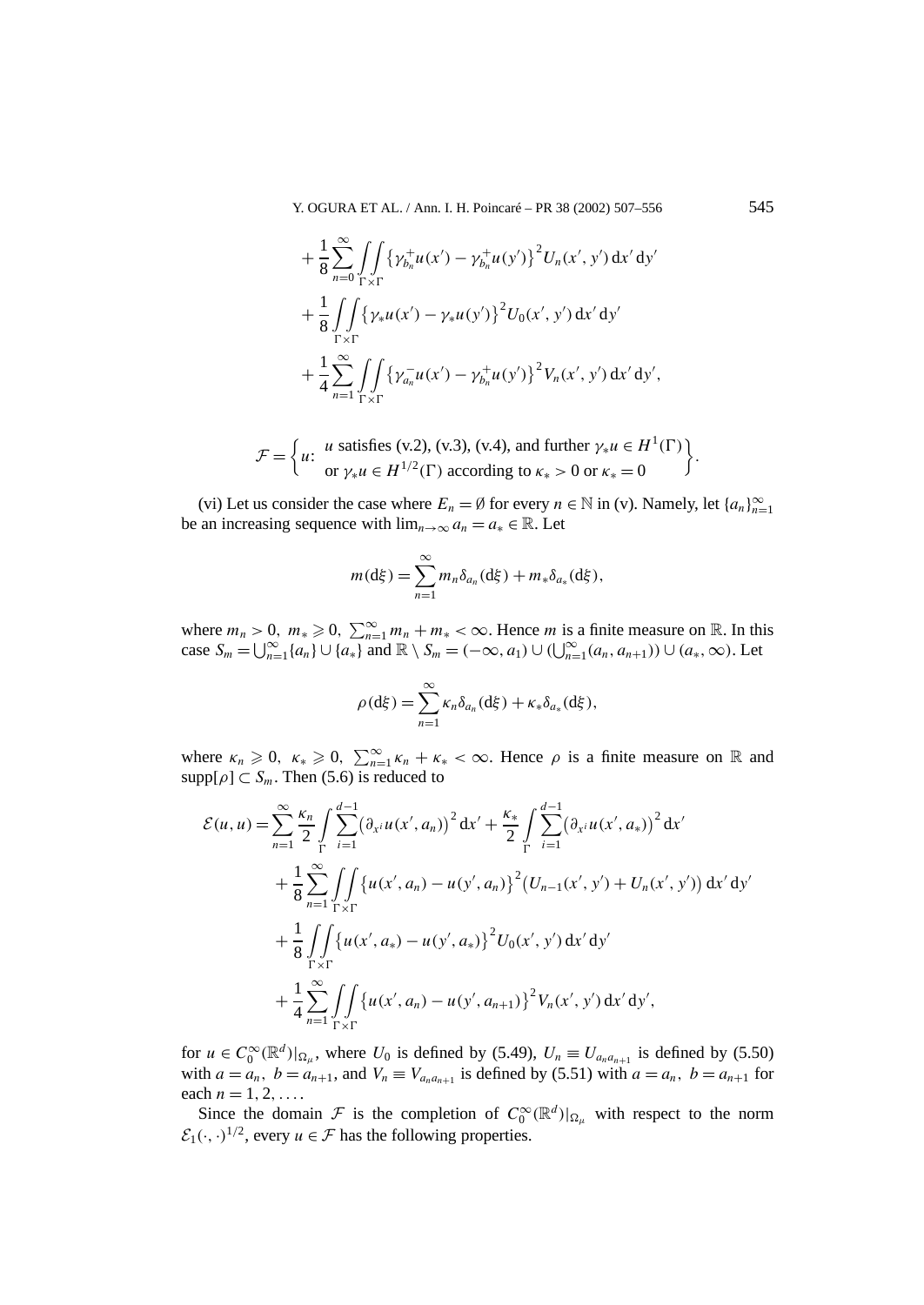$$
\begin{aligned}
&+\frac{1}{8}\sum_{n=0}^{\infty}\iint_{\Gamma\times\Gamma}\big\{\gamma_{b_n}^{+}u(x')-\gamma_{b_n}^{+}u(y')\big\}^2 U_n(x',y')\,\mathrm{d}x'\,\mathrm{d}y'\\
&+\frac{1}{8}\iint_{\Gamma\times\Gamma}\big\{\gamma_{*}u(x')-\gamma_{*}u(y')\big\}^2 U_0(x',y')\,\mathrm{d}x'\,\mathrm{d}y'\\
&+\frac{1}{4}\sum_{n=1}^{\infty}\iint_{\Gamma\times\Gamma}\big\{\gamma_{a_n}^{-}u(x')-\gamma_{b_n}^{+}u(y')\big\}^2 V_n(x',y')\,\mathrm{d}x'\,\mathrm{d}y',
\end{aligned}
$$

$$
\mathcal{F}=\left\{u\colon\ \begin{array}{l} u \text{ satisfies (v.2), (v.3), (v.4), and further } \gamma_* u\in H^1(\Gamma)\\ \text{or } \gamma_* u\in H^{1/2}(\Gamma) \text{ according to } \kappa_*>0 \text{ or } \kappa_*=0\end{array}\right\}.
$$

(vi) Let us consider the case where $E_n=\emptyset$ for every $n\in\mathbb{N}$ in (v). Namely, let $\{a_n\}_{n=1}^{\infty}$ be an increasing sequence with $\lim_{n\to\infty}a_n=a_*\in\mathbb{R}$. Let

$$
m(\mathrm{d}\xi)=\sum_{n=1}^{\infty}m_n\delta_{a_n}(\mathrm{d}\xi)+m_*\delta_{a_*}(\mathrm{d}\xi),
$$

where $m_n>0$, $m_*\geqslant 0$, $\sum_{n=1}^{\infty}m_n+m_*<\infty$. Hence $m$ is a finite measure on $\mathbb{R}$. In this case $S_m=\bigcup_{n=1}^{\infty}\{a_n\}\cup\{a_*\}$ and $\mathbb{R}\setminus S_m=(-\infty,a_1)\cup(\bigcup_{n=1}^{\infty}(a_n,a_{n+1}))\cup(a_*,\infty)$. Let

$$
\rho(\mathrm{d}\xi)=\sum_{n=1}^{\infty}\kappa_n\delta_{a_n}(\mathrm{d}\xi)+\kappa_*\delta_{a_*}(\mathrm{d}\xi),
$$

where $\kappa_n\geqslant 0$, $\kappa_*\geqslant 0$, $\sum_{n=1}^{\infty}\kappa_n+\kappa_*<\infty$. Hence $\rho$ is a finite measure on $\mathbb{R}$ and $\operatorname{supp}[\rho]\subset S_m$. Then (5.6) is reduced to

$$
\begin{aligned}
\mathcal{E}(u,u)=&\sum_{n=1}^{\infty}\frac{\kappa_n}{2}\int_{\Gamma}\sum_{i=1}^{d-1}\big(\partial_{x^i}u(x',a_n)\big)^2\,\mathrm{d}x'+\frac{\kappa_*}{2}\int_{\Gamma}\sum_{i=1}^{d-1}\big(\partial_{x^i}u(x',a_*)\big)^2\,\mathrm{d}x'\\
&+\frac{1}{8}\sum_{n=1}^{\infty}\iint_{\Gamma\times\Gamma}\big\{u(x',a_n)-u(y',a_n)\big\}^2\big(U_{n-1}(x',y')+U_n(x',y')\big)\,\mathrm{d}x'\,\mathrm{d}y'\\
&+\frac{1}{8}\iint_{\Gamma\times\Gamma}\big\{u(x',a_*)-u(y',a_*)\big\}^2 U_0(x',y')\,\mathrm{d}x'\,\mathrm{d}y'\\
&+\frac{1}{4}\sum_{n=1}^{\infty}\iint_{\Gamma\times\Gamma}\big\{u(x',a_n)-u(y',a_{n+1})\big\}^2 V_n(x',y')\,\mathrm{d}x'\,\mathrm{d}y',
\end{aligned}
$$

for $u\in C_0^{\infty}(\mathbb{R}^d)|_{\Omega_\mu}$, where $U_0$ is defined by (5.49), $U_n\equiv U_{a_na_{n+1}}$ is defined by (5.50) with $a=a_n$, $b=a_{n+1}$, and $V_n\equiv V_{a_na_{n+1}}$ is defined by (5.51) with $a=a_n$, $b=a_{n+1}$ for each $n=1,2,\ldots$.

Since the domain $\mathcal{F}$ is the completion of $C_0^{\infty}(\mathbb{R}^d)|_{\Omega_\mu}$ with respect to the norm $\mathcal{E}_1(\cdot,\cdot)^{1/2}$, every $u\in\mathcal{F}$ has the following properties.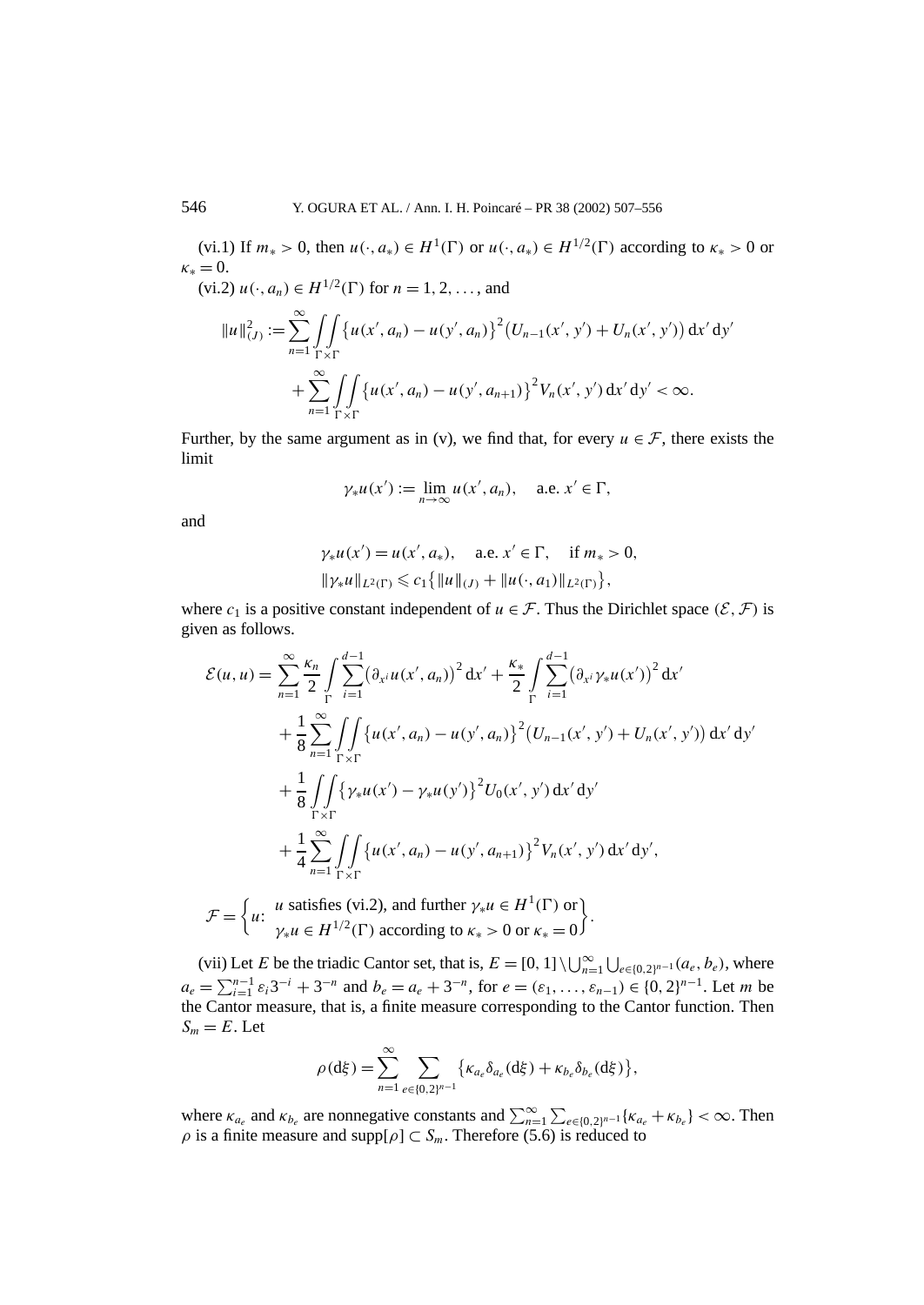(vi.1) If $m_* > 0$, then $u(\cdot, a_*) \in H^1(\Gamma)$ or $u(\cdot, a_*) \in H^{1/2}(\Gamma)$ according to $\kappa_* > 0$ or $\kappa_* = 0$.

(vi.2) $u(\cdot, a_n) \in H^{1/2}(\Gamma)$ for $n = 1, 2, \ldots$, and

$$\|u\|_{(J)}^2 := \sum_{n=1}^{\infty} \iint_{\Gamma\times\Gamma} \{u(x', a_n) - u(y', a_n)\}^2 \big(U_{n-1}(x', y') + U_n(x', y')\big)\, dx'\, dy' \\ + \sum_{n=1}^{\infty} \iint_{\Gamma\times\Gamma} \{u(x', a_n) - u(y', a_{n+1})\}^2 V_n(x', y')\, dx'\, dy' < \infty.$$

Further, by the same argument as in (v), we find that, for every $u \in \mathcal{F}$, there exists the limit

$$\gamma_* u(x') := \lim_{n\to\infty} u(x', a_n), \quad \text{a.e. } x' \in \Gamma,$$

and

$$\gamma_* u(x') = u(x', a_*), \quad \text{a.e. } x' \in \Gamma, \quad \text{if } m_* > 0,$$
$$\|\gamma_* u\|_{L^2(\Gamma)} \leqslant c_1 \big\{ \|u\|_{(J)} + \|u(\cdot, a_1)\|_{L^2(\Gamma)} \big\},$$

where $c_1$ is a positive constant independent of $u \in \mathcal{F}$. Thus the Dirichlet space $(\mathcal{E}, \mathcal{F})$ is given as follows.

$$\mathcal{E}(u, u) = \sum_{n=1}^{\infty} \frac{\kappa_n}{2} \int_{\Gamma} \sum_{i=1}^{d-1} \big(\partial_{x^i} u(x', a_n)\big)^2\, dx' + \frac{\kappa_*}{2} \int_{\Gamma} \sum_{i=1}^{d-1} \big(\partial_{x^i} \gamma_* u(x')\big)^2\, dx' \\ + \frac{1}{8} \sum_{n=1}^{\infty} \iint_{\Gamma\times\Gamma} \{u(x', a_n) - u(y', a_n)\}^2 \big(U_{n-1}(x', y') + U_n(x', y')\big)\, dx'\, dy' \\ + \frac{1}{8} \iint_{\Gamma\times\Gamma} \{\gamma_* u(x') - \gamma_* u(y')\}^2 U_0(x', y')\, dx'\, dy' \\ + \frac{1}{4} \sum_{n=1}^{\infty} \iint_{\Gamma\times\Gamma} \{u(x', a_n) - u(y', a_{n+1})\}^2 V_n(x', y')\, dx'\, dy',$$

$$\mathcal{F} = \left\{ u\colon \begin{array}{l} u \text{ satisfies (vi.2), and further } \gamma_* u \in H^1(\Gamma) \text{ or} \\ \gamma_* u \in H^{1/2}(\Gamma) \text{ according to } \kappa_* > 0 \text{ or } \kappa_* = 0 \end{array} \right\}.$$

(vii) Let $E$ be the triadic Cantor set, that is, $E = [0, 1] \setminus \bigcup_{n=1}^{\infty} \bigcup_{e\in\{0,2\}^{n-1}} (a_e, b_e)$, where $a_e = \sum_{i=1}^{n-1} \varepsilon_i 3^{-i} + 3^{-n}$ and $b_e = a_e + 3^{-n}$, for $e = (\varepsilon_1, \ldots, \varepsilon_{n-1}) \in \{0, 2\}^{n-1}$. Let $m$ be the Cantor measure, that is, a finite measure corresponding to the Cantor function. Then $S_m = E$. Let

$$\rho(d\xi) = \sum_{n=1}^{\infty} \sum_{e\in\{0,2\}^{n-1}} \big\{ \kappa_{a_e} \delta_{a_e}(d\xi) + \kappa_{b_e} \delta_{b_e}(d\xi) \big\},$$

where $\kappa_{a_e}$ and $\kappa_{b_e}$ are nonnegative constants and $\sum_{n=1}^{\infty} \sum_{e\in\{0,2\}^{n-1}} \{\kappa_{a_e} + \kappa_{b_e}\} < \infty$. Then $\rho$ is a finite measure and $\operatorname{supp}[\rho] \subset S_m$. Therefore (5.6) is reduced to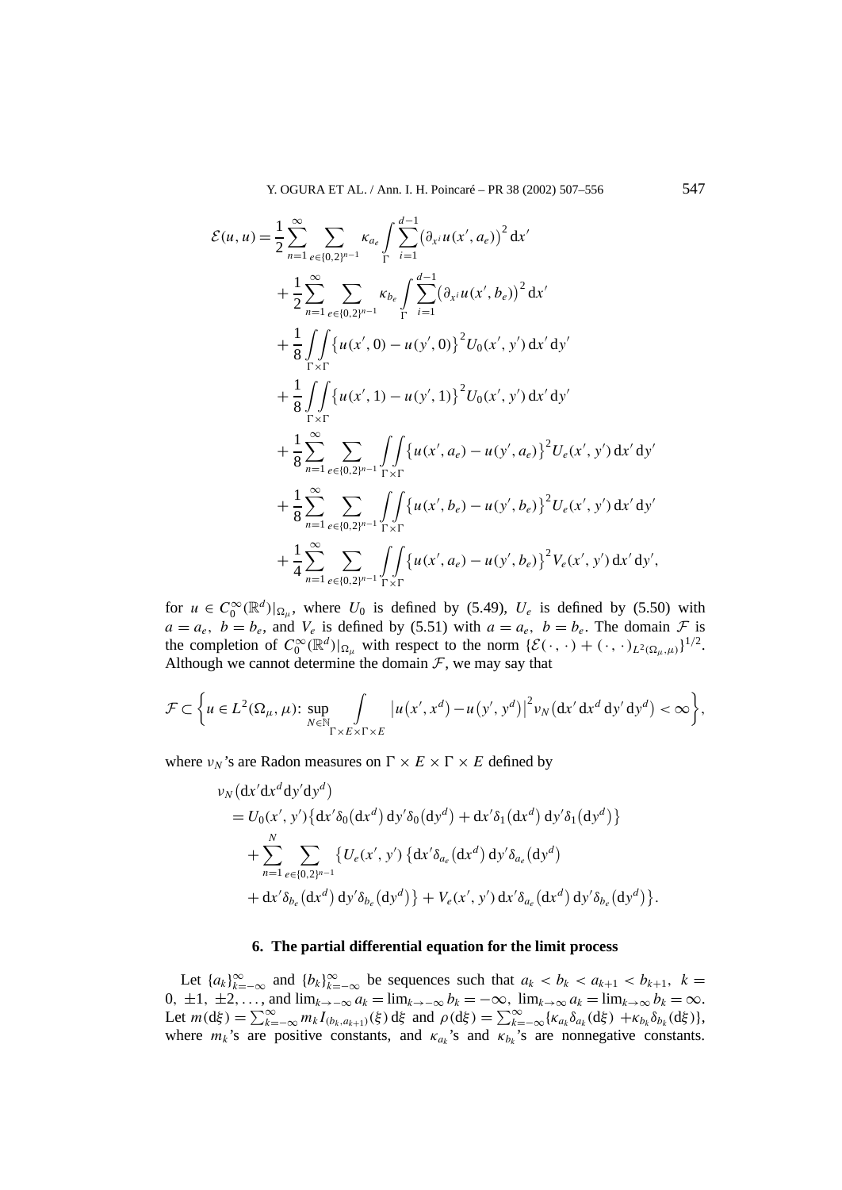$$
\begin{aligned}
\mathcal{E}(u,u) &= \frac{1}{2}\sum_{n=1}^{\infty}\sum_{e\in\{0,2\}^{n-1}}\kappa_{a_e}\int_{\Gamma}\sum_{i=1}^{d-1}\big(\partial_{x^i}u(x',a_e)\big)^2\,\mathrm{d}x' \\
&\quad + \frac{1}{2}\sum_{n=1}^{\infty}\sum_{e\in\{0,2\}^{n-1}}\kappa_{b_e}\int_{\Gamma}\sum_{i=1}^{d-1}\big(\partial_{x^i}u(x',b_e)\big)^2\,\mathrm{d}x' \\
&\quad + \frac{1}{8}\iint_{\Gamma\times\Gamma}\big\{u(x',0)-u(y',0)\big\}^2 U_0(x',y')\,\mathrm{d}x'\,\mathrm{d}y' \\
&\quad + \frac{1}{8}\iint_{\Gamma\times\Gamma}\big\{u(x',1)-u(y',1)\big\}^2 U_0(x',y')\,\mathrm{d}x'\,\mathrm{d}y' \\
&\quad + \frac{1}{8}\sum_{n=1}^{\infty}\sum_{e\in\{0,2\}^{n-1}}\iint_{\Gamma\times\Gamma}\big\{u(x',a_e)-u(y',a_e)\big\}^2 U_e(x',y')\,\mathrm{d}x'\,\mathrm{d}y' \\
&\quad + \frac{1}{8}\sum_{n=1}^{\infty}\sum_{e\in\{0,2\}^{n-1}}\iint_{\Gamma\times\Gamma}\big\{u(x',b_e)-u(y',b_e)\big\}^2 U_e(x',y')\,\mathrm{d}x'\,\mathrm{d}y' \\
&\quad + \frac{1}{4}\sum_{n=1}^{\infty}\sum_{e\in\{0,2\}^{n-1}}\iint_{\Gamma\times\Gamma}\big\{u(x',a_e)-u(y',b_e)\big\}^2 V_e(x',y')\,\mathrm{d}x'\,\mathrm{d}y',
\end{aligned}
$$

for $u \in C_0^\infty(\mathbb{R}^d)|_{\Omega_\mu}$, where $U_0$ is defined by (5.49), $U_e$ is defined by (5.50) with $a = a_e$, $b = b_e$, and $V_e$ is defined by (5.51) with $a = a_e$, $b = b_e$. The domain $\mathcal{F}$ is the completion of $C_0^\infty(\mathbb{R}^d)|_{\Omega_\mu}$ with respect to the norm $\{\mathcal{E}(\cdot,\cdot) + (\cdot,\cdot)_{L^2(\Omega_\mu,\mu)}\}^{1/2}$. Although we cannot determine the domain $\mathcal{F}$, we may say that

$$
\mathcal{F} \subset \bigg\{u \in L^2(\Omega_\mu,\mu)\colon \sup_{N\in\mathbb{N}}\int_{\Gamma\times E\times\Gamma\times E}\big|u(x',x^d)-u(y',y^d)\big|^2\nu_N(\mathrm{d}x'\,\mathrm{d}x^d\,\mathrm{d}y'\,\mathrm{d}y^d) < \infty\bigg\},
$$

where $\nu_N$'s are Radon measures on $\Gamma \times E \times \Gamma \times E$ defined by

$$
\begin{aligned}
&\nu_N(\mathrm{d}x'\mathrm{d}x^d\mathrm{d}y'\mathrm{d}y^d) \\
&\quad = U_0(x',y')\{\mathrm{d}x'\delta_0(\mathrm{d}x^d)\,\mathrm{d}y'\delta_0(\mathrm{d}y^d) + \mathrm{d}x'\delta_1(\mathrm{d}x^d)\,\mathrm{d}y'\delta_1(\mathrm{d}y^d)\} \\
&\qquad + \sum_{n=1}^{N}\sum_{e\in\{0,2\}^{n-1}}\big\{U_e(x',y')\,\{\mathrm{d}x'\delta_{a_e}(\mathrm{d}x^d)\,\mathrm{d}y'\delta_{a_e}(\mathrm{d}y^d) \\
&\qquad + \mathrm{d}x'\delta_{b_e}(\mathrm{d}x^d)\,\mathrm{d}y'\delta_{b_e}(\mathrm{d}y^d)\} + V_e(x',y')\,\mathrm{d}x'\delta_{a_e}(\mathrm{d}x^d)\,\mathrm{d}y'\delta_{b_e}(\mathrm{d}y^d)\big\}.
\end{aligned}
$$

## 6. The partial differential equation for the limit process

Let $\{a_k\}_{k=-\infty}^{\infty}$ and $\{b_k\}_{k=-\infty}^{\infty}$ be sequences such that $a_k < b_k < a_{k+1} < b_{k+1}$, $k = 0, \pm1, \pm2, \ldots$, and $\lim_{k\to-\infty} a_k = \lim_{k\to-\infty} b_k = -\infty$, $\lim_{k\to\infty} a_k = \lim_{k\to\infty} b_k = \infty$. Let $m(\mathrm{d}\xi) = \sum_{k=-\infty}^{\infty} m_k I_{(b_k,a_{k+1})}(\xi)\,\mathrm{d}\xi$ and $\rho(\mathrm{d}\xi) = \sum_{k=-\infty}^{\infty}\{\kappa_{a_k}\delta_{a_k}(\mathrm{d}\xi) + \kappa_{b_k}\delta_{b_k}(\mathrm{d}\xi)\}$, where $m_k$'s are positive constants, and $\kappa_{a_k}$'s and $\kappa_{b_k}$'s are nonnegative constants.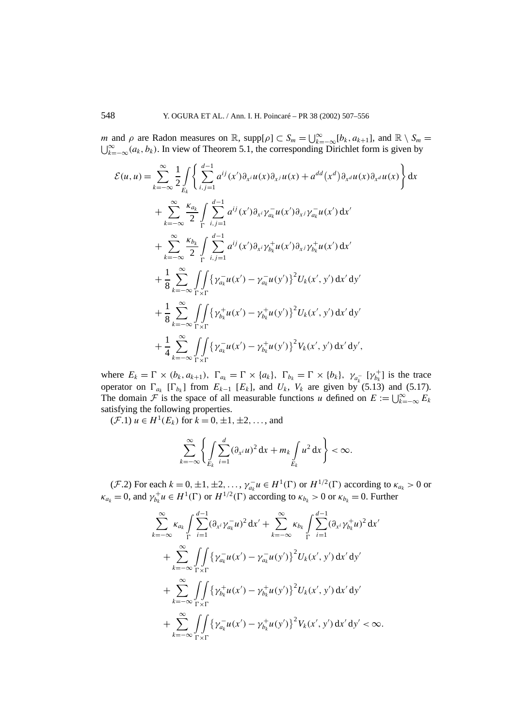$m$ and $\rho$ are Radon measures on $\mathbb{R}$, $\operatorname{supp}[\rho] \subset S_m = \bigcup_{k=-\infty}^{\infty}[b_k, a_{k+1}]$, and $\mathbb{R} \setminus S_m = \bigcup_{k=-\infty}^{\infty}(a_k, b_k)$. In view of Theorem 5.1, the corresponding Dirichlet form is given by

$$
\begin{aligned}
\mathcal{E}(u,u) &= \sum_{k=-\infty}^{\infty} \frac{1}{2} \int_{E_k} \left\{ \sum_{i,j=1}^{d-1} a^{ij}(x') \partial_{x^i} u(x) \partial_{x^j} u(x) + a^{dd}(x^d) \partial_{x^d} u(x) \partial_{x^d} u(x) \right\} \mathrm{d}x \\
&\quad + \sum_{k=-\infty}^{\infty} \frac{\kappa_{a_k}}{2} \int_{\Gamma} \sum_{i,j=1}^{d-1} a^{ij}(x') \partial_{x^i} \gamma_{a_k}^- u(x') \partial_{x^j} \gamma_{a_k}^- u(x') \, \mathrm{d}x' \\
&\quad + \sum_{k=-\infty}^{\infty} \frac{\kappa_{b_k}}{2} \int_{\Gamma} \sum_{i,j=1}^{d-1} a^{ij}(x') \partial_{x^i} \gamma_{b_k}^+ u(x') \partial_{x^j} \gamma_{b_k}^+ u(x') \, \mathrm{d}x' \\
&\quad + \frac{1}{8} \sum_{k=-\infty}^{\infty} \iint_{\Gamma \times \Gamma} \left\{ \gamma_{a_k}^- u(x') - \gamma_{a_k}^- u(y') \right\}^2 U_k(x', y') \, \mathrm{d}x' \, \mathrm{d}y' \\
&\quad + \frac{1}{8} \sum_{k=-\infty}^{\infty} \iint_{\Gamma \times \Gamma} \left\{ \gamma_{b_k}^+ u(x') - \gamma_{b_k}^+ u(y') \right\}^2 U_k(x', y') \, \mathrm{d}x' \, \mathrm{d}y' \\
&\quad + \frac{1}{4} \sum_{k=-\infty}^{\infty} \iint_{\Gamma \times \Gamma} \left\{ \gamma_{a_k}^- u(x') - \gamma_{b_k}^+ u(y') \right\}^2 V_k(x', y') \, \mathrm{d}x' \, \mathrm{d}y',
\end{aligned}
$$

where $E_k = \Gamma \times (b_k, a_{k+1})$, $\Gamma_{a_k} = \Gamma \times \{a_k\}$, $\Gamma_{b_k} = \Gamma \times \{b_k\}$, $\gamma_{a_k^-}$ $[\gamma_{b_k}^+]$ is the trace operator on $\Gamma_{a_k}$ $[\Gamma_{b_k}]$ from $E_{k-1}$ $[E_k]$, and $U_k$, $V_k$ are given by (5.13) and (5.17). The domain $\mathcal{F}$ is the space of all measurable functions $u$ defined on $E := \bigcup_{k=-\infty}^{\infty} E_k$ satisfying the following properties.

($\mathcal{F}$.1) $u \in H^1(E_k)$ for $k = 0, \pm 1, \pm 2, \ldots$, and

$$
\sum_{k=-\infty}^{\infty} \left\{ \int_{E_k} \sum_{i=1}^{d} (\partial_{x^i} u)^2 \, \mathrm{d}x + m_k \int_{E_k} u^2 \, \mathrm{d}x \right\} < \infty.
$$

($\mathcal{F}$.2) For each $k = 0, \pm 1, \pm 2, \ldots$, $\gamma_{a_k}^- u \in H^1(\Gamma)$ or $H^{1/2}(\Gamma)$ according to $\kappa_{a_k} > 0$ or $\kappa_{a_k} = 0$, and $\gamma_{b_k}^+ u \in H^1(\Gamma)$ or $H^{1/2}(\Gamma)$ according to $\kappa_{b_k} > 0$ or $\kappa_{b_k} = 0$. Further

$$
\begin{aligned}
&\sum_{k=-\infty}^{\infty} \kappa_{a_k} \int_{\Gamma} \sum_{i=1}^{d-1} (\partial_{x^i} \gamma_{a_k}^- u)^2 \, \mathrm{d}x' + \sum_{k=-\infty}^{\infty} \kappa_{b_k} \int_{\Gamma} \sum_{i=1}^{d-1} (\partial_{x^i} \gamma_{b_k}^+ u)^2 \, \mathrm{d}x' \\
&\quad + \sum_{k=-\infty}^{\infty} \iint_{\Gamma \times \Gamma} \left\{ \gamma_{a_k}^- u(x') - \gamma_{a_k}^- u(y') \right\}^2 U_k(x', y') \, \mathrm{d}x' \, \mathrm{d}y' \\
&\quad + \sum_{k=-\infty}^{\infty} \iint_{\Gamma \times \Gamma} \left\{ \gamma_{b_k}^+ u(x') - \gamma_{b_k}^+ u(y') \right\}^2 U_k(x', y') \, \mathrm{d}x' \, \mathrm{d}y' \\
&\quad + \sum_{k=-\infty}^{\infty} \iint_{\Gamma \times \Gamma} \left\{ \gamma_{a_k}^- u(x') - \gamma_{b_k}^+ u(y') \right\}^2 V_k(x', y') \, \mathrm{d}x' \, \mathrm{d}y' < \infty.
\end{aligned}
$$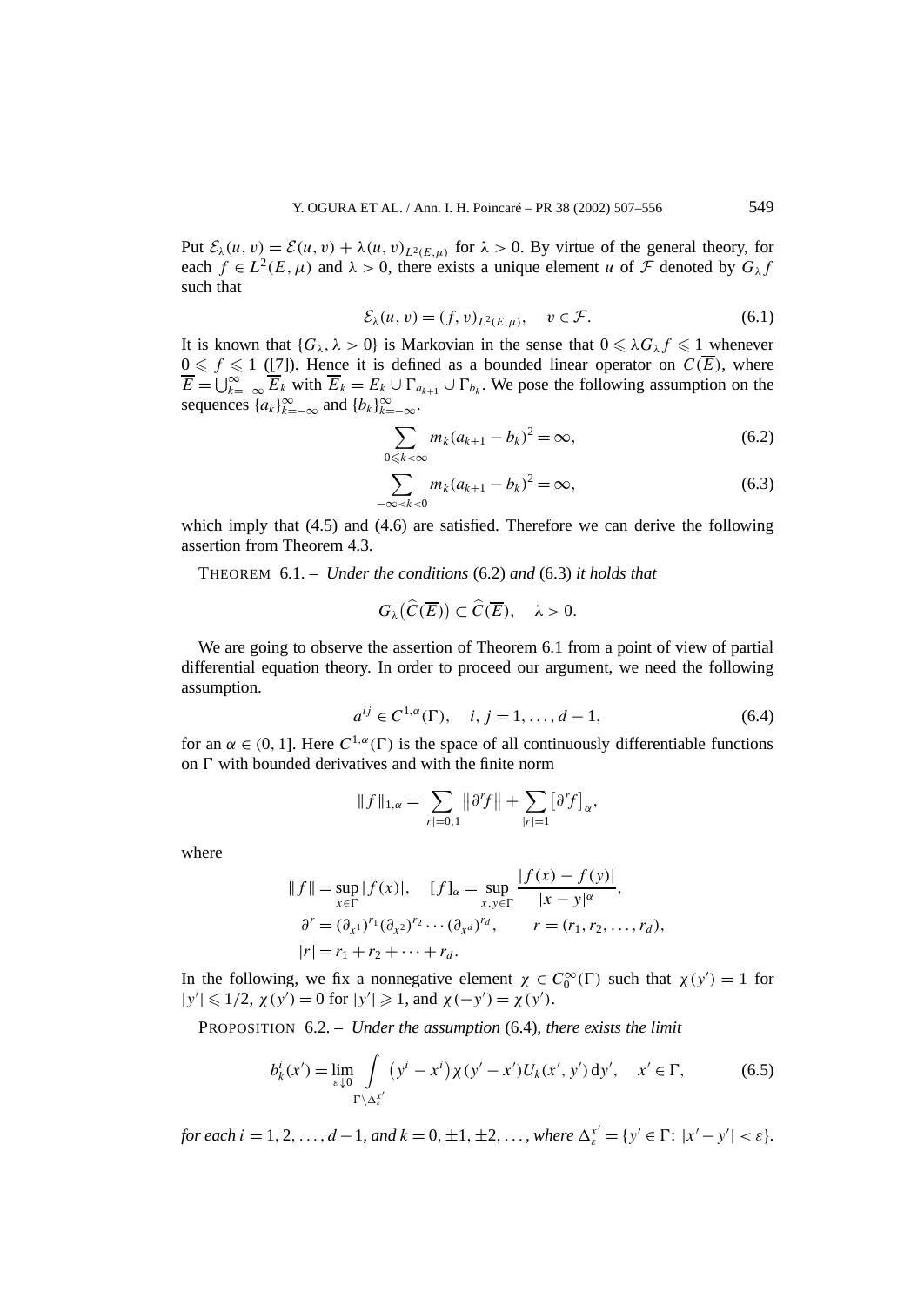Put $\mathcal{E}_\lambda(u,v) = \mathcal{E}(u,v) + \lambda(u,v)_{L^2(E,\mu)}$ for $\lambda > 0$. By virtue of the general theory, for each $f \in L^2(E,\mu)$ and $\lambda > 0$, there exists a unique element $u$ of $\mathcal{F}$ denoted by $G_\lambda f$ such that

$$\mathcal{E}_\lambda(u,v) = (f,v)_{L^2(E,\mu)}, \quad v \in \mathcal{F}. \tag{6.1}$$

It is known that $\{G_\lambda, \lambda > 0\}$ is Markovian in the sense that $0 \leqslant \lambda G_\lambda f \leqslant 1$ whenever $0 \leqslant f \leqslant 1$ ([7]). Hence it is defined as a bounded linear operator on $C(\overline{E})$, where $\overline{E} = \bigcup_{k=-\infty}^{\infty} \overline{E}_k$ with $\overline{E}_k = E_k \cup \Gamma_{a_{k+1}} \cup \Gamma_{b_k}$. We pose the following assumption on the sequences $\{a_k\}_{k=-\infty}^{\infty}$ and $\{b_k\}_{k=-\infty}^{\infty}$.

$$\sum_{0 \leqslant k < \infty} m_k (a_{k+1} - b_k)^2 = \infty, \tag{6.2}$$

$$\sum_{-\infty < k < 0} m_k (a_{k+1} - b_k)^2 = \infty, \tag{6.3}$$

which imply that (4.5) and (4.6) are satisfied. Therefore we can derive the following assertion from Theorem 4.3.

THEOREM 6.1. – *Under the conditions* (6.2) *and* (6.3) *it holds that*

$$G_\lambda\big(\widehat{C}(\overline{E})\big) \subset \widehat{C}(\overline{E}), \quad \lambda > 0.$$

We are going to observe the assertion of Theorem 6.1 from a point of view of partial differential equation theory. In order to proceed our argument, we need the following assumption.

$$a^{ij} \in C^{1,\alpha}(\Gamma), \quad i,j = 1,\ldots,d-1, \tag{6.4}$$

for an $\alpha \in (0,1]$. Here $C^{1,\alpha}(\Gamma)$ is the space of all continuously differentiable functions on $\Gamma$ with bounded derivatives and with the finite norm

$$\|f\|_{1,\alpha} = \sum_{|r|=0,1} \big\|\partial^r f\big\| + \sum_{|r|=1} \big[\partial^r f\big]_\alpha,$$

where

$$\|f\| = \sup_{x \in \Gamma} |f(x)|, \quad [f]_\alpha = \sup_{x,y \in \Gamma} \frac{|f(x) - f(y)|}{|x-y|^\alpha},$$
$$\partial^r = (\partial_{x^1})^{r_1} (\partial_{x^2})^{r_2} \cdots (\partial_{x^d})^{r_d}, \qquad r = (r_1, r_2, \ldots, r_d),$$
$$|r| = r_1 + r_2 + \cdots + r_d.$$

In the following, we fix a nonnegative element $\chi \in C_0^\infty(\Gamma)$ such that $\chi(y') = 1$ for $|y'| \leqslant 1/2$, $\chi(y') = 0$ for $|y'| \geqslant 1$, and $\chi(-y') = \chi(y')$.

PROPOSITION 6.2. – *Under the assumption* (6.4)*, there exists the limit*

$$b_k^i(x') = \lim_{\varepsilon \downarrow 0} \int_{\Gamma \setminus \Delta_\varepsilon^{x'}} \big(y^i - x^i\big) \chi(y' - x') U_k(x', y')\, \mathrm{d}y', \quad x' \in \Gamma, \tag{6.5}$$

*for each* $i = 1, 2, \ldots, d-1$*, and* $k = 0, \pm 1, \pm 2, \ldots$*, where* $\Delta_\varepsilon^{x'} = \{y' \in \Gamma \colon |x' - y'| < \varepsilon\}$.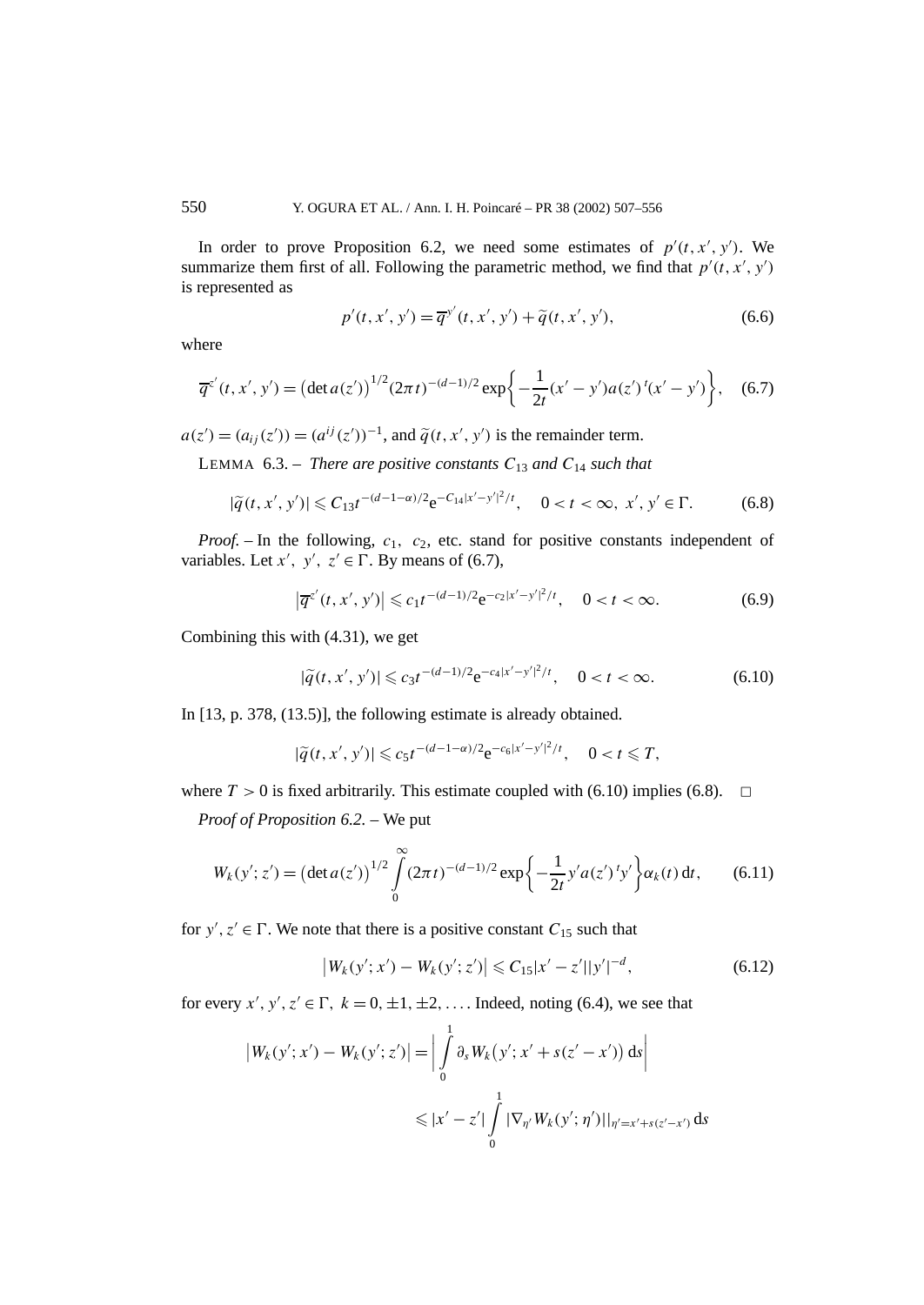In order to prove Proposition 6.2, we need some estimates of $p'(t,x',y')$. We summarize them first of all. Following the parametric method, we find that $p'(t,x',y')$ is represented as

$$p'(t,x',y') = \overline{q}^{y'}(t,x',y') + \widetilde{q}(t,x',y'), \tag{6.6}$$

where

$$\overline{q}^{z'}(t,x',y') = \big(\det a(z')\big)^{1/2}(2\pi t)^{-(d-1)/2}\exp\bigg\{-\frac{1}{2t}(x'-y')a(z')\,{}^t(x'-y')\bigg\}, \tag{6.7}$$

$a(z') = (a_{ij}(z')) = (a^{ij}(z'))^{-1}$, and $\widetilde{q}(t,x',y')$ is the remainder term.

LEMMA 6.3. – *There are positive constants $C_{13}$ and $C_{14}$ such that*

$$|\widetilde{q}(t,x',y')| \leqslant C_{13}t^{-(d-1-\alpha)/2}\mathrm{e}^{-C_{14}|x'-y'|^2/t}, \quad 0<t<\infty,\ x',y' \in \Gamma. \tag{6.8}$$

*Proof.* – In the following, $c_1,\ c_2$, etc. stand for positive constants independent of variables. Let $x',\ y',\ z' \in \Gamma$. By means of (6.7),

$$\big|\overline{q}^{z'}(t,x',y')\big| \leqslant c_1 t^{-(d-1)/2}\mathrm{e}^{-c_2|x'-y'|^2/t}, \quad 0<t<\infty. \tag{6.9}$$

Combining this with (4.31), we get

$$|\widetilde{q}(t,x',y')| \leqslant c_3 t^{-(d-1)/2}\mathrm{e}^{-c_4|x'-y'|^2/t}, \quad 0<t<\infty. \tag{6.10}$$

In [13, p. 378, (13.5)], the following estimate is already obtained.

$$|\widetilde{q}(t,x',y')| \leqslant c_5 t^{-(d-1-\alpha)/2}\mathrm{e}^{-c_6|x'-y'|^2/t}, \quad 0<t\leqslant T,$$

where $T>0$ is fixed arbitrarily. This estimate coupled with (6.10) implies (6.8). $\square$

*Proof of Proposition 6.2.* – We put

$$W_k(y';z') = \big(\det a(z')\big)^{1/2}\int_0^\infty (2\pi t)^{-(d-1)/2}\exp\bigg\{-\frac{1}{2t}y'a(z')\,{}^t y'\bigg\}\alpha_k(t)\,\mathrm{d}t, \tag{6.11}$$

for $y', z' \in \Gamma$. We note that there is a positive constant $C_{15}$ such that

$$\big|W_k(y';x') - W_k(y';z')\big| \leqslant C_{15}|x'-z'||y'|^{-d}, \tag{6.12}$$

for every $x',y',z' \in \Gamma,\ k = 0, \pm 1, \pm 2, \ldots$. Indeed, noting (6.4), we see that

$$\begin{aligned}\big|W_k(y';x') - W_k(y';z')\big| &= \bigg|\int_0^1 \partial_s W_k\big(y';x'+s(z'-x')\big)\,\mathrm{d}s\bigg| \\ &\leqslant |x'-z'|\int_0^1 |\nabla_{\eta'}W_k(y';\eta')||_{\eta'=x'+s(z'-x')}\,\mathrm{d}s\end{aligned}$$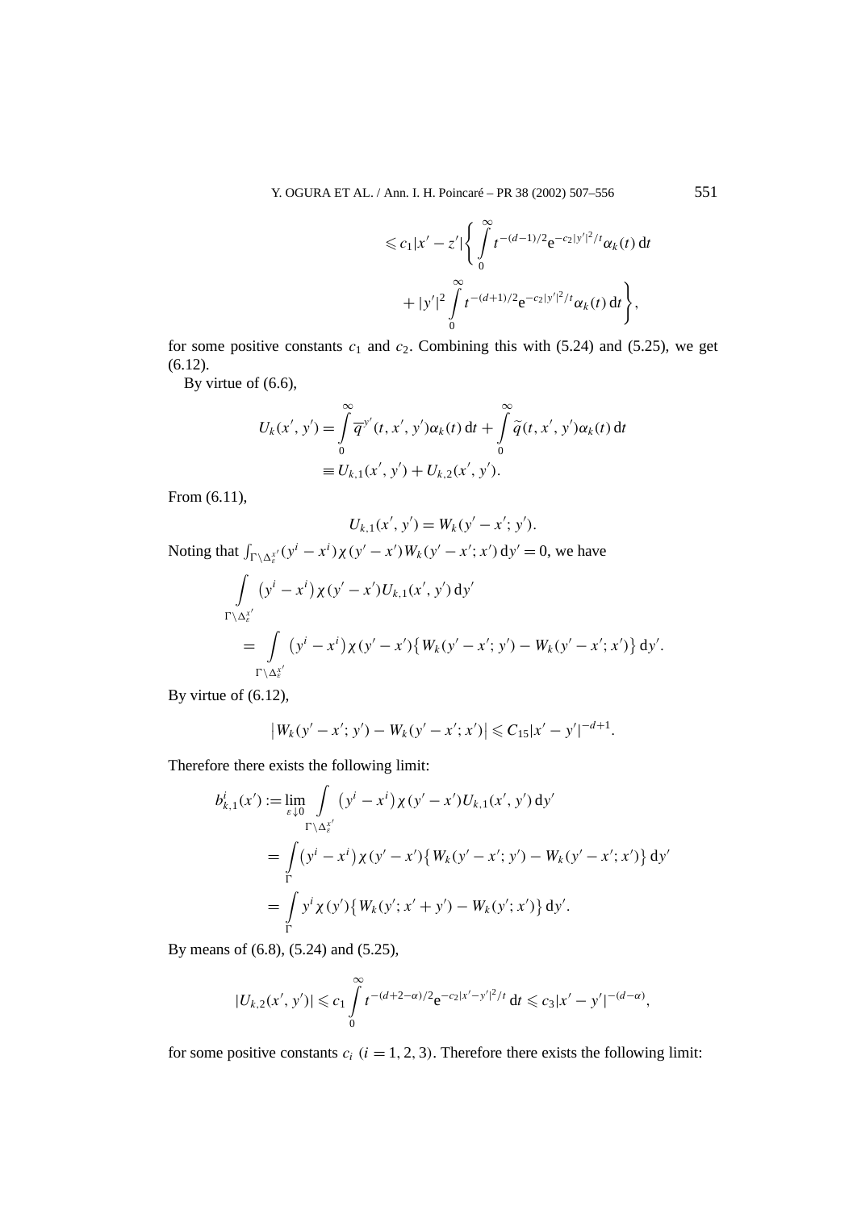$$
\leqslant c_1|x'-z'|\left\{\int_0^\infty t^{-(d-1)/2}\mathrm{e}^{-c_2|y'|^2/t}\alpha_k(t)\,\mathrm{d}t + |y'|^2\int_0^\infty t^{-(d+1)/2}\mathrm{e}^{-c_2|y'|^2/t}\alpha_k(t)\,\mathrm{d}t\right\},
$$

for some positive constants $c_1$ and $c_2$. Combining this with (5.24) and (5.25), we get (6.12).

By virtue of (6.6),

$$
\begin{aligned}
U_k(x',y') &= \int_0^\infty \overline{q}^{y'}(t,x',y')\alpha_k(t)\,\mathrm{d}t + \int_0^\infty \widetilde{q}(t,x',y')\alpha_k(t)\,\mathrm{d}t \\
&\equiv U_{k,1}(x',y') + U_{k,2}(x',y').
\end{aligned}
$$

From (6.11),

$$
U_{k,1}(x',y') = W_k(y'-x';y').
$$

Noting that $\int_{\Gamma\setminus\Delta_\varepsilon^{x'}}(y^i-x^i)\chi(y'-x')W_k(y'-x';x')\,\mathrm{d}y' = 0$, we have

$$
\begin{aligned}
&\int_{\Gamma\setminus\Delta_\varepsilon^{x'}} (y^i-x^i)\chi(y'-x')U_{k,1}(x',y')\,\mathrm{d}y' \\
&\quad= \int_{\Gamma\setminus\Delta_\varepsilon^{x'}} (y^i-x^i)\chi(y'-x')\big\{W_k(y'-x';y')-W_k(y'-x';x')\big\}\,\mathrm{d}y'.
\end{aligned}
$$

By virtue of (6.12),

$$
\big|W_k(y'-x';y')-W_k(y'-x';x')\big| \leqslant C_{15}|x'-y'|^{-d+1}.
$$

Therefore there exists the following limit:

$$
\begin{aligned}
b_{k,1}^i(x') &:= \lim_{\varepsilon\downarrow 0}\int_{\Gamma\setminus\Delta_\varepsilon^{x'}} (y^i-x^i)\chi(y'-x')U_{k,1}(x',y')\,\mathrm{d}y' \\
&= \int_\Gamma (y^i-x^i)\chi(y'-x')\big\{W_k(y'-x';y')-W_k(y'-x';x')\big\}\,\mathrm{d}y' \\
&= \int_\Gamma y^i\chi(y')\big\{W_k(y';x'+y')-W_k(y';x')\big\}\,\mathrm{d}y'.
\end{aligned}
$$

By means of (6.8), (5.24) and (5.25),

$$
|U_{k,2}(x',y')| \leqslant c_1\int_0^\infty t^{-(d+2-\alpha)/2}\mathrm{e}^{-c_2|x'-y'|^2/t}\,\mathrm{d}t \leqslant c_3|x'-y'|^{-(d-\alpha)},
$$

for some positive constants $c_i$ $(i=1,2,3)$. Therefore there exists the following limit: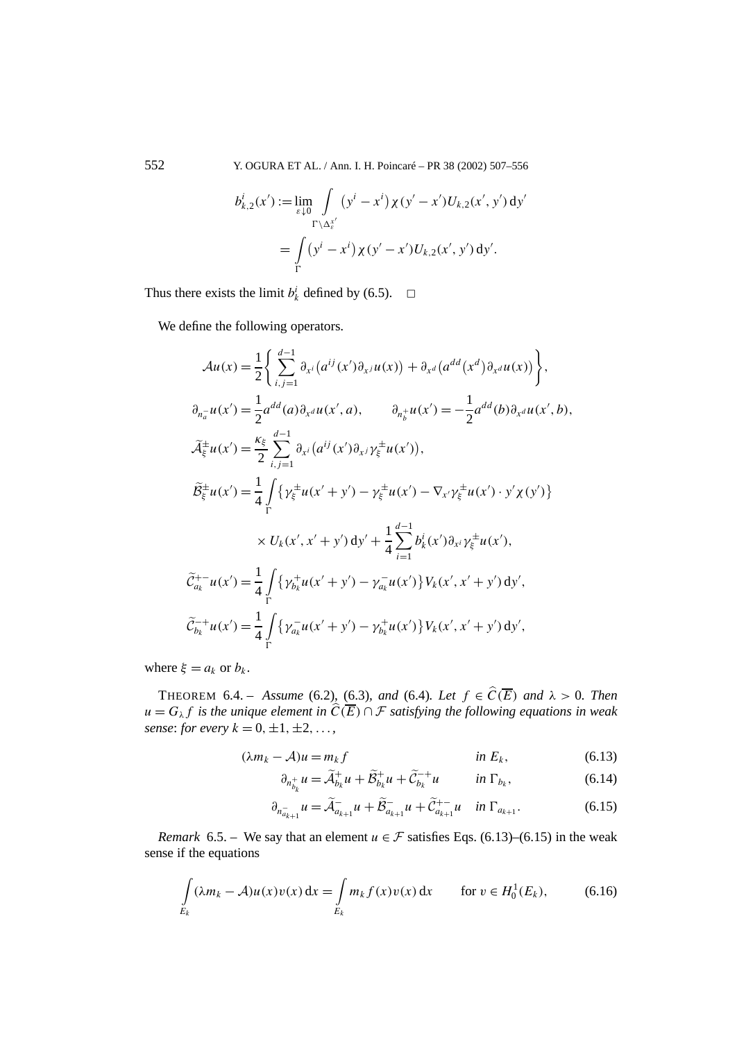$$b^i_{k,2}(x') := \lim_{\varepsilon \downarrow 0} \int_{\Gamma \setminus \Delta^{x'}_\varepsilon} (y^i - x^i)\chi(y' - x')U_{k,2}(x', y')\,\mathrm{d}y'$$
$$= \int_{\Gamma} (y^i - x^i)\chi(y' - x')U_{k,2}(x', y')\,\mathrm{d}y'.$$

Thus there exists the limit $b^i_k$ defined by (6.5). □

We define the following operators.

$$\mathcal{A}u(x) = \frac{1}{2}\left\{ \sum_{i,j=1}^{d-1} \partial_{x^i}\big(a^{ij}(x')\partial_{x^j}u(x)\big) + \partial_{x^d}\big(a^{dd}(x^d)\partial_{x^d}u(x)\big)\right\},$$

$$\partial_{n_a^-}u(x') = \frac{1}{2}a^{dd}(a)\partial_{x^d}u(x', a), \qquad \partial_{n_b^+}u(x') = -\frac{1}{2}a^{dd}(b)\partial_{x^d}u(x', b),$$

$$\widetilde{\mathcal{A}}^\pm_\xi u(x') = \frac{\kappa_\xi}{2}\sum_{i,j=1}^{d-1} \partial_{x^i}\big(a^{ij}(x')\partial_{x^j}\gamma^\pm_\xi u(x')\big),$$

$$\widetilde{\mathcal{B}}^\pm_\xi u(x') = \frac{1}{4}\int_{\Gamma}\big\{\gamma^\pm_\xi u(x' + y') - \gamma^\pm_\xi u(x') - \nabla_{x'}\gamma^\pm_\xi u(x')\cdot y'\chi(y')\big\}$$
$$\times U_k(x', x' + y')\,\mathrm{d}y' + \frac{1}{4}\sum_{i=1}^{d-1} b^i_k(x')\partial_{x^i}\gamma^\pm_\xi u(x'),$$

$$\widetilde{\mathcal{C}}^{+-}_{a_k}u(x') = \frac{1}{4}\int_{\Gamma}\big\{\gamma^+_{b_k}u(x' + y') - \gamma^-_{a_k}u(x')\big\}V_k(x', x' + y')\,\mathrm{d}y',$$

$$\widetilde{\mathcal{C}}^{-+}_{b_k}u(x') = \frac{1}{4}\int_{\Gamma}\big\{\gamma^-_{a_k}u(x' + y') - \gamma^+_{b_k}u(x')\big\}V_k(x', x' + y')\,\mathrm{d}y',$$

where $\xi = a_k$ or $b_k$.

THEOREM 6.4. – *Assume* (6.2), (6.3), *and* (6.4)*. Let* $f \in \widehat{C}(\overline{E})$ *and* $\lambda > 0$*. Then* $u = G_\lambda f$ *is the unique element in* $\widehat{C}(\overline{E}) \cap \mathcal{F}$ *satisfying the following equations in weak sense*: *for every* $k = 0, \pm 1, \pm 2, \ldots,$

$$(\lambda m_k - \mathcal{A})u = m_k f \qquad \text{in } E_k, \tag{6.13}$$

$$\partial_{n^+_{b_k}}u = \widetilde{\mathcal{A}}^+_{b_k}u + \widetilde{\mathcal{B}}^+_{b_k}u + \widetilde{\mathcal{C}}^{-+}_{b_k}u \qquad \text{in } \Gamma_{b_k}, \tag{6.14}$$

$$\partial_{n^-_{a_{k+1}}}u = \widetilde{\mathcal{A}}^-_{a_{k+1}}u + \widetilde{\mathcal{B}}^-_{a_{k+1}}u + \widetilde{\mathcal{C}}^{+-}_{a_{k+1}}u \quad \text{in } \Gamma_{a_{k+1}}. \tag{6.15}$$

*Remark* 6.5. – We say that an element $u \in \mathcal{F}$ satisfies Eqs. (6.13)–(6.15) in the weak sense if the equations

$$\int_{E_k} (\lambda m_k - \mathcal{A})u(x)v(x)\,\mathrm{d}x = \int_{E_k} m_k f(x)v(x)\,\mathrm{d}x \qquad \text{for } v \in H^1_0(E_k), \tag{6.16}$$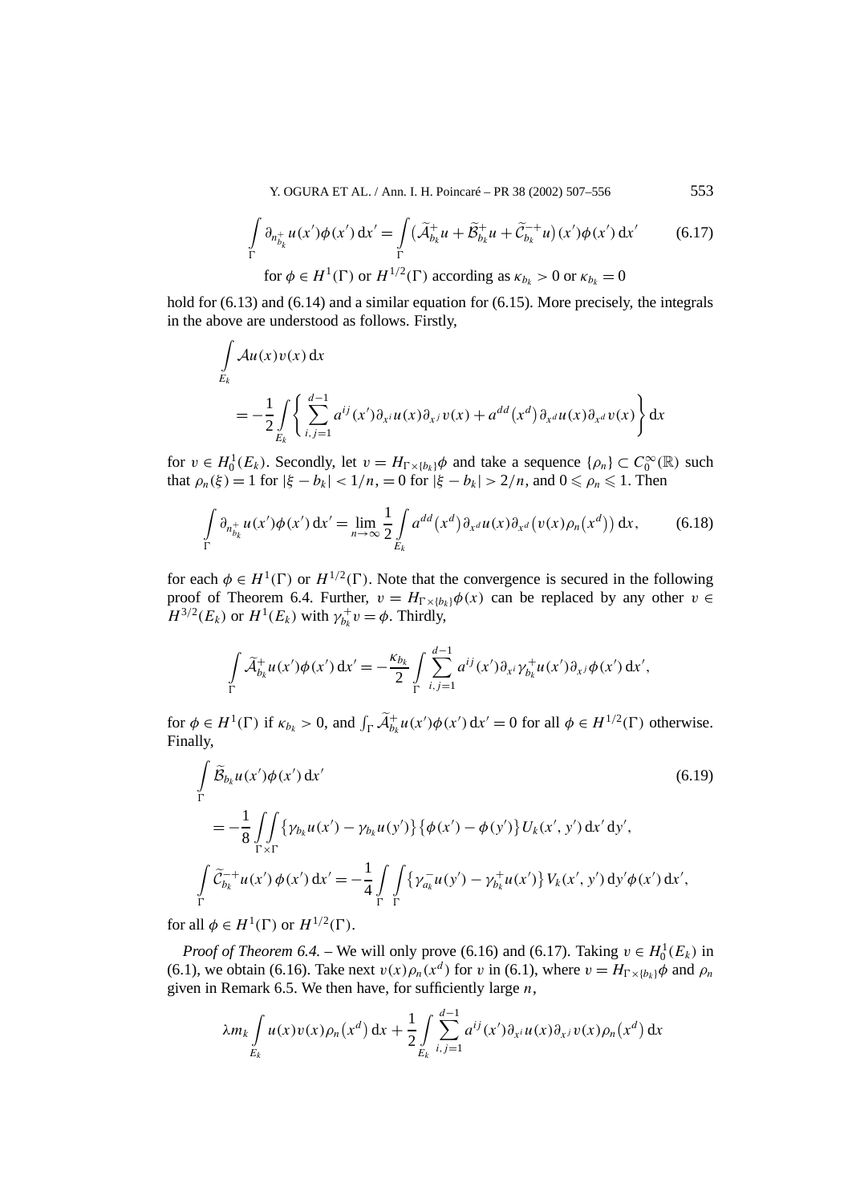$$\int_{\Gamma} \partial_{n_{b_k}^+} u(x')\phi(x')\,\mathrm{d}x' = \int_{\Gamma} \big(\widetilde{\mathcal{A}}_{b_k}^+ u + \widetilde{\mathcal{B}}_{b_k}^+ u + \widetilde{\mathcal{C}}_{b_k}^{-+} u\big)(x')\phi(x')\,\mathrm{d}x' \tag{6.17}$$

$$\text{for } \phi \in H^1(\Gamma) \text{ or } H^{1/2}(\Gamma) \text{ according as } \kappa_{b_k} > 0 \text{ or } \kappa_{b_k} = 0$$

hold for (6.13) and (6.14) and a similar equation for (6.15). More precisely, the integrals in the above are understood as follows. Firstly,

$$\int_{E_k} \mathcal{A}u(x)v(x)\,\mathrm{d}x$$
$$= -\frac{1}{2}\int_{E_k} \left\{ \sum_{i,j=1}^{d-1} a^{ij}(x')\partial_{x^i}u(x)\partial_{x^j}v(x) + a^{dd}(x^d)\partial_{x^d}u(x)\partial_{x^d}v(x) \right\} \mathrm{d}x$$

for $v \in H_0^1(E_k)$. Secondly, let $v = H_{\Gamma\times\{b_k\}}\phi$ and take a sequence $\{\rho_n\} \subset C_0^\infty(\mathbb{R})$ such that $\rho_n(\xi) = 1$ for $|\xi - b_k| < 1/n$, $= 0$ for $|\xi - b_k| > 2/n$, and $0 \leqslant \rho_n \leqslant 1$. Then

$$\int_{\Gamma} \partial_{n_{b_k}^+} u(x')\phi(x')\,\mathrm{d}x' = \lim_{n\to\infty} \frac{1}{2}\int_{E_k} a^{dd}(x^d)\partial_{x^d}u(x)\partial_{x^d}\big(v(x)\rho_n(x^d)\big)\,\mathrm{d}x, \tag{6.18}$$

for each $\phi \in H^1(\Gamma)$ or $H^{1/2}(\Gamma)$. Note that the convergence is secured in the following proof of Theorem 6.4. Further, $v = H_{\Gamma\times\{b_k\}}\phi(x)$ can be replaced by any other $v \in H^{3/2}(E_k)$ or $H^1(E_k)$ with $\gamma_{b_k}^+ v = \phi$. Thirdly,

$$\int_{\Gamma} \widetilde{\mathcal{A}}_{b_k}^+ u(x')\phi(x')\,\mathrm{d}x' = -\frac{\kappa_{b_k}}{2}\int_{\Gamma} \sum_{i,j=1}^{d-1} a^{ij}(x')\partial_{x^i}\gamma_{b_k}^+ u(x')\partial_{x^j}\phi(x')\,\mathrm{d}x',$$

for $\phi \in H^1(\Gamma)$ if $\kappa_{b_k} > 0$, and $\int_\Gamma \widetilde{\mathcal{A}}_{b_k}^+ u(x')\phi(x')\,\mathrm{d}x' = 0$ for all $\phi \in H^{1/2}(\Gamma)$ otherwise. Finally,

$$\int_{\Gamma} \widetilde{\mathcal{B}}_{b_k} u(x')\phi(x')\,\mathrm{d}x' \tag{6.19}$$
$$= -\frac{1}{8}\iint_{\Gamma\times\Gamma} \big\{\gamma_{b_k}u(x') - \gamma_{b_k}u(y')\big\}\big\{\phi(x') - \phi(y')\big\}U_k(x',y')\,\mathrm{d}x'\,\mathrm{d}y',$$
$$\int_{\Gamma} \widetilde{\mathcal{C}}_{b_k}^{-+} u(x')\,\phi(x')\,\mathrm{d}x' = -\frac{1}{4}\int_{\Gamma}\int_{\Gamma} \big\{\gamma_{a_k}^- u(y') - \gamma_{b_k}^+ u(x')\big\}V_k(x',y')\,\mathrm{d}y'\phi(x')\,\mathrm{d}x',$$

for all $\phi \in H^1(\Gamma)$ or $H^{1/2}(\Gamma)$.

*Proof of Theorem 6.4.* – We will only prove (6.16) and (6.17). Taking $v \in H_0^1(E_k)$ in (6.1), we obtain (6.16). Take next $v(x)\rho_n(x^d)$ for $v$ in (6.1), where $v = H_{\Gamma\times\{b_k\}}\phi$ and $\rho_n$ given in Remark 6.5. We then have, for sufficiently large $n$,

$$\lambda m_k \int_{E_k} u(x)v(x)\rho_n(x^d)\,\mathrm{d}x + \frac{1}{2}\int_{E_k} \sum_{i,j=1}^{d-1} a^{ij}(x')\partial_{x^i}u(x)\partial_{x^j}v(x)\rho_n(x^d)\,\mathrm{d}x$$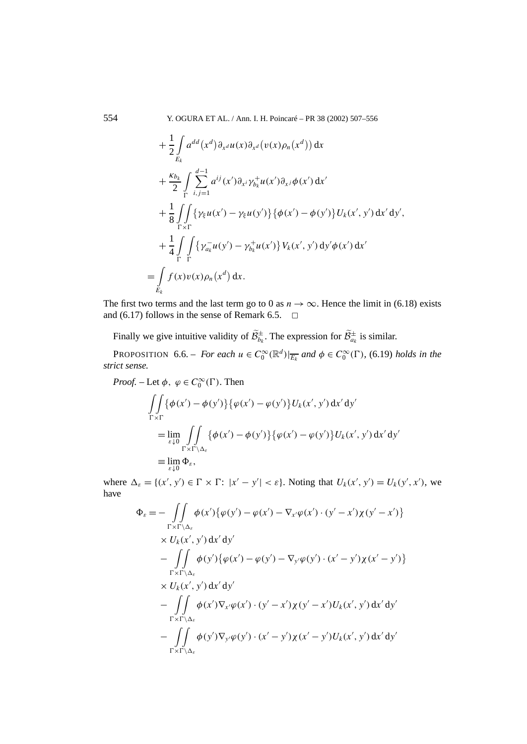$$
\begin{aligned}
&+\frac{1}{2}\int_{E_k} a^{dd}\big(x^d\big)\partial_{x^d}u(x)\partial_{x^d}\big(v(x)\rho_n\big(x^d\big)\big)\,\mathrm{d}x \\
&+\frac{\kappa_{b_k}}{2}\int_{\Gamma}\sum_{i,j=1}^{d-1} a^{ij}(x')\partial_{x^i}\gamma_{b_k}^{+}u(x')\partial_{x^j}\phi(x')\,\mathrm{d}x' \\
&+\frac{1}{8}\iint_{\Gamma\times\Gamma}\big\{\gamma_\xi u(x')-\gamma_\xi u(y')\big\}\big\{\phi(x')-\phi(y')\big\}U_k(x',y')\,\mathrm{d}x'\,\mathrm{d}y', \\
&+\frac{1}{4}\int_{\Gamma}\int_{\Gamma}\big\{\gamma_{a_k}^{-}u(y')-\gamma_{b_k}^{+}u(x')\big\}V_k(x',y')\,\mathrm{d}y'\phi(x')\,\mathrm{d}x' \\
=&\int_{E_k} f(x)v(x)\rho_n\big(x^d\big)\,\mathrm{d}x.
\end{aligned}
$$

The first two terms and the last term go to 0 as $n\to\infty$. Hence the limit in (6.18) exists and (6.17) follows in the sense of Remark 6.5. $\square$

Finally we give intuitive validity of $\widetilde{\mathcal{B}}_{b_k}^{\pm}$. The expression for $\widetilde{\mathcal{B}}_{a_k}^{\pm}$ is similar.

PROPOSITION 6.6. – *For each $u\in C_0^\infty(\mathbb{R}^d)|_{\overline{E_k}}$ and $\phi\in C_0^\infty(\Gamma)$, (6.19) holds in the strict sense.*

*Proof.* – Let $\phi,\ \varphi\in C_0^\infty(\Gamma)$. Then

$$
\begin{aligned}
&\iint_{\Gamma\times\Gamma}\big\{\phi(x')-\phi(y')\big\}\big\{\varphi(x')-\varphi(y')\big\}U_k(x',y')\,\mathrm{d}x'\,\mathrm{d}y' \\
&=\lim_{\varepsilon\downarrow 0}\iint_{\Gamma\times\Gamma\setminus\Delta_\varepsilon}\big\{\phi(x')-\phi(y')\big\}\big\{\varphi(x')-\varphi(y')\big\}U_k(x',y')\,\mathrm{d}x'\,\mathrm{d}y' \\
&\equiv\lim_{\varepsilon\downarrow 0}\Phi_\varepsilon,
\end{aligned}
$$

where $\Delta_\varepsilon=\{(x',y')\in\Gamma\times\Gamma\colon |x'-y'|<\varepsilon\}$. Noting that $U_k(x',y')=U_k(y',x')$, we have

$$
\begin{aligned}
\Phi_\varepsilon=&-\iint_{\Gamma\times\Gamma\setminus\Delta_\varepsilon}\phi(x')\big\{\varphi(y')-\varphi(x')-\nabla_{x'}\varphi(x')\cdot(y'-x')\chi(y'-x')\big\} \\
&\times U_k(x',y')\,\mathrm{d}x'\,\mathrm{d}y' \\
&-\iint_{\Gamma\times\Gamma\setminus\Delta_\varepsilon}\phi(y')\big\{\varphi(x')-\varphi(y')-\nabla_{y'}\varphi(y')\cdot(x'-y')\chi(x'-y')\big\} \\
&\times U_k(x',y')\,\mathrm{d}x'\,\mathrm{d}y' \\
&-\iint_{\Gamma\times\Gamma\setminus\Delta_\varepsilon}\phi(x')\nabla_{x'}\varphi(x')\cdot(y'-x')\chi(y'-x')U_k(x',y')\,\mathrm{d}x'\,\mathrm{d}y' \\
&-\iint_{\Gamma\times\Gamma\setminus\Delta_\varepsilon}\phi(y')\nabla_{y'}\varphi(y')\cdot(x'-y')\chi(x'-y')U_k(x',y')\,\mathrm{d}x'\,\mathrm{d}y'
\end{aligned}
$$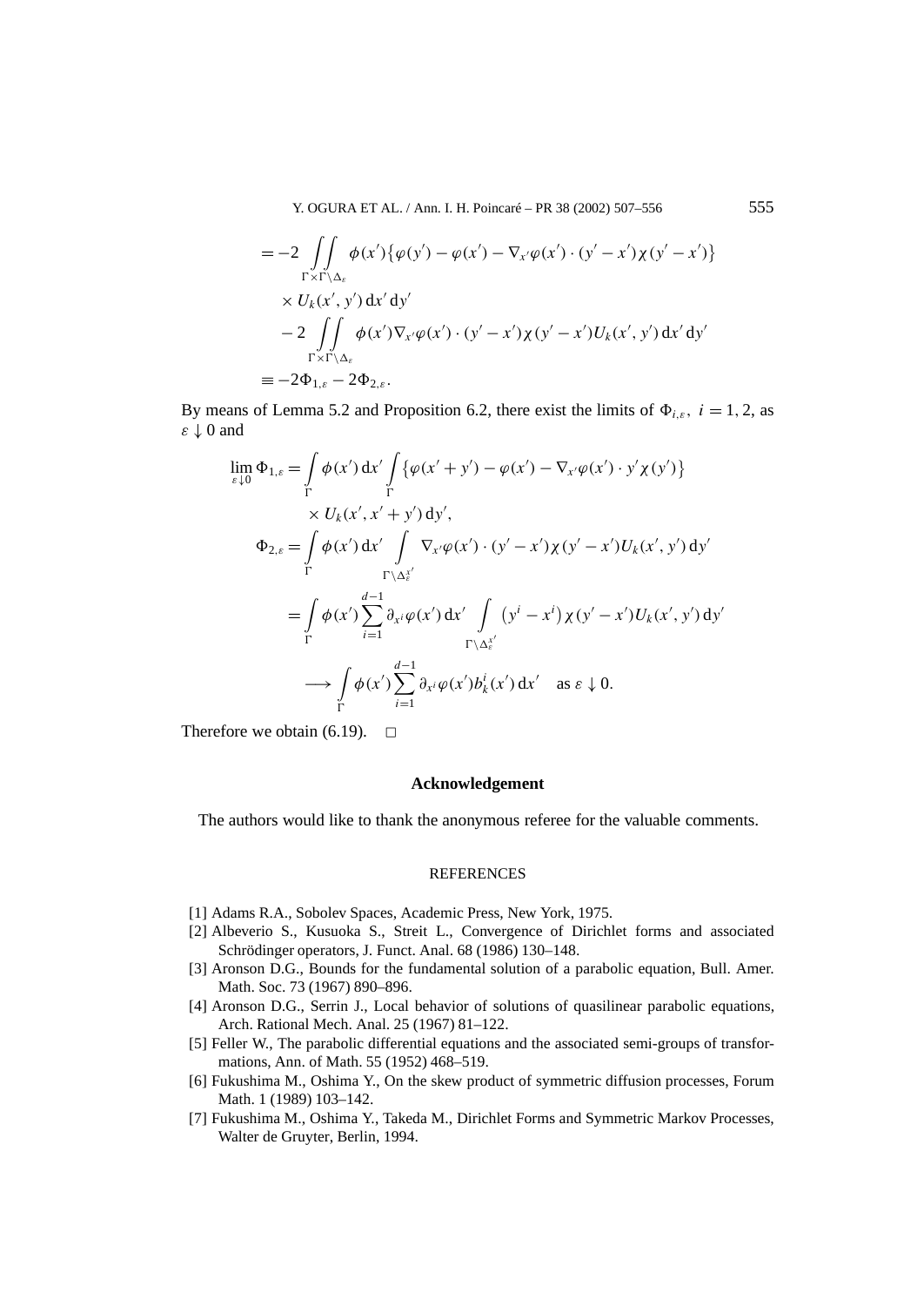$$
\begin{aligned}
&= -2 \iint\limits_{\Gamma \times \Gamma \setminus \Delta_\varepsilon} \phi(x') \{ \varphi(y') - \varphi(x') - \nabla_{x'} \varphi(x') \cdot (y' - x') \chi(y' - x') \} \\
&\quad \times U_k(x', y') \, \mathrm{d}x' \, \mathrm{d}y' \\
&\quad - 2 \iint\limits_{\Gamma \times \Gamma \setminus \Delta_\varepsilon} \phi(x') \nabla_{x'} \varphi(x') \cdot (y' - x') \chi(y' - x') U_k(x', y') \, \mathrm{d}x' \, \mathrm{d}y' \\
&\equiv -2\Phi_{1,\varepsilon} - 2\Phi_{2,\varepsilon}.
\end{aligned}
$$

By means of Lemma 5.2 and Proposition 6.2, there exist the limits of $\Phi_{i,\varepsilon}$, $i = 1, 2$, as $\varepsilon \downarrow 0$ and

$$
\begin{aligned}
\lim_{\varepsilon \downarrow 0} \Phi_{1,\varepsilon} &= \int\limits_{\Gamma} \phi(x') \, \mathrm{d}x' \int\limits_{\Gamma} \{ \varphi(x' + y') - \varphi(x') - \nabla_{x'} \varphi(x') \cdot y' \chi(y') \} \\
&\quad \times U_k(x', x' + y') \, \mathrm{d}y', \\
\Phi_{2,\varepsilon} &= \int\limits_{\Gamma} \phi(x') \, \mathrm{d}x' \int\limits_{\Gamma \setminus \Delta_\varepsilon^{x'}} \nabla_{x'} \varphi(x') \cdot (y' - x') \chi(y' - x') U_k(x', y') \, \mathrm{d}y' \\
&= \int\limits_{\Gamma} \phi(x') \sum_{i=1}^{d-1} \partial_{x^i} \varphi(x') \, \mathrm{d}x' \int\limits_{\Gamma \setminus \Delta_\varepsilon^{x'}} \left( y^i - x^i \right) \chi(y' - x') U_k(x', y') \, \mathrm{d}y' \\
&\longrightarrow \int\limits_{\Gamma} \phi(x') \sum_{i=1}^{d-1} \partial_{x^i} \varphi(x') b_k^i(x') \, \mathrm{d}x' \quad \text{as } \varepsilon \downarrow 0.
\end{aligned}
$$

Therefore we obtain (6.19). □

## Acknowledgement

The authors would like to thank the anonymous referee for the valuable comments.

## REFERENCES

[1] Adams R.A., Sobolev Spaces, Academic Press, New York, 1975.

[2] Albeverio S., Kusuoka S., Streit L., Convergence of Dirichlet forms and associated Schrödinger operators, J. Funct. Anal. 68 (1986) 130–148.

[3] Aronson D.G., Bounds for the fundamental solution of a parabolic equation, Bull. Amer. Math. Soc. 73 (1967) 890–896.

[4] Aronson D.G., Serrin J., Local behavior of solutions of quasilinear parabolic equations, Arch. Rational Mech. Anal. 25 (1967) 81–122.

[5] Feller W., The parabolic differential equations and the associated semi-groups of transformations, Ann. of Math. 55 (1952) 468–519.

[6] Fukushima M., Oshima Y., On the skew product of symmetric diffusion processes, Forum Math. 1 (1989) 103–142.

[7] Fukushima M., Oshima Y., Takeda M., Dirichlet Forms and Symmetric Markov Processes, Walter de Gruyter, Berlin, 1994.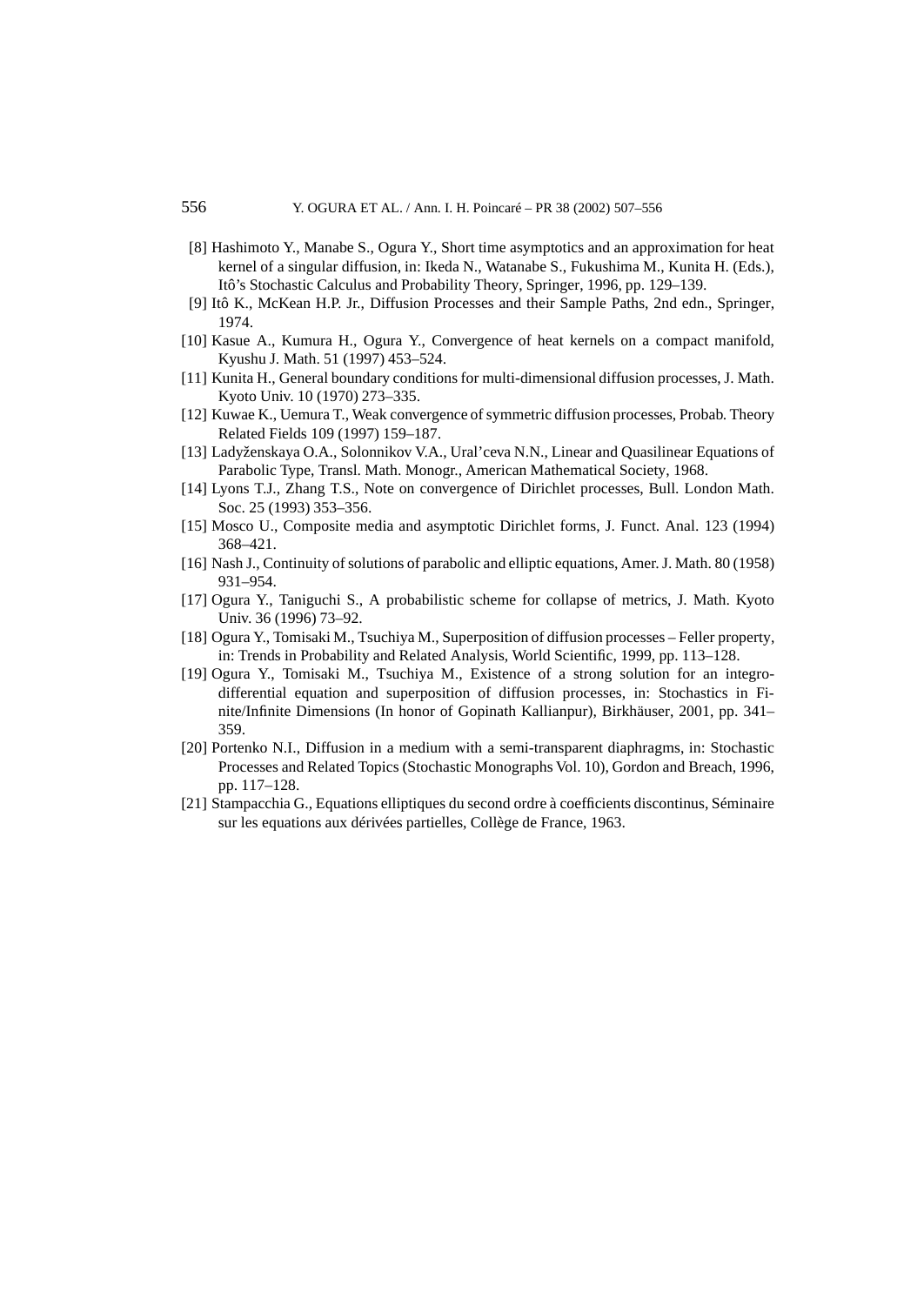[8] Hashimoto Y., Manabe S., Ogura Y., Short time asymptotics and an approximation for heat kernel of a singular diffusion, in: Ikeda N., Watanabe S., Fukushima M., Kunita H. (Eds.), Itô's Stochastic Calculus and Probability Theory, Springer, 1996, pp. 129–139.

[9] Itô K., McKean H.P. Jr., Diffusion Processes and their Sample Paths, 2nd edn., Springer, 1974.

[10] Kasue A., Kumura H., Ogura Y., Convergence of heat kernels on a compact manifold, Kyushu J. Math. 51 (1997) 453–524.

[11] Kunita H., General boundary conditions for multi-dimensional diffusion processes, J. Math. Kyoto Univ. 10 (1970) 273–335.

[12] Kuwae K., Uemura T., Weak convergence of symmetric diffusion processes, Probab. Theory Related Fields 109 (1997) 159–187.

[13] Ladyženskaya O.A., Solonnikov V.A., Ural'ceva N.N., Linear and Quasilinear Equations of Parabolic Type, Transl. Math. Monogr., American Mathematical Society, 1968.

[14] Lyons T.J., Zhang T.S., Note on convergence of Dirichlet processes, Bull. London Math. Soc. 25 (1993) 353–356.

[15] Mosco U., Composite media and asymptotic Dirichlet forms, J. Funct. Anal. 123 (1994) 368–421.

[16] Nash J., Continuity of solutions of parabolic and elliptic equations, Amer. J. Math. 80 (1958) 931–954.

[17] Ogura Y., Taniguchi S., A probabilistic scheme for collapse of metrics, J. Math. Kyoto Univ. 36 (1996) 73–92.

[18] Ogura Y., Tomisaki M., Tsuchiya M., Superposition of diffusion processes – Feller property, in: Trends in Probability and Related Analysis, World Scientific, 1999, pp. 113–128.

[19] Ogura Y., Tomisaki M., Tsuchiya M., Existence of a strong solution for an integro-differential equation and superposition of diffusion processes, in: Stochastics in Finite/Infinite Dimensions (In honor of Gopinath Kallianpur), Birkhäuser, 2001, pp. 341–359.

[20] Portenko N.I., Diffusion in a medium with a semi-transparent diaphragms, in: Stochastic Processes and Related Topics (Stochastic Monographs Vol. 10), Gordon and Breach, 1996, pp. 117–128.

[21] Stampacchia G., Equations elliptiques du second ordre à coefficients discontinus, Séminaire sur les equations aux dérivées partielles, Collège de France, 1963.